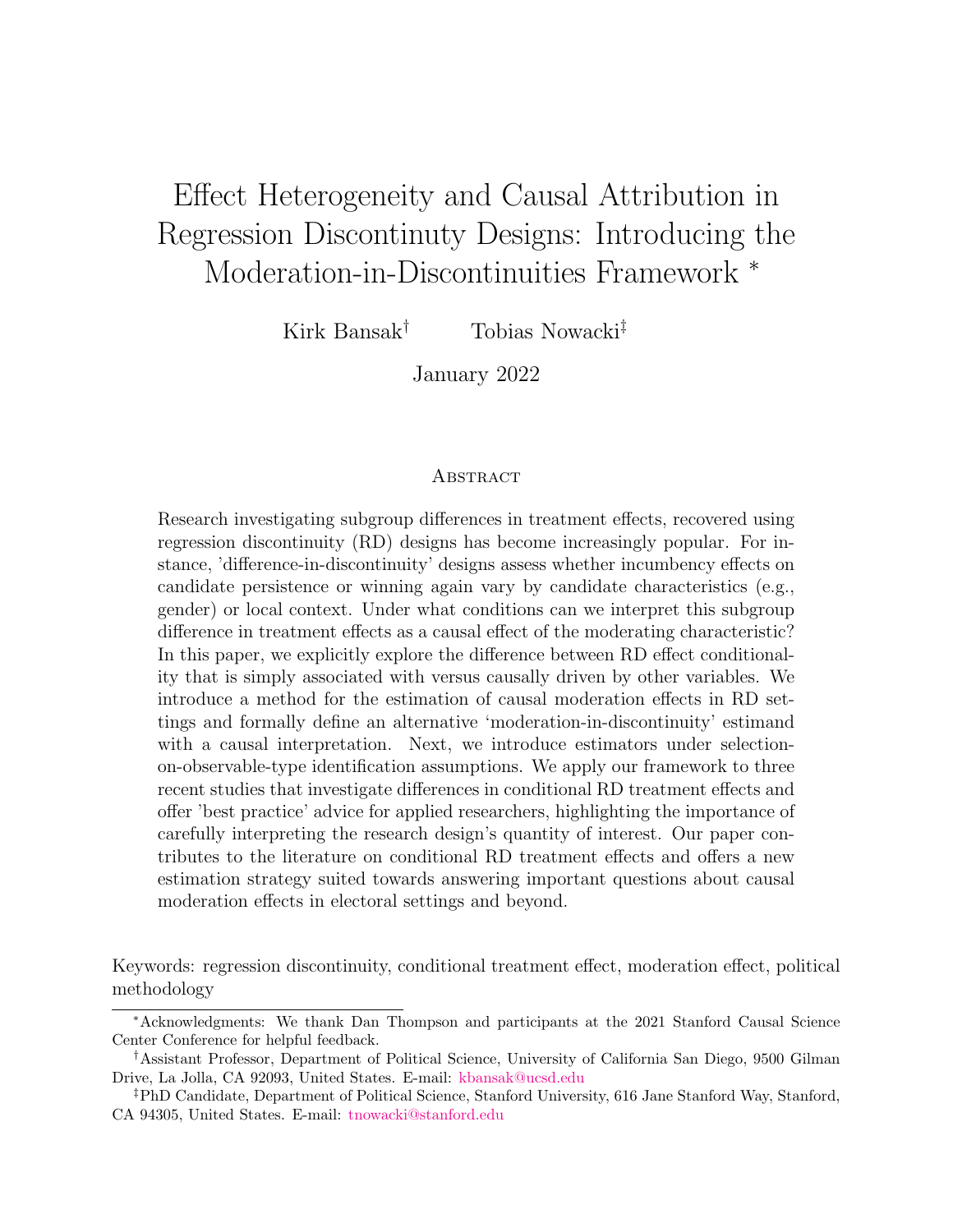# Effect Heterogeneity and Causal Attribution in Regression Discontinuty Designs: Introducing the Moderation-in-Discontinuities Framework *

Kirk Bansak[†] Tobias Nowacki[‡]

January 2022

## Abstract

Research investigating subgroup differences in treatment effects, recovered using regression discontinuity (RD) designs has become increasingly popular. For instance, 'difference-in-discontinuity' designs assess whether incumbency effects on candidate persistence or winning again vary by candidate characteristics (e.g., gender) or local context. Under what conditions can we interpret this subgroup difference in treatment effects as a causal effect of the moderating characteristic? In this paper, we explicitly explore the difference between RD effect conditionality that is simply associated with versus causally driven by other variables. We introduce a method for the estimation of causal moderation effects in RD settings and formally define an alternative 'moderation-in-discontinuity' estimand with a causal interpretation. Next, we introduce estimators under selection-on-observable-type identification assumptions. We apply our framework to three recent studies that investigate differences in conditional RD treatment effects and offer 'best practice' advice for applied researchers, highlighting the importance of carefully interpreting the research design's quantity of interest. Our paper contributes to the literature on conditional RD treatment effects and offers a new estimation strategy suited towards answering important questions about causal moderation effects in electoral settings and beyond.

Keywords: regression discontinuity, conditional treatment effect, moderation effect, political methodology

---

*Acknowledgments: We thank Dan Thompson and participants at the 2021 Stanford Causal Science Center Conference for helpful feedback.

[†]Assistant Professor, Department of Political Science, University of California San Diego, 9500 Gilman Drive, La Jolla, CA 92093, United States. E-mail: kbansak@ucsd.edu

[‡]PhD Candidate, Department of Political Science, Stanford University, 616 Jane Stanford Way, Stanford, CA 94305, United States. E-mail: tnowacki@stanford.edu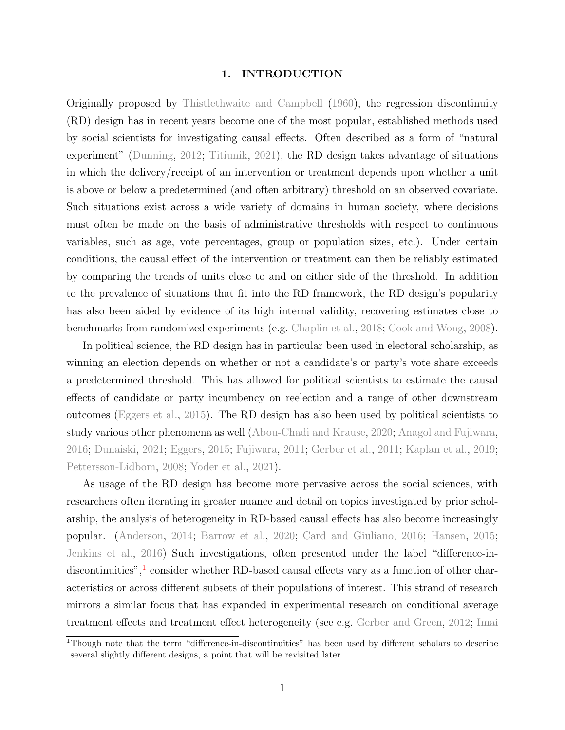# 1. INTRODUCTION

Originally proposed by Thistlethwaite and Campbell (1960), the regression discontinuity (RD) design has in recent years become one of the most popular, established methods used by social scientists for investigating causal effects. Often described as a form of "natural experiment" (Dunning, 2012; Titiunik, 2021), the RD design takes advantage of situations in which the delivery/receipt of an intervention or treatment depends upon whether a unit is above or below a predetermined (and often arbitrary) threshold on an observed covariate. Such situations exist across a wide variety of domains in human society, where decisions must often be made on the basis of administrative thresholds with respect to continuous variables, such as age, vote percentages, group or population sizes, etc.). Under certain conditions, the causal effect of the intervention or treatment can then be reliably estimated by comparing the trends of units close to and on either side of the threshold. In addition to the prevalence of situations that fit into the RD framework, the RD design's popularity has also been aided by evidence of its high internal validity, recovering estimates close to benchmarks from randomized experiments (e.g. Chaplin et al., 2018; Cook and Wong, 2008).

In political science, the RD design has in particular been used in electoral scholarship, as winning an election depends on whether or not a candidate's or party's vote share exceeds a predetermined threshold. This has allowed for political scientists to estimate the causal effects of candidate or party incumbency on reelection and a range of other downstream outcomes (Eggers et al., 2015). The RD design has also been used by political scientists to study various other phenomena as well (Abou-Chadi and Krause, 2020; Anagol and Fujiwara, 2016; Dunaiski, 2021; Eggers, 2015; Fujiwara, 2011; Gerber et al., 2011; Kaplan et al., 2019; Pettersson-Lidbom, 2008; Yoder et al., 2021).

As usage of the RD design has become more pervasive across the social sciences, with researchers often iterating in greater nuance and detail on topics investigated by prior scholarship, the analysis of heterogeneity in RD-based causal effects has also become increasingly popular. (Anderson, 2014; Barrow et al., 2020; Card and Giuliano, 2016; Hansen, 2015; Jenkins et al., 2016) Such investigations, often presented under the label "difference-in-discontinuities",[1] consider whether RD-based causal effects vary as a function of other characteristics or across different subsets of their populations of interest. This strand of research mirrors a similar focus that has expanded in experimental research on conditional average treatment effects and treatment effect heterogeneity (see e.g. Gerber and Green, 2012; Imai

[1] Though note that the term "difference-in-discontinuities" has been used by different scholars to describe several slightly different designs, a point that will be revisited later.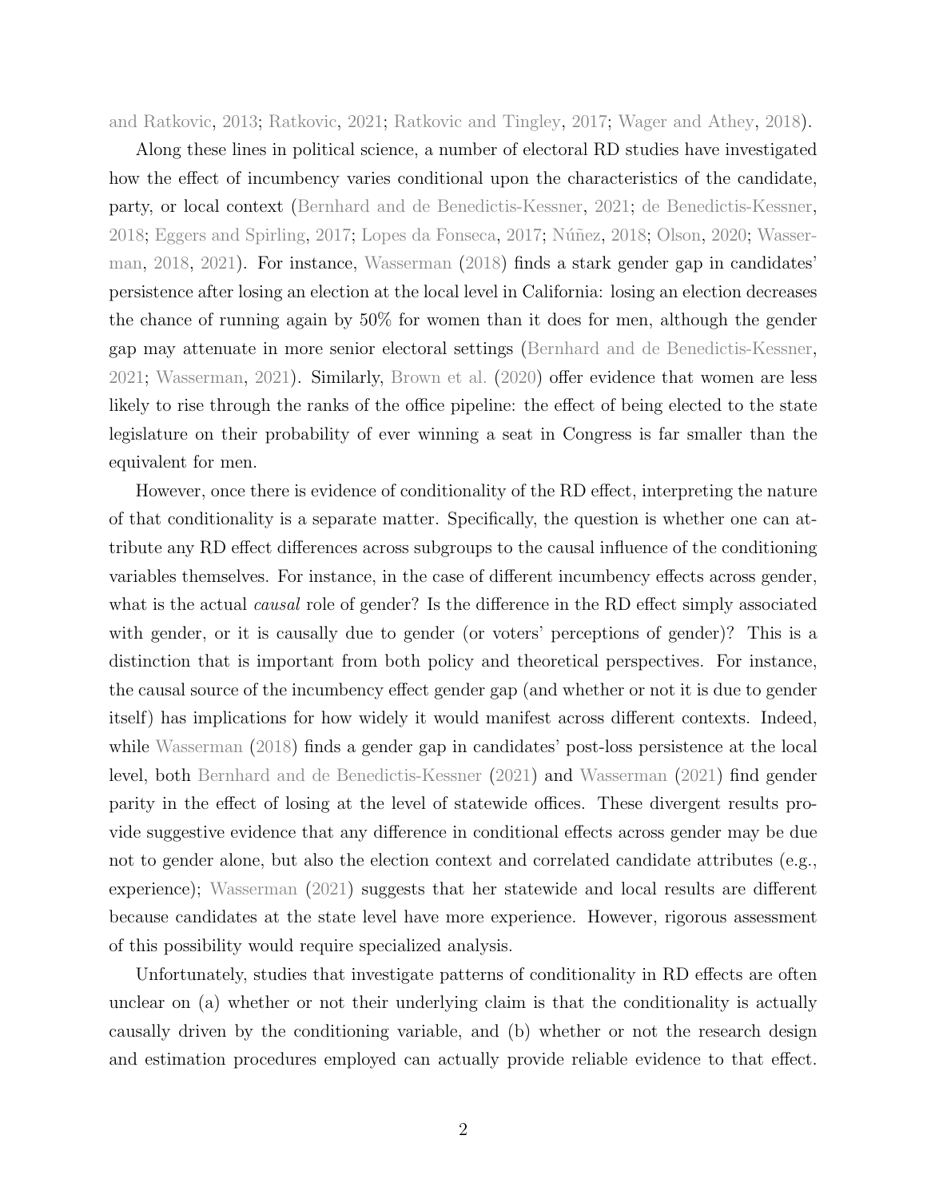and Ratkovic, 2013; Ratkovic, 2021; Ratkovic and Tingley, 2017; Wager and Athey, 2018).

Along these lines in political science, a number of electoral RD studies have investigated how the effect of incumbency varies conditional upon the characteristics of the candidate, party, or local context (Bernhard and de Benedictis-Kessner, 2021; de Benedictis-Kessner, 2018; Eggers and Spirling, 2017; Lopes da Fonseca, 2017; Núñez, 2018; Olson, 2020; Wasserman, 2018, 2021). For instance, Wasserman (2018) finds a stark gender gap in candidates' persistence after losing an election at the local level in California: losing an election decreases the chance of running again by 50% for women than it does for men, although the gender gap may attenuate in more senior electoral settings (Bernhard and de Benedictis-Kessner, 2021; Wasserman, 2021). Similarly, Brown et al. (2020) offer evidence that women are less likely to rise through the ranks of the office pipeline: the effect of being elected to the state legislature on their probability of ever winning a seat in Congress is far smaller than the equivalent for men.

However, once there is evidence of conditionality of the RD effect, interpreting the nature of that conditionality is a separate matter. Specifically, the question is whether one can attribute any RD effect differences across subgroups to the causal influence of the conditioning variables themselves. For instance, in the case of different incumbency effects across gender, what is the actual *causal* role of gender? Is the difference in the RD effect simply associated with gender, or it is causally due to gender (or voters' perceptions of gender)? This is a distinction that is important from both policy and theoretical perspectives. For instance, the causal source of the incumbency effect gender gap (and whether or not it is due to gender itself) has implications for how widely it would manifest across different contexts. Indeed, while Wasserman (2018) finds a gender gap in candidates' post-loss persistence at the local level, both Bernhard and de Benedictis-Kessner (2021) and Wasserman (2021) find gender parity in the effect of losing at the level of statewide offices. These divergent results provide suggestive evidence that any difference in conditional effects across gender may be due not to gender alone, but also the election context and correlated candidate attributes (e.g., experience); Wasserman (2021) suggests that her statewide and local results are different because candidates at the state level have more experience. However, rigorous assessment of this possibility would require specialized analysis.

Unfortunately, studies that investigate patterns of conditionality in RD effects are often unclear on (a) whether or not their underlying claim is that the conditionality is actually causally driven by the conditioning variable, and (b) whether or not the research design and estimation procedures employed can actually provide reliable evidence to that effect.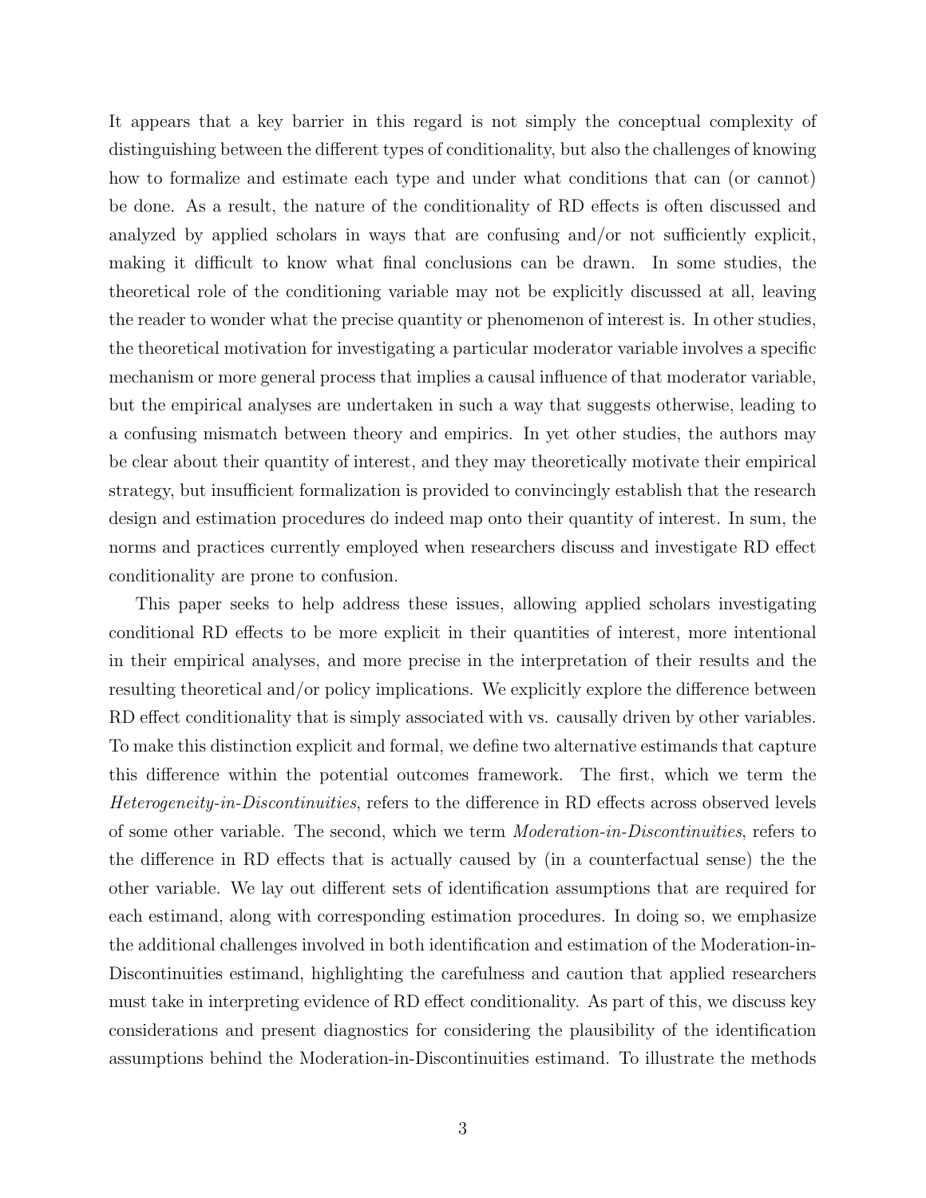It appears that a key barrier in this regard is not simply the conceptual complexity of distinguishing between the different types of conditionality, but also the challenges of knowing how to formalize and estimate each type and under what conditions that can (or cannot) be done. As a result, the nature of the conditionality of RD effects is often discussed and analyzed by applied scholars in ways that are confusing and/or not sufficiently explicit, making it difficult to know what final conclusions can be drawn. In some studies, the theoretical role of the conditioning variable may not be explicitly discussed at all, leaving the reader to wonder what the precise quantity or phenomenon of interest is. In other studies, the theoretical motivation for investigating a particular moderator variable involves a specific mechanism or more general process that implies a causal influence of that moderator variable, but the empirical analyses are undertaken in such a way that suggests otherwise, leading to a confusing mismatch between theory and empirics. In yet other studies, the authors may be clear about their quantity of interest, and they may theoretically motivate their empirical strategy, but insufficient formalization is provided to convincingly establish that the research design and estimation procedures do indeed map onto their quantity of interest. In sum, the norms and practices currently employed when researchers discuss and investigate RD effect conditionality are prone to confusion.

This paper seeks to help address these issues, allowing applied scholars investigating conditional RD effects to be more explicit in their quantities of interest, more intentional in their empirical analyses, and more precise in the interpretation of their results and the resulting theoretical and/or policy implications. We explicitly explore the difference between RD effect conditionality that is simply associated with vs. causally driven by other variables. To make this distinction explicit and formal, we define two alternative estimands that capture this difference within the potential outcomes framework. The first, which we term the *Heterogeneity-in-Discontinuities*, refers to the difference in RD effects across observed levels of some other variable. The second, which we term *Moderation-in-Discontinuities*, refers to the difference in RD effects that is actually caused by (in a counterfactual sense) the the other variable. We lay out different sets of identification assumptions that are required for each estimand, along with corresponding estimation procedures. In doing so, we emphasize the additional challenges involved in both identification and estimation of the Moderation-in-Discontinuities estimand, highlighting the carefulness and caution that applied researchers must take in interpreting evidence of RD effect conditionality. As part of this, we discuss key considerations and present diagnostics for considering the plausibility of the identification assumptions behind the Moderation-in-Discontinuities estimand. To illustrate the methods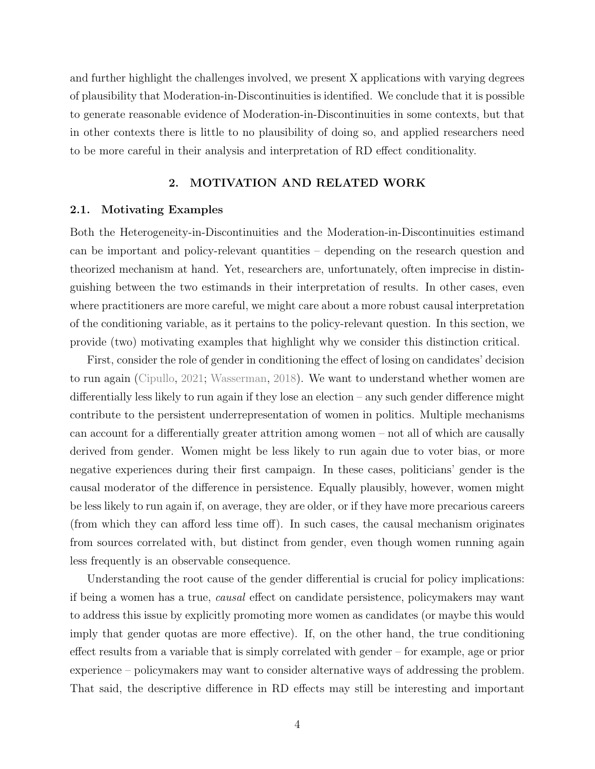and further highlight the challenges involved, we present X applications with varying degrees of plausibility that Moderation-in-Discontinuities is identified. We conclude that it is possible to generate reasonable evidence of Moderation-in-Discontinuities in some contexts, but that in other contexts there is little to no plausibility of doing so, and applied researchers need to be more careful in their analysis and interpretation of RD effect conditionality.

## 2. MOTIVATION AND RELATED WORK

### 2.1. Motivating Examples

Both the Heterogeneity-in-Discontinuities and the Moderation-in-Discontinuities estimand can be important and policy-relevant quantities – depending on the research question and theorized mechanism at hand. Yet, researchers are, unfortunately, often imprecise in distinguishing between the two estimands in their interpretation of results. In other cases, even where practitioners are more careful, we might care about a more robust causal interpretation of the conditioning variable, as it pertains to the policy-relevant question. In this section, we provide (two) motivating examples that highlight why we consider this distinction critical.

First, consider the role of gender in conditioning the effect of losing on candidates' decision to run again (Cipullo, 2021; Wasserman, 2018). We want to understand whether women are differentially less likely to run again if they lose an election – any such gender difference might contribute to the persistent underrepresentation of women in politics. Multiple mechanisms can account for a differentially greater attrition among women – not all of which are causally derived from gender. Women might be less likely to run again due to voter bias, or more negative experiences during their first campaign. In these cases, politicians' gender is the causal moderator of the difference in persistence. Equally plausibly, however, women might be less likely to run again if, on average, they are older, or if they have more precarious careers (from which they can afford less time off). In such cases, the causal mechanism originates from sources correlated with, but distinct from gender, even though women running again less frequently is an observable consequence.

Understanding the root cause of the gender differential is crucial for policy implications: if being a women has a true, *causal* effect on candidate persistence, policymakers may want to address this issue by explicitly promoting more women as candidates (or maybe this would imply that gender quotas are more effective). If, on the other hand, the true conditioning effect results from a variable that is simply correlated with gender – for example, age or prior experience – policymakers may want to consider alternative ways of addressing the problem. That said, the descriptive difference in RD effects may still be interesting and important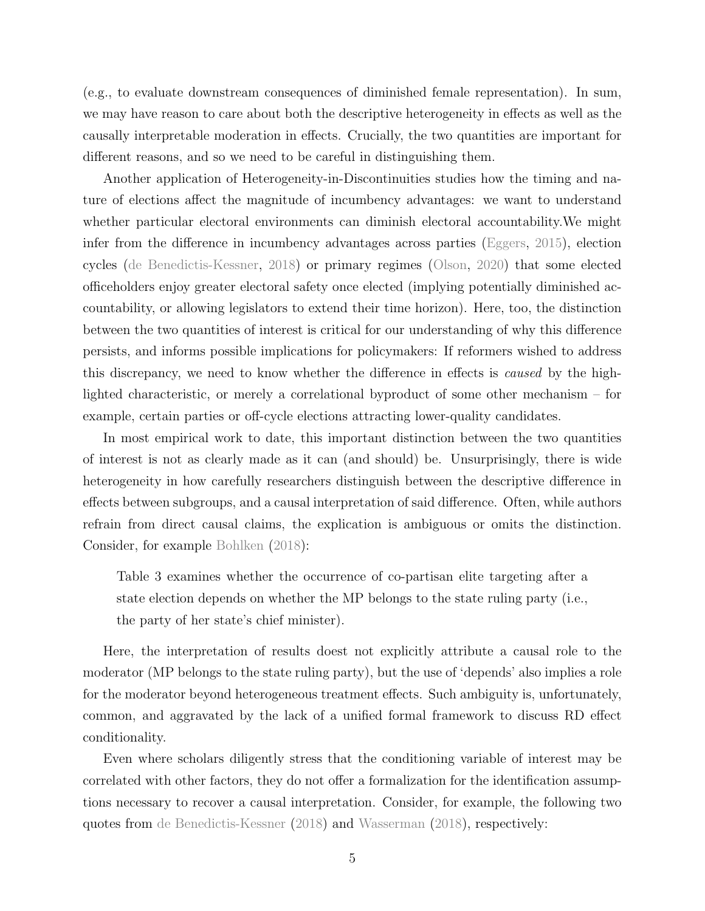(e.g., to evaluate downstream consequences of diminished female representation). In sum, we may have reason to care about both the descriptive heterogeneity in effects as well as the causally interpretable moderation in effects. Crucially, the two quantities are important for different reasons, and so we need to be careful in distinguishing them.

Another application of Heterogeneity-in-Discontinuities studies how the timing and nature of elections affect the magnitude of incumbency advantages: we want to understand whether particular electoral environments can diminish electoral accountability.We might infer from the difference in incumbency advantages across parties (Eggers, 2015), election cycles (de Benedictis-Kessner, 2018) or primary regimes (Olson, 2020) that some elected officeholders enjoy greater electoral safety once elected (implying potentially diminished accountability, or allowing legislators to extend their time horizon). Here, too, the distinction between the two quantities of interest is critical for our understanding of why this difference persists, and informs possible implications for policymakers: If reformers wished to address this discrepancy, we need to know whether the difference in effects is *caused* by the highlighted characteristic, or merely a correlational byproduct of some other mechanism – for example, certain parties or off-cycle elections attracting lower-quality candidates.

In most empirical work to date, this important distinction between the two quantities of interest is not as clearly made as it can (and should) be. Unsurprisingly, there is wide heterogeneity in how carefully researchers distinguish between the descriptive difference in effects between subgroups, and a causal interpretation of said difference. Often, while authors refrain from direct causal claims, the explication is ambiguous or omits the distinction. Consider, for example Bohlken (2018):

> Table 3 examines whether the occurrence of co-partisan elite targeting after a state election depends on whether the MP belongs to the state ruling party (i.e., the party of her state's chief minister).

Here, the interpretation of results doest not explicitly attribute a causal role to the moderator (MP belongs to the state ruling party), but the use of 'depends' also implies a role for the moderator beyond heterogeneous treatment effects. Such ambiguity is, unfortunately, common, and aggravated by the lack of a unified formal framework to discuss RD effect conditionality.

Even where scholars diligently stress that the conditioning variable of interest may be correlated with other factors, they do not offer a formalization for the identification assumptions necessary to recover a causal interpretation. Consider, for example, the following two quotes from de Benedictis-Kessner (2018) and Wasserman (2018), respectively: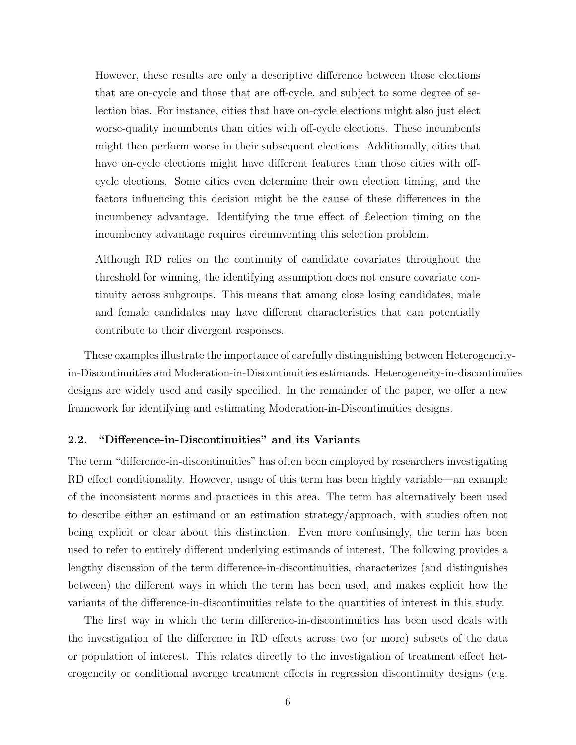> However, these results are only a descriptive difference between those elections that are on-cycle and those that are off-cycle, and subject to some degree of selection bias. For instance, cities that have on-cycle elections might also just elect worse-quality incumbents than cities with off-cycle elections. These incumbents might then perform worse in their subsequent elections. Additionally, cities that have on-cycle elections might have different features than those cities with off-cycle elections. Some cities even determine their own election timing, and the factors influencing this decision might be the cause of these differences in the incumbency advantage. Identifying the true effect of £election timing on the incumbency advantage requires circumventing this selection problem.

> Although RD relies on the continuity of candidate covariates throughout the threshold for winning, the identifying assumption does not ensure covariate continuity across subgroups. This means that among close losing candidates, male and female candidates may have different characteristics that can potentially contribute to their divergent responses.

These examples illustrate the importance of carefully distinguishing between Heterogeneity-in-Discontinuities and Moderation-in-Discontinuities estimands. Heterogeneity-in-discontinuiies designs are widely used and easily specified. In the remainder of the paper, we offer a new framework for identifying and estimating Moderation-in-Discontinuities designs.

### 2.2. "Difference-in-Discontinuities" and its Variants

The term "difference-in-discontinuities" has often been employed by researchers investigating RD effect conditionality. However, usage of this term has been highly variable—an example of the inconsistent norms and practices in this area. The term has alternatively been used to describe either an estimand or an estimation strategy/approach, with studies often not being explicit or clear about this distinction. Even more confusingly, the term has been used to refer to entirely different underlying estimands of interest. The following provides a lengthy discussion of the term difference-in-discontinuities, characterizes (and distinguishes between) the different ways in which the term has been used, and makes explicit how the variants of the difference-in-discontinuities relate to the quantities of interest in this study.

The first way in which the term difference-in-discontinuities has been used deals with the investigation of the difference in RD effects across two (or more) subsets of the data or population of interest. This relates directly to the investigation of treatment effect heterogeneity or conditional average treatment effects in regression discontinuity designs (e.g.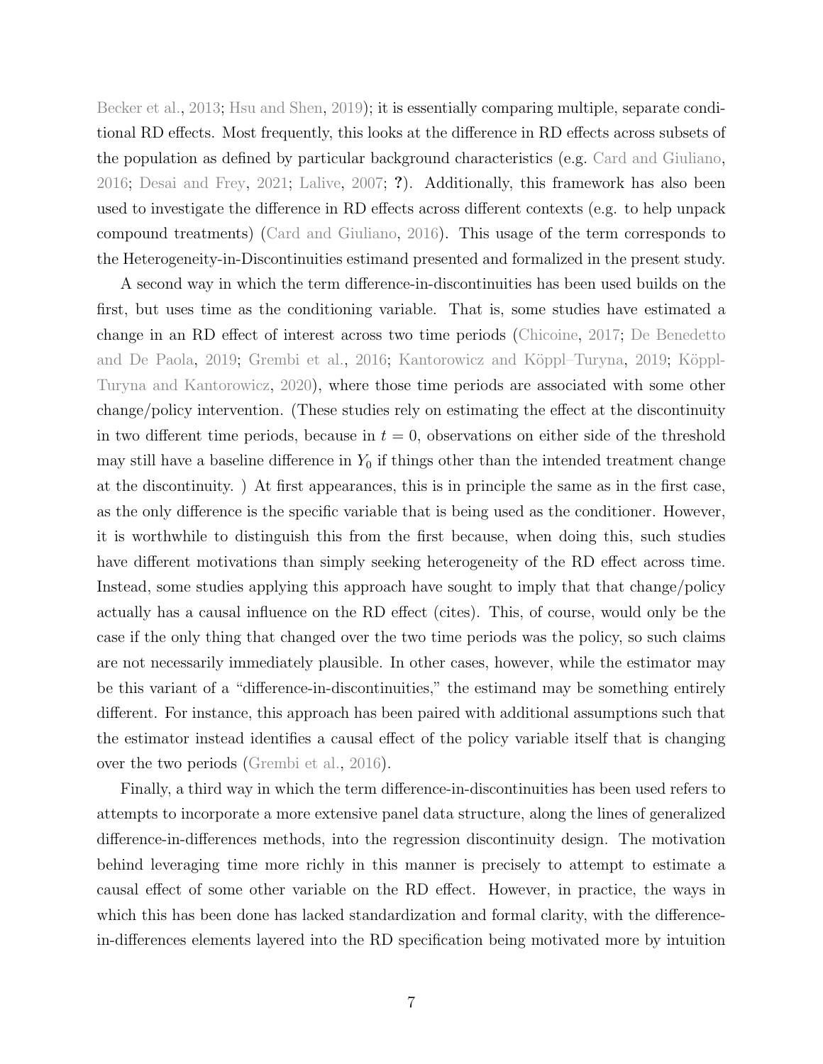Becker et al., 2013; Hsu and Shen, 2019); it is essentially comparing multiple, separate conditional RD effects. Most frequently, this looks at the difference in RD effects across subsets of the population as defined by particular background characteristics (e.g. Card and Giuliano, 2016; Desai and Frey, 2021; Lalive, 2007; **?**). Additionally, this framework has also been used to investigate the difference in RD effects across different contexts (e.g. to help unpack compound treatments) (Card and Giuliano, 2016). This usage of the term corresponds to the Heterogeneity-in-Discontinuities estimand presented and formalized in the present study.

A second way in which the term difference-in-discontinuities has been used builds on the first, but uses time as the conditioning variable. That is, some studies have estimated a change in an RD effect of interest across two time periods (Chicoine, 2017; De Benedetto and De Paola, 2019; Grembi et al., 2016; Kantorowicz and Köppl–Turyna, 2019; Köppl-Turyna and Kantorowicz, 2020), where those time periods are associated with some other change/policy intervention. (These studies rely on estimating the effect at the discontinuity in two different time periods, because in $t = 0$, observations on either side of the threshold may still have a baseline difference in $Y_0$ if things other than the intended treatment change at the discontinuity. ) At first appearances, this is in principle the same as in the first case, as the only difference is the specific variable that is being used as the conditioner. However, it is worthwhile to distinguish this from the first because, when doing this, such studies have different motivations than simply seeking heterogeneity of the RD effect across time. Instead, some studies applying this approach have sought to imply that that change/policy actually has a causal influence on the RD effect (cites). This, of course, would only be the case if the only thing that changed over the two time periods was the policy, so such claims are not necessarily immediately plausible. In other cases, however, while the estimator may be this variant of a "difference-in-discontinuities," the estimand may be something entirely different. For instance, this approach has been paired with additional assumptions such that the estimator instead identifies a causal effect of the policy variable itself that is changing over the two periods (Grembi et al., 2016).

Finally, a third way in which the term difference-in-discontinuities has been used refers to attempts to incorporate a more extensive panel data structure, along the lines of generalized difference-in-differences methods, into the regression discontinuity design. The motivation behind leveraging time more richly in this manner is precisely to attempt to estimate a causal effect of some other variable on the RD effect. However, in practice, the ways in which this has been done has lacked standardization and formal clarity, with the difference-in-differences elements layered into the RD specification being motivated more by intuition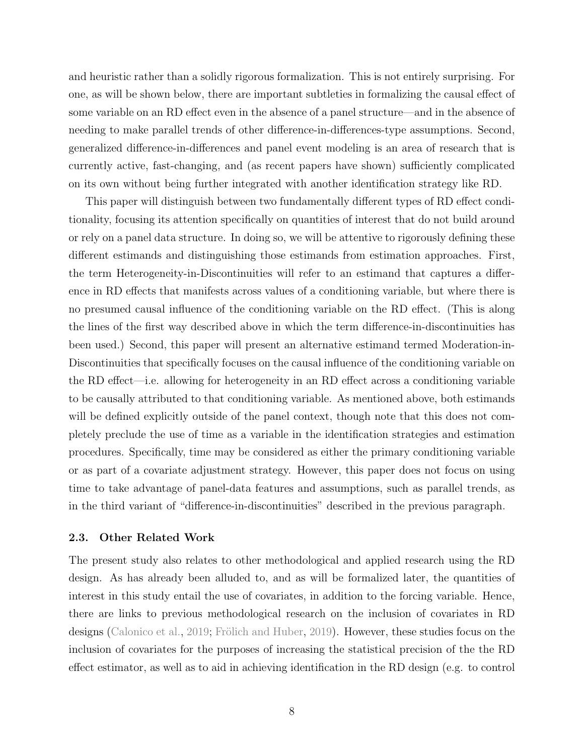and heuristic rather than a solidly rigorous formalization. This is not entirely surprising. For one, as will be shown below, there are important subtleties in formalizing the causal effect of some variable on an RD effect even in the absence of a panel structure—and in the absence of needing to make parallel trends of other difference-in-differences-type assumptions. Second, generalized difference-in-differences and panel event modeling is an area of research that is currently active, fast-changing, and (as recent papers have shown) sufficiently complicated on its own without being further integrated with another identification strategy like RD.

This paper will distinguish between two fundamentally different types of RD effect conditionality, focusing its attention specifically on quantities of interest that do not build around or rely on a panel data structure. In doing so, we will be attentive to rigorously defining these different estimands and distinguishing those estimands from estimation approaches. First, the term Heterogeneity-in-Discontinuities will refer to an estimand that captures a difference in RD effects that manifests across values of a conditioning variable, but where there is no presumed causal influence of the conditioning variable on the RD effect. (This is along the lines of the first way described above in which the term difference-in-discontinuities has been used.) Second, this paper will present an alternative estimand termed Moderation-in-Discontinuities that specifically focuses on the causal influence of the conditioning variable on the RD effect—i.e. allowing for heterogeneity in an RD effect across a conditioning variable to be causally attributed to that conditioning variable. As mentioned above, both estimands will be defined explicitly outside of the panel context, though note that this does not completely preclude the use of time as a variable in the identification strategies and estimation procedures. Specifically, time may be considered as either the primary conditioning variable or as part of a covariate adjustment strategy. However, this paper does not focus on using time to take advantage of panel-data features and assumptions, such as parallel trends, as in the third variant of "difference-in-discontinuities" described in the previous paragraph.

### 2.3. Other Related Work

The present study also relates to other methodological and applied research using the RD design. As has already been alluded to, and as will be formalized later, the quantities of interest in this study entail the use of covariates, in addition to the forcing variable. Hence, there are links to previous methodological research on the inclusion of covariates in RD designs (Calonico et al., 2019; Frölich and Huber, 2019). However, these studies focus on the inclusion of covariates for the purposes of increasing the statistical precision of the the RD effect estimator, as well as to aid in achieving identification in the RD design (e.g. to control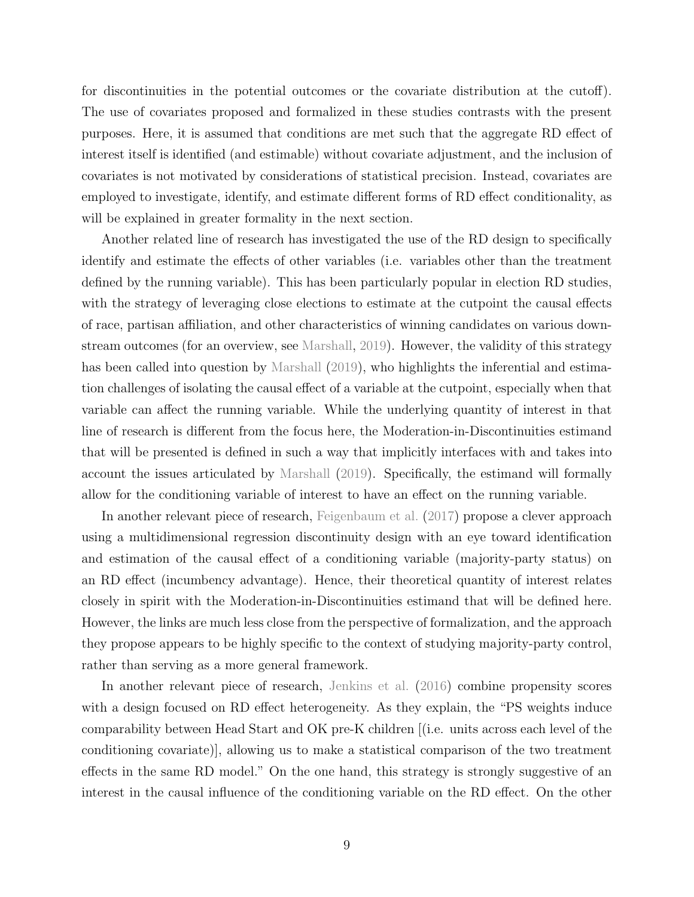for discontinuities in the potential outcomes or the covariate distribution at the cutoff). The use of covariates proposed and formalized in these studies contrasts with the present purposes. Here, it is assumed that conditions are met such that the aggregate RD effect of interest itself is identified (and estimable) without covariate adjustment, and the inclusion of covariates is not motivated by considerations of statistical precision. Instead, covariates are employed to investigate, identify, and estimate different forms of RD effect conditionality, as will be explained in greater formality in the next section.

Another related line of research has investigated the use of the RD design to specifically identify and estimate the effects of other variables (i.e. variables other than the treatment defined by the running variable). This has been particularly popular in election RD studies, with the strategy of leveraging close elections to estimate at the cutpoint the causal effects of race, partisan affiliation, and other characteristics of winning candidates on various downstream outcomes (for an overview, see Marshall, 2019). However, the validity of this strategy has been called into question by Marshall (2019), who highlights the inferential and estimation challenges of isolating the causal effect of a variable at the cutpoint, especially when that variable can affect the running variable. While the underlying quantity of interest in that line of research is different from the focus here, the Moderation-in-Discontinuities estimand that will be presented is defined in such a way that implicitly interfaces with and takes into account the issues articulated by Marshall (2019). Specifically, the estimand will formally allow for the conditioning variable of interest to have an effect on the running variable.

In another relevant piece of research, Feigenbaum et al. (2017) propose a clever approach using a multidimensional regression discontinuity design with an eye toward identification and estimation of the causal effect of a conditioning variable (majority-party status) on an RD effect (incumbency advantage). Hence, their theoretical quantity of interest relates closely in spirit with the Moderation-in-Discontinuities estimand that will be defined here. However, the links are much less close from the perspective of formalization, and the approach they propose appears to be highly specific to the context of studying majority-party control, rather than serving as a more general framework.

In another relevant piece of research, Jenkins et al. (2016) combine propensity scores with a design focused on RD effect heterogeneity. As they explain, the "PS weights induce comparability between Head Start and OK pre-K children [(i.e. units across each level of the conditioning covariate)], allowing us to make a statistical comparison of the two treatment effects in the same RD model." On the one hand, this strategy is strongly suggestive of an interest in the causal influence of the conditioning variable on the RD effect. On the other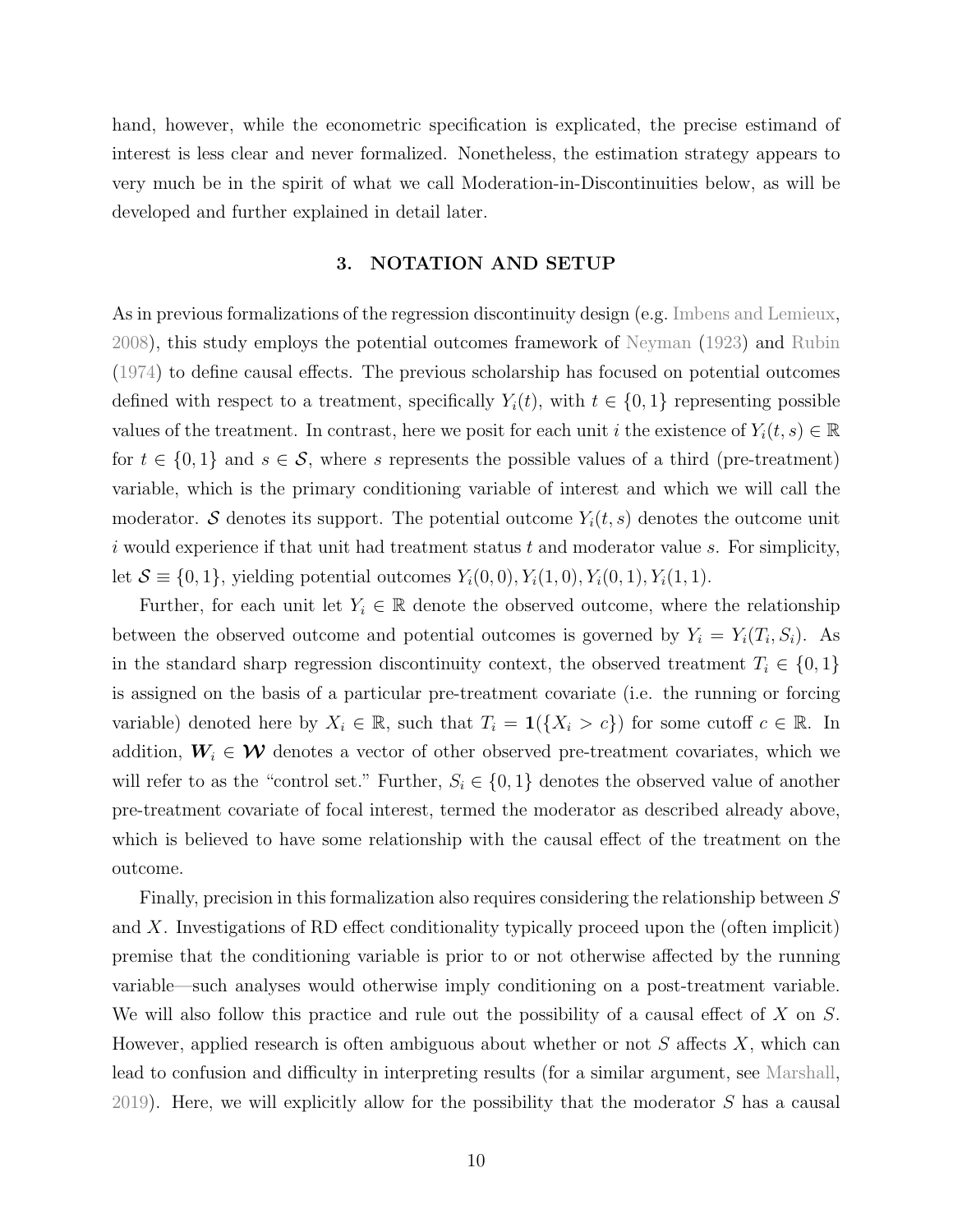hand, however, while the econometric specification is explicated, the precise estimand of interest is less clear and never formalized. Nonetheless, the estimation strategy appears to very much be in the spirit of what we call Moderation-in-Discontinuities below, as will be developed and further explained in detail later.

## 3. NOTATION AND SETUP

As in previous formalizations of the regression discontinuity design (e.g. Imbens and Lemieux, 2008), this study employs the potential outcomes framework of Neyman (1923) and Rubin (1974) to define causal effects. The previous scholarship has focused on potential outcomes defined with respect to a treatment, specifically $Y_i(t)$, with $t \in \{0, 1\}$ representing possible values of the treatment. In contrast, here we posit for each unit $i$ the existence of $Y_i(t, s) \in \mathbb{R}$ for $t \in \{0, 1\}$ and $s \in \mathcal{S}$, where $s$ represents the possible values of a third (pre-treatment) variable, which is the primary conditioning variable of interest and which we will call the moderator. $\mathcal{S}$ denotes its support. The potential outcome $Y_i(t, s)$ denotes the outcome unit $i$ would experience if that unit had treatment status $t$ and moderator value $s$. For simplicity, let $\mathcal{S} \equiv \{0, 1\}$, yielding potential outcomes $Y_i(0, 0), Y_i(1, 0), Y_i(0, 1), Y_i(1, 1)$.

Further, for each unit let $Y_i \in \mathbb{R}$ denote the observed outcome, where the relationship between the observed outcome and potential outcomes is governed by $Y_i = Y_i(T_i, S_i)$. As in the standard sharp regression discontinuity context, the observed treatment $T_i \in \{0, 1\}$ is assigned on the basis of a particular pre-treatment covariate (i.e. the running or forcing variable) denoted here by $X_i \in \mathbb{R}$, such that $T_i = \mathbf{1}(\{X_i > c\})$ for some cutoff $c \in \mathbb{R}$. In addition, $\boldsymbol{W}_i \in \boldsymbol{\mathcal{W}}$ denotes a vector of other observed pre-treatment covariates, which we will refer to as the "control set." Further, $S_i \in \{0, 1\}$ denotes the observed value of another pre-treatment covariate of focal interest, termed the moderator as described already above, which is believed to have some relationship with the causal effect of the treatment on the outcome.

Finally, precision in this formalization also requires considering the relationship between $S$ and $X$. Investigations of RD effect conditionality typically proceed upon the (often implicit) premise that the conditioning variable is prior to or not otherwise affected by the running variable—such analyses would otherwise imply conditioning on a post-treatment variable. We will also follow this practice and rule out the possibility of a causal effect of $X$ on $S$. However, applied research is often ambiguous about whether or not $S$ affects $X$, which can lead to confusion and difficulty in interpreting results (for a similar argument, see Marshall, 2019). Here, we will explicitly allow for the possibility that the moderator $S$ has a causal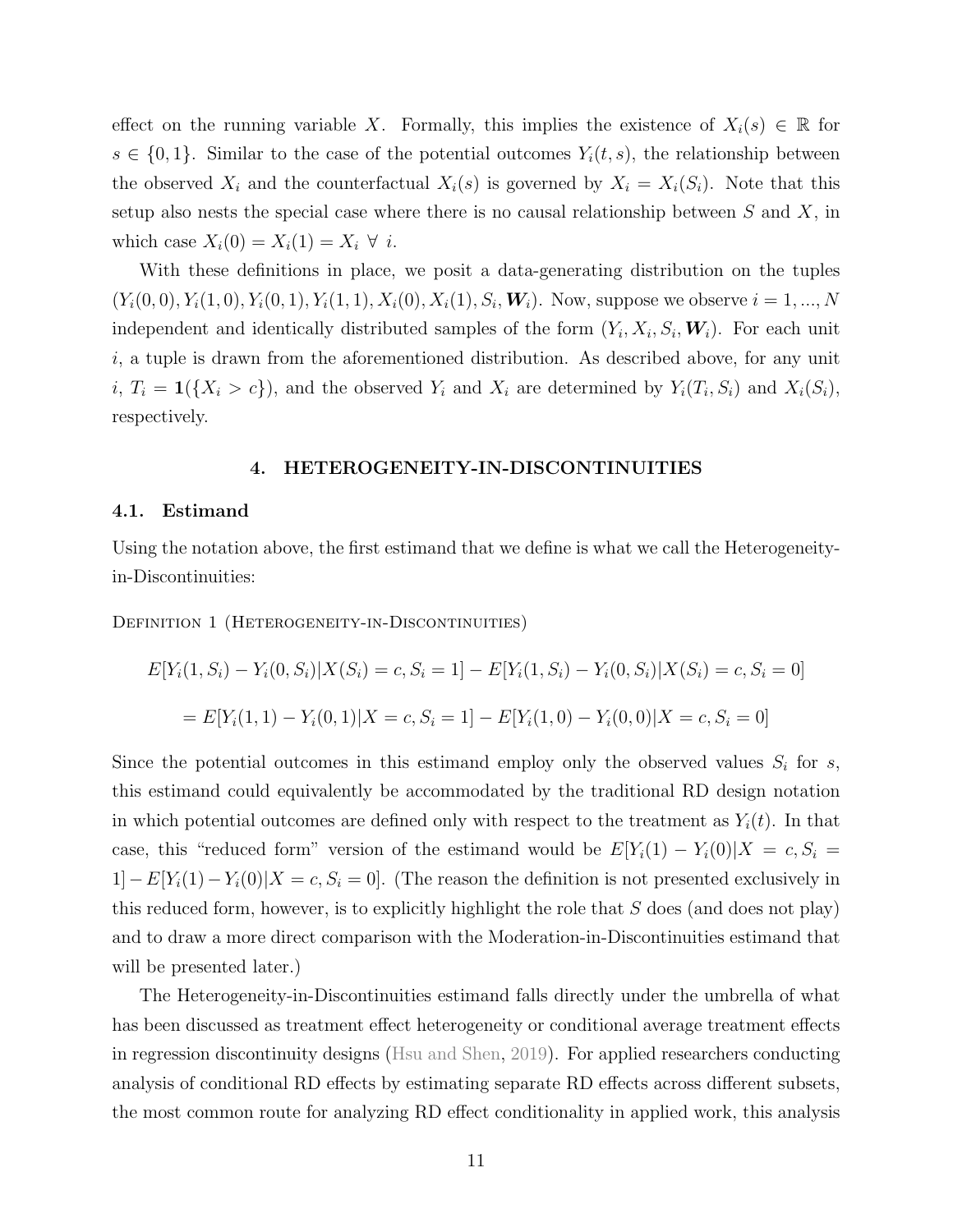effect on the running variable $X$. Formally, this implies the existence of $X_i(s) \in \mathbb{R}$ for $s \in \{0, 1\}$. Similar to the case of the potential outcomes $Y_i(t, s)$, the relationship between the observed $X_i$ and the counterfactual $X_i(s)$ is governed by $X_i = X_i(S_i)$. Note that this setup also nests the special case where there is no causal relationship between $S$ and $X$, in which case $X_i(0) = X_i(1) = X_i \ \forall \ i$.

With these definitions in place, we posit a data-generating distribution on the tuples $(Y_i(0,0), Y_i(1,0), Y_i(0,1), Y_i(1,1), X_i(0), X_i(1), S_i, \boldsymbol{W}_i)$. Now, suppose we observe $i = 1, ..., N$ independent and identically distributed samples of the form $(Y_i, X_i, S_i, \boldsymbol{W}_i)$. For each unit $i$, a tuple is drawn from the aforementioned distribution. As described above, for any unit $i$, $T_i = \mathbf{1}(\{X_i > c\})$, and the observed $Y_i$ and $X_i$ are determined by $Y_i(T_i, S_i)$ and $X_i(S_i)$, respectively.

## 4. HETEROGENEITY-IN-DISCONTINUITIES

### 4.1. Estimand

Using the notation above, the first estimand that we define is what we call the Heterogeneity-in-Discontinuities:

Definition 1 (Heterogeneity-in-Discontinuities)

$$E[Y_i(1, S_i) - Y_i(0, S_i)|X(S_i) = c, S_i = 1] - E[Y_i(1, S_i) - Y_i(0, S_i)|X(S_i) = c, S_i = 0]$$

$$= E[Y_i(1, 1) - Y_i(0, 1)|X = c, S_i = 1] - E[Y_i(1, 0) - Y_i(0, 0)|X = c, S_i = 0]$$

Since the potential outcomes in this estimand employ only the observed values $S_i$ for $s$, this estimand could equivalently be accommodated by the traditional RD design notation in which potential outcomes are defined only with respect to the treatment as $Y_i(t)$. In that case, this "reduced form" version of the estimand would be $E[Y_i(1) - Y_i(0)|X = c, S_i = 1] - E[Y_i(1) - Y_i(0)|X = c, S_i = 0]$. (The reason the definition is not presented exclusively in this reduced form, however, is to explicitly highlight the role that $S$ does (and does not play) and to draw a more direct comparison with the Moderation-in-Discontinuities estimand that will be presented later.)

The Heterogeneity-in-Discontinuities estimand falls directly under the umbrella of what has been discussed as treatment effect heterogeneity or conditional average treatment effects in regression discontinuity designs (Hsu and Shen, 2019). For applied researchers conducting analysis of conditional RD effects by estimating separate RD effects across different subsets, the most common route for analyzing RD effect conditionality in applied work, this analysis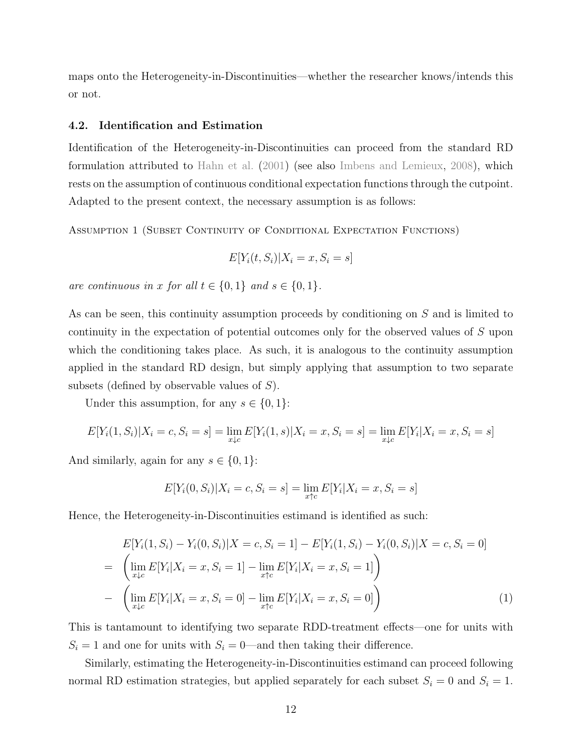maps onto the Heterogeneity-in-Discontinuities—whether the researcher knows/intends this or not.

### 4.2. Identification and Estimation

Identification of the Heterogeneity-in-Discontinuities can proceed from the standard RD formulation attributed to Hahn et al. (2001) (see also Imbens and Lemieux, 2008), which rests on the assumption of continuous conditional expectation functions through the cutpoint. Adapted to the present context, the necessary assumption is as follows:

Assumption 1 (Subset Continuity of Conditional Expectation Functions)

$$E[Y_i(t, S_i)|X_i = x, S_i = s]$$

*are continuous in $x$ for all $t \in \{0,1\}$ and $s \in \{0,1\}$.*

As can be seen, this continuity assumption proceeds by conditioning on $S$ and is limited to continuity in the expectation of potential outcomes only for the observed values of $S$ upon which the conditioning takes place. As such, it is analogous to the continuity assumption applied in the standard RD design, but simply applying that assumption to two separate subsets (defined by observable values of $S$).

Under this assumption, for any $s \in \{0,1\}$:

$$E[Y_i(1, S_i)|X_i = c, S_i = s] = \lim_{x \downarrow c} E[Y_i(1, s)|X_i = x, S_i = s] = \lim_{x \downarrow c} E[Y_i|X_i = x, S_i = s]$$

And similarly, again for any $s \in \{0,1\}$:

$$E[Y_i(0, S_i)|X_i = c, S_i = s] = \lim_{x \uparrow c} E[Y_i|X_i = x, S_i = s]$$

Hence, the Heterogeneity-in-Discontinuities estimand is identified as such:

$$\begin{aligned}
& E[Y_i(1, S_i) - Y_i(0, S_i)|X = c, S_i = 1] - E[Y_i(1, S_i) - Y_i(0, S_i)|X = c, S_i = 0] \\
= & \left( \lim_{x \downarrow c} E[Y_i|X_i = x, S_i = 1] - \lim_{x \uparrow c} E[Y_i|X_i = x, S_i = 1] \right) \\
- & \left( \lim_{x \downarrow c} E[Y_i|X_i = x, S_i = 0] - \lim_{x \uparrow c} E[Y_i|X_i = x, S_i = 0] \right) \qquad (1)
\end{aligned}$$

This is tantamount to identifying two separate RDD-treatment effects—one for units with $S_i = 1$ and one for units with $S_i = 0$—and then taking their difference.

Similarly, estimating the Heterogeneity-in-Discontinuities estimand can proceed following normal RD estimation strategies, but applied separately for each subset $S_i = 0$ and $S_i = 1$.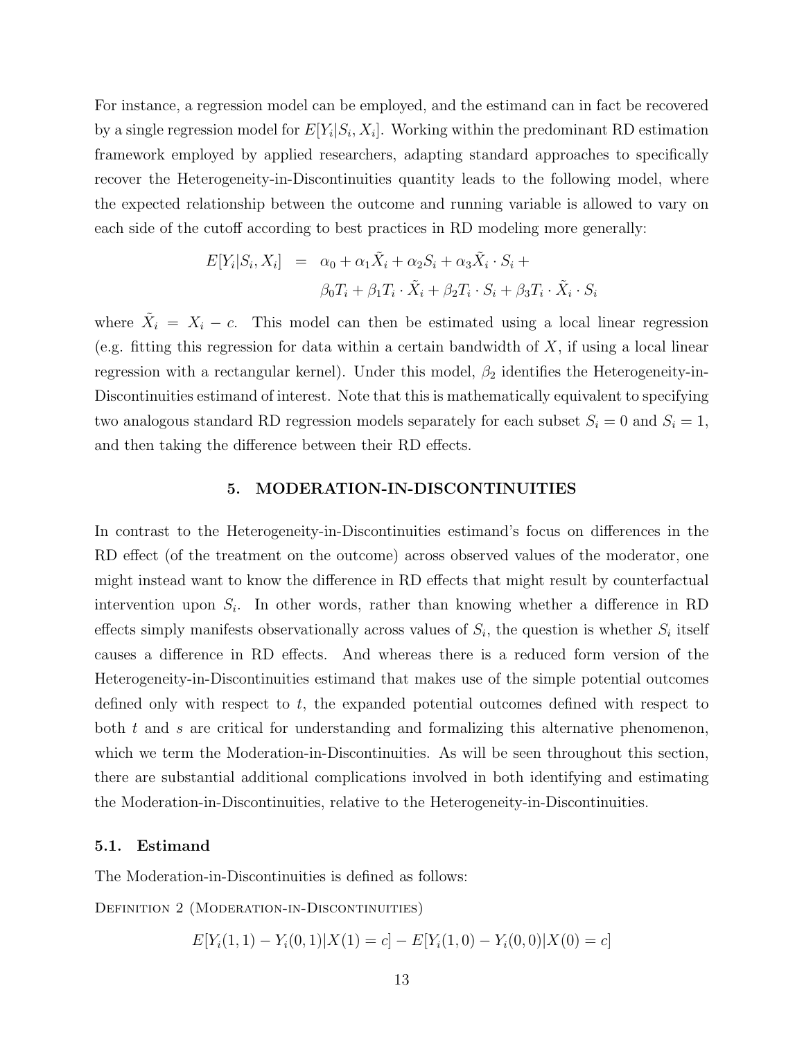For instance, a regression model can be employed, and the estimand can in fact be recovered by a single regression model for $E[Y_i|S_i, X_i]$. Working within the predominant RD estimation framework employed by applied researchers, adapting standard approaches to specifically recover the Heterogeneity-in-Discontinuities quantity leads to the following model, where the expected relationship between the outcome and running variable is allowed to vary on each side of the cutoff according to best practices in RD modeling more generally:

$$
\begin{aligned}
E[Y_i|S_i, X_i] &= \alpha_0 + \alpha_1 \tilde{X}_i + \alpha_2 S_i + \alpha_3 \tilde{X}_i \cdot S_i + \\
&\quad \beta_0 T_i + \beta_1 T_i \cdot \tilde{X}_i + \beta_2 T_i \cdot S_i + \beta_3 T_i \cdot \tilde{X}_i \cdot S_i
\end{aligned}
$$

where $\tilde{X}_i = X_i - c$. This model can then be estimated using a local linear regression (e.g. fitting this regression for data within a certain bandwidth of $X$, if using a local linear regression with a rectangular kernel). Under this model, $\beta_2$ identifies the Heterogeneity-in-Discontinuities estimand of interest. Note that this is mathematically equivalent to specifying two analogous standard RD regression models separately for each subset $S_i = 0$ and $S_i = 1$, and then taking the difference between their RD effects.

## 5. MODERATION-IN-DISCONTINUITIES

In contrast to the Heterogeneity-in-Discontinuities estimand's focus on differences in the RD effect (of the treatment on the outcome) across observed values of the moderator, one might instead want to know the difference in RD effects that might result by counterfactual intervention upon $S_i$. In other words, rather than knowing whether a difference in RD effects simply manifests observationally across values of $S_i$, the question is whether $S_i$ itself causes a difference in RD effects. And whereas there is a reduced form version of the Heterogeneity-in-Discontinuities estimand that makes use of the simple potential outcomes defined only with respect to $t$, the expanded potential outcomes defined with respect to both $t$ and $s$ are critical for understanding and formalizing this alternative phenomenon, which we term the Moderation-in-Discontinuities. As will be seen throughout this section, there are substantial additional complications involved in both identifying and estimating the Moderation-in-Discontinuities, relative to the Heterogeneity-in-Discontinuities.

### 5.1. Estimand

The Moderation-in-Discontinuities is defined as follows:

Definition 2 (Moderation-in-Discontinuities)

$$
E[Y_i(1,1) - Y_i(0,1)|X(1) = c] - E[Y_i(1,0) - Y_i(0,0)|X(0) = c]
$$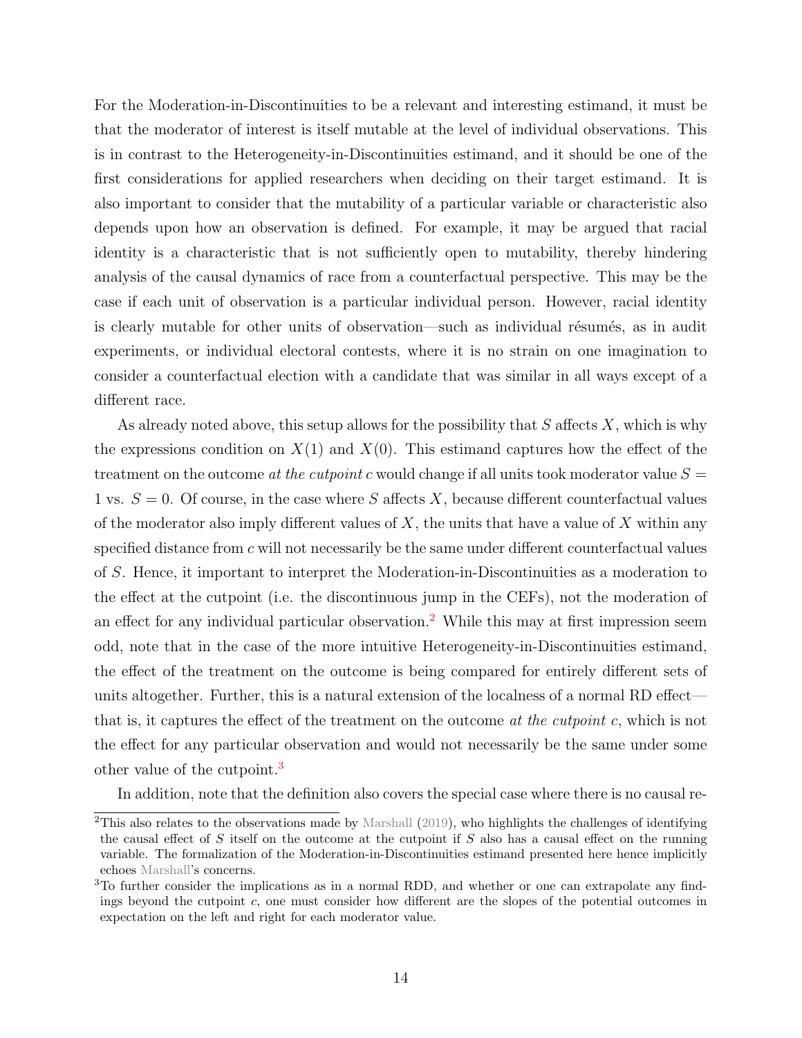For the Moderation-in-Discontinuities to be a relevant and interesting estimand, it must be that the moderator of interest is itself mutable at the level of individual observations. This is in contrast to the Heterogeneity-in-Discontinuities estimand, and it should be one of the first considerations for applied researchers when deciding on their target estimand. It is also important to consider that the mutability of a particular variable or characteristic also depends upon how an observation is defined. For example, it may be argued that racial identity is a characteristic that is not sufficiently open to mutability, thereby hindering analysis of the causal dynamics of race from a counterfactual perspective. This may be the case if each unit of observation is a particular individual person. However, racial identity is clearly mutable for other units of observation—such as individual résumés, as in audit experiments, or individual electoral contests, where it is no strain on one imagination to consider a counterfactual election with a candidate that was similar in all ways except of a different race.

As already noted above, this setup allows for the possibility that $S$ affects $X$, which is why the expressions condition on $X(1)$ and $X(0)$. This estimand captures how the effect of the treatment on the outcome *at the cutpoint* $c$ would change if all units took moderator value $S = 1$ vs. $S = 0$. Of course, in the case where $S$ affects $X$, because different counterfactual values of the moderator also imply different values of $X$, the units that have a value of $X$ within any specified distance from $c$ will not necessarily be the same under different counterfactual values of $S$. Hence, it important to interpret the Moderation-in-Discontinuities as a moderation to the effect at the cutpoint (i.e. the discontinuous jump in the CEFs), not the moderation of an effect for any individual particular observation.[2] While this may at first impression seem odd, note that in the case of the more intuitive Heterogeneity-in-Discontinuities estimand, the effect of the treatment on the outcome is being compared for entirely different sets of units altogether. Further, this is a natural extension of the localness of a normal RD effect—that is, it captures the effect of the treatment on the outcome *at the cutpoint* $c$, which is not the effect for any particular observation and would not necessarily be the same under some other value of the cutpoint.[3]

In addition, note that the definition also covers the special case where there is no causal re-

[2] This also relates to the observations made by Marshall (2019), who highlights the challenges of identifying the causal effect of $S$ itself on the outcome at the cutpoint if $S$ also has a causal effect on the running variable. The formalization of the Moderation-in-Discontinuities estimand presented here hence implicitly echoes Marshall's concerns.

[3] To further consider the implications as in a normal RDD, and whether or one can extrapolate any findings beyond the cutpoint $c$, one must consider how different are the slopes of the potential outcomes in expectation on the left and right for each moderator value.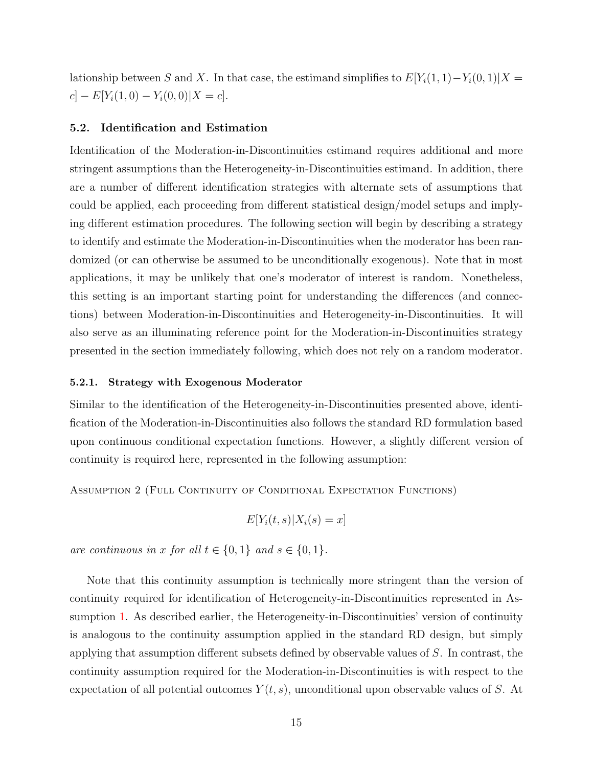lationship between $S$ and $X$. In that case, the estimand simplifies to $E[Y_i(1,1) - Y_i(0,1)|X = c] - E[Y_i(1,0) - Y_i(0,0)|X = c]$.

### 5.2. Identification and Estimation

Identification of the Moderation-in-Discontinuities estimand requires additional and more stringent assumptions than the Heterogeneity-in-Discontinuities estimand. In addition, there are a number of different identification strategies with alternate sets of assumptions that could be applied, each proceeding from different statistical design/model setups and implying different estimation procedures. The following section will begin by describing a strategy to identify and estimate the Moderation-in-Discontinuities when the moderator has been randomized (or can otherwise be assumed to be unconditionally exogenous). Note that in most applications, it may be unlikely that one's moderator of interest is random. Nonetheless, this setting is an important starting point for understanding the differences (and connections) between Moderation-in-Discontinuities and Heterogeneity-in-Discontinuities. It will also serve as an illuminating reference point for the Moderation-in-Discontinuities strategy presented in the section immediately following, which does not rely on a random moderator.

#### 5.2.1. Strategy with Exogenous Moderator

Similar to the identification of the Heterogeneity-in-Discontinuities presented above, identification of the Moderation-in-Discontinuities also follows the standard RD formulation based upon continuous conditional expectation functions. However, a slightly different version of continuity is required here, represented in the following assumption:

Assumption 2 (Full Continuity of Conditional Expectation Functions)

$$E[Y_i(t,s)|X_i(s) = x]$$

*are continuous in $x$ for all $t \in \{0,1\}$ and $s \in \{0,1\}$.*

Note that this continuity assumption is technically more stringent than the version of continuity required for identification of Heterogeneity-in-Discontinuities represented in Assumption 1. As described earlier, the Heterogeneity-in-Discontinuities' version of continuity is analogous to the continuity assumption applied in the standard RD design, but simply applying that assumption different subsets defined by observable values of $S$. In contrast, the continuity assumption required for the Moderation-in-Discontinuities is with respect to the expectation of all potential outcomes $Y(t,s)$, unconditional upon observable values of $S$. At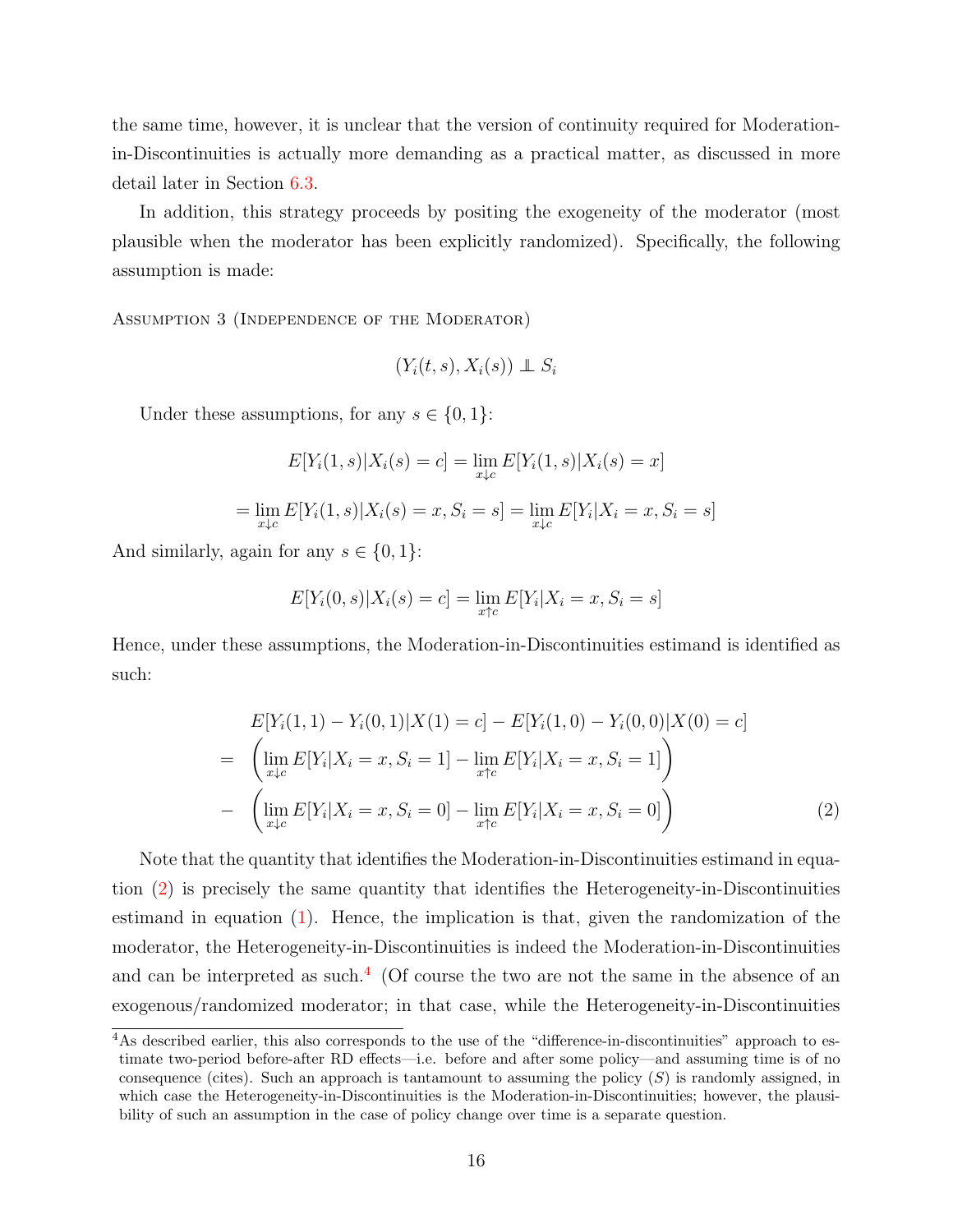the same time, however, it is unclear that the version of continuity required for Moderation-in-Discontinuities is actually more demanding as a practical matter, as discussed in more detail later in Section 6.3.

In addition, this strategy proceeds by positing the exogeneity of the moderator (most plausible when the moderator has been explicitly randomized). Specifically, the following assumption is made:

Assumption 3 (Independence of the Moderator)

$$(Y_i(t,s), X_i(s)) \perp\!\!\!\perp S_i$$

Under these assumptions, for any $s \in \{0, 1\}$:

$$E[Y_i(1,s)|X_i(s) = c] = \lim_{x \downarrow c} E[Y_i(1,s)|X_i(s) = x]$$

$$= \lim_{x \downarrow c} E[Y_i(1,s)|X_i(s) = x, S_i = s] = \lim_{x \downarrow c} E[Y_i|X_i = x, S_i = s]$$

And similarly, again for any $s \in \{0, 1\}$:

$$E[Y_i(0,s)|X_i(s) = c] = \lim_{x \uparrow c} E[Y_i|X_i = x, S_i = s]$$

Hence, under these assumptions, the Moderation-in-Discontinuities estimand is identified as such:

$$\begin{aligned} & E[Y_i(1,1) - Y_i(0,1)|X(1) = c] - E[Y_i(1,0) - Y_i(0,0)|X(0) = c] \\ = & \left( \lim_{x \downarrow c} E[Y_i|X_i = x, S_i = 1] - \lim_{x \uparrow c} E[Y_i|X_i = x, S_i = 1] \right) \\ - & \left( \lim_{x \downarrow c} E[Y_i|X_i = x, S_i = 0] - \lim_{x \uparrow c} E[Y_i|X_i = x, S_i = 0] \right) \end{aligned} \tag{2}$$

Note that the quantity that identifies the Moderation-in-Discontinuities estimand in equation (2) is precisely the same quantity that identifies the Heterogeneity-in-Discontinuities estimand in equation (1). Hence, the implication is that, given the randomization of the moderator, the Heterogeneity-in-Discontinuities is indeed the Moderation-in-Discontinuities and can be interpreted as such.[4] (Of course the two are not the same in the absence of an exogenous/randomized moderator; in that case, while the Heterogeneity-in-Discontinuities

[4] As described earlier, this also corresponds to the use of the "difference-in-discontinuities" approach to estimate two-period before-after RD effects—i.e. before and after some policy—and assuming time is of no consequence (cites). Such an approach is tantamount to assuming the policy ($S$) is randomly assigned, in which case the Heterogeneity-in-Discontinuities is the Moderation-in-Discontinuities; however, the plausibility of such an assumption in the case of policy change over time is a separate question.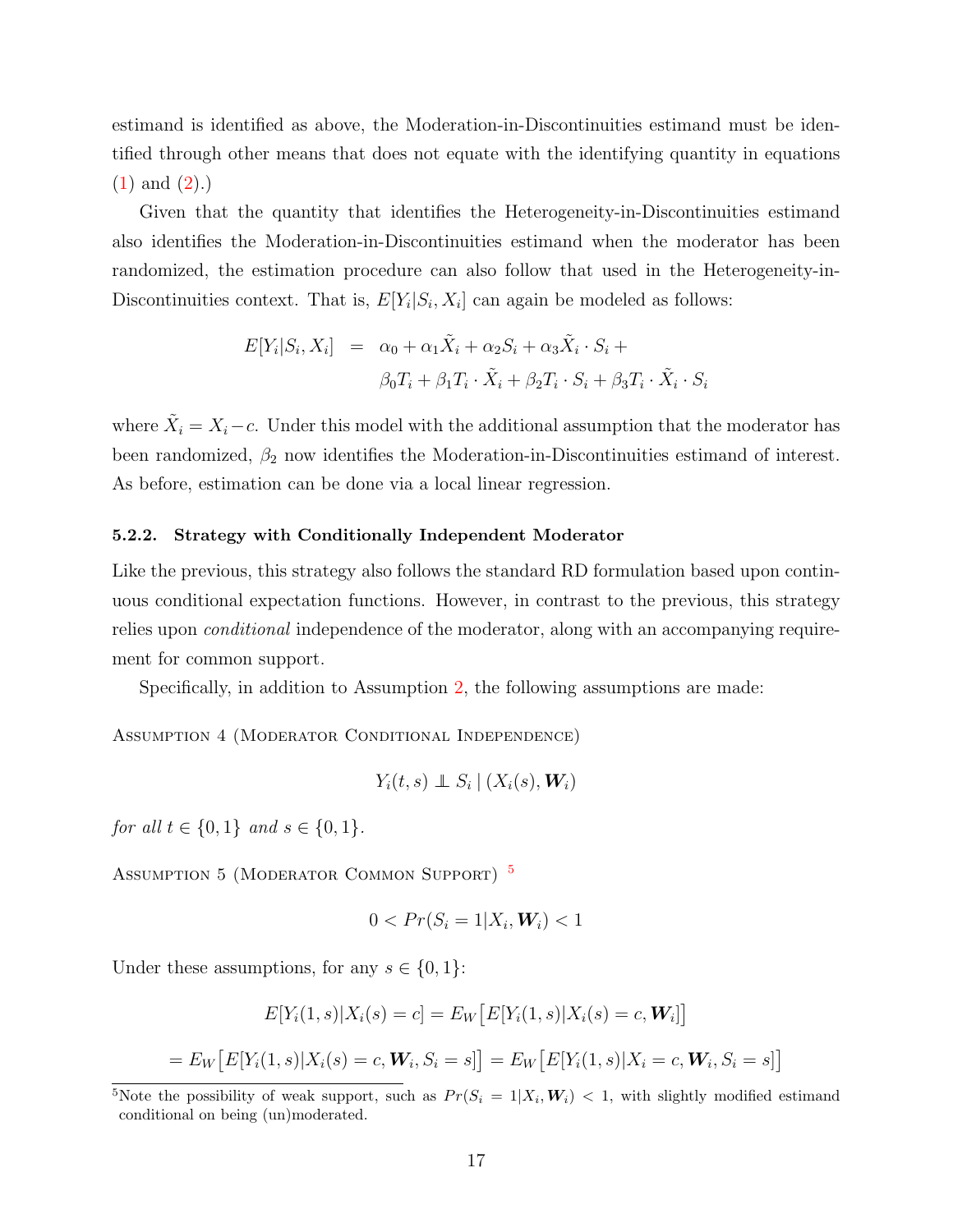estimand is identified as above, the Moderation-in-Discontinuities estimand must be identified through other means that does not equate with the identifying quantity in equations (1) and (2).)

Given that the quantity that identifies the Heterogeneity-in-Discontinuities estimand also identifies the Moderation-in-Discontinuities estimand when the moderator has been randomized, the estimation procedure can also follow that used in the Heterogeneity-in-Discontinuities context. That is, $E[Y_i|S_i, X_i]$ can again be modeled as follows:

$$
\begin{aligned}
E[Y_i|S_i, X_i] &= \alpha_0 + \alpha_1 \tilde{X}_i + \alpha_2 S_i + \alpha_3 \tilde{X}_i \cdot S_i + \\
&\quad\ \beta_0 T_i + \beta_1 T_i \cdot \tilde{X}_i + \beta_2 T_i \cdot S_i + \beta_3 T_i \cdot \tilde{X}_i \cdot S_i
\end{aligned}
$$

where $\tilde{X}_i = X_i - c$. Under this model with the additional assumption that the moderator has been randomized, $\beta_2$ now identifies the Moderation-in-Discontinuities estimand of interest. As before, estimation can be done via a local linear regression.

#### 5.2.2. Strategy with Conditionally Independent Moderator

Like the previous, this strategy also follows the standard RD formulation based upon continuous conditional expectation functions. However, in contrast to the previous, this strategy relies upon *conditional* independence of the moderator, along with an accompanying requirement for common support.

Specifically, in addition to Assumption 2, the following assumptions are made:

Assumption 4 (Moderator Conditional Independence)

$$
Y_i(t, s) \perp\!\!\!\perp S_i \mid (X_i(s), \boldsymbol{W}_i)
$$

*for all $t \in \{0, 1\}$ and $s \in \{0, 1\}$.*

Assumption 5 (Moderator Common Support) [5]

$$
0 < Pr(S_i = 1|X_i, \boldsymbol{W}_i) < 1
$$

Under these assumptions, for any $s \in \{0, 1\}$:

$$
E[Y_i(1, s)|X_i(s) = c] = E_W\big[E[Y_i(1, s)|X_i(s) = c, \boldsymbol{W}_i]\big]
$$

$$
= E_W\big[E[Y_i(1, s)|X_i(s) = c, \boldsymbol{W}_i, S_i = s]\big] = E_W\big[E[Y_i(1, s)|X_i = c, \boldsymbol{W}_i, S_i = s]\big]
$$

[5] Note the possibility of weak support, such as $Pr(S_i = 1|X_i, \boldsymbol{W}_i) < 1$, with slightly modified estimand conditional on being (un)moderated.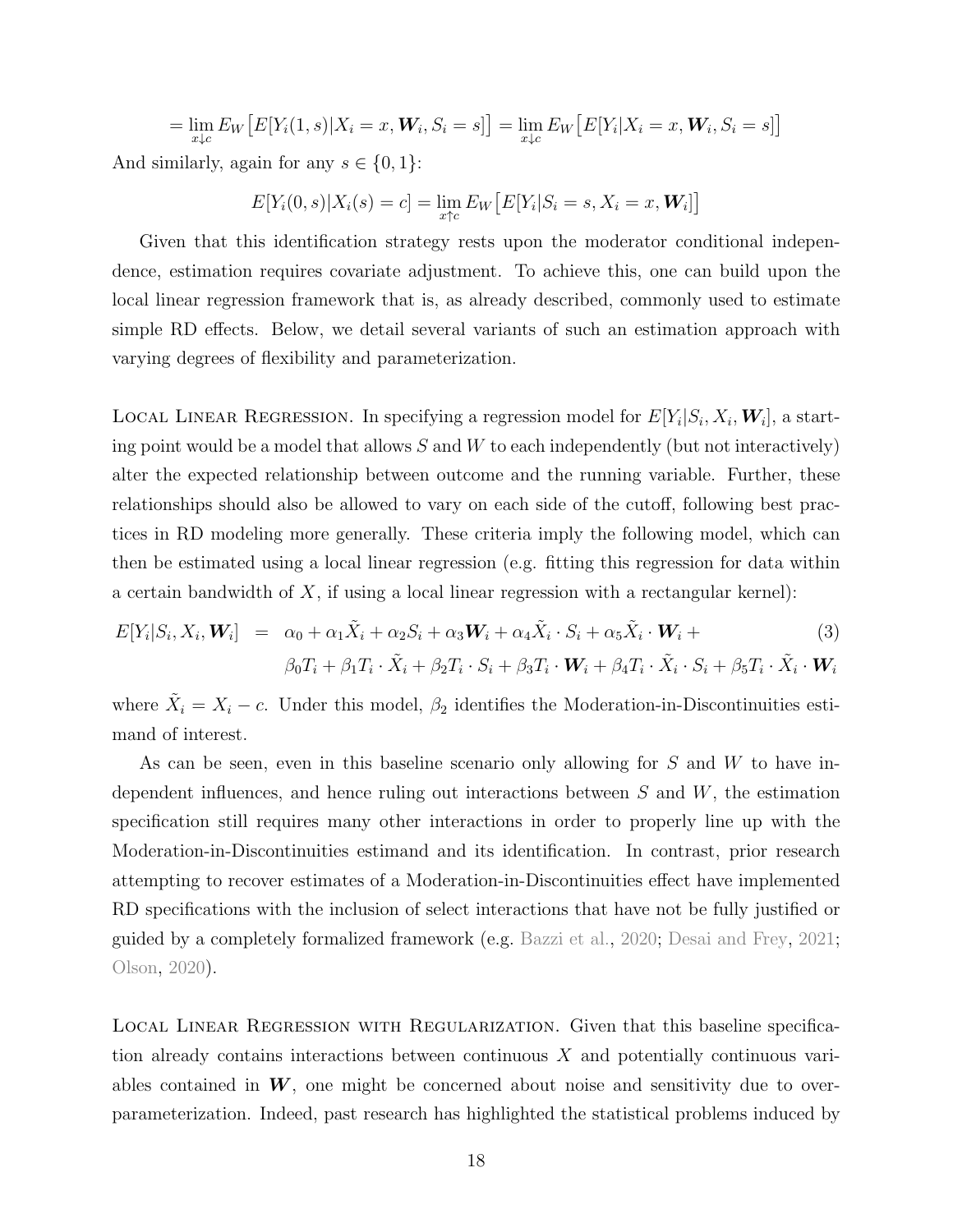$$= \lim_{x \downarrow c} E_W\big[E[Y_i(1,s)|X_i = x, \boldsymbol{W}_i, S_i = s]\big] = \lim_{x \downarrow c} E_W\big[E[Y_i|X_i = x, \boldsymbol{W}_i, S_i = s]\big]$$

And similarly, again for any $s \in \{0, 1\}$:

$$E[Y_i(0,s)|X_i(s) = c] = \lim_{x \uparrow c} E_W\big[E[Y_i|S_i = s, X_i = x, \boldsymbol{W}_i]\big]$$

Given that this identification strategy rests upon the moderator conditional independence, estimation requires covariate adjustment. To achieve this, one can build upon the local linear regression framework that is, as already described, commonly used to estimate simple RD effects. Below, we detail several variants of such an estimation approach with varying degrees of flexibility and parameterization.

Local Linear Regression. In specifying a regression model for $E[Y_i|S_i, X_i, \boldsymbol{W}_i]$, a starting point would be a model that allows $S$ and $W$ to each independently (but not interactively) alter the expected relationship between outcome and the running variable. Further, these relationships should also be allowed to vary on each side of the cutoff, following best practices in RD modeling more generally. These criteria imply the following model, which can then be estimated using a local linear regression (e.g. fitting this regression for data within a certain bandwidth of $X$, if using a local linear regression with a rectangular kernel):

$$\begin{aligned} E[Y_i|S_i, X_i, \boldsymbol{W}_i] \;=\; & \alpha_0 + \alpha_1 \tilde{X}_i + \alpha_2 S_i + \alpha_3 \boldsymbol{W}_i + \alpha_4 \tilde{X}_i \cdot S_i + \alpha_5 \tilde{X}_i \cdot \boldsymbol{W}_i + \\ & \beta_0 T_i + \beta_1 T_i \cdot \tilde{X}_i + \beta_2 T_i \cdot S_i + \beta_3 T_i \cdot \boldsymbol{W}_i + \beta_4 T_i \cdot \tilde{X}_i \cdot S_i + \beta_5 T_i \cdot \tilde{X}_i \cdot \boldsymbol{W}_i \end{aligned} \tag{3}$$

where $\tilde{X}_i = X_i - c$. Under this model, $\beta_2$ identifies the Moderation-in-Discontinuities estimand of interest.

As can be seen, even in this baseline scenario only allowing for $S$ and $W$ to have independent influences, and hence ruling out interactions between $S$ and $W$, the estimation specification still requires many other interactions in order to properly line up with the Moderation-in-Discontinuities estimand and its identification. In contrast, prior research attempting to recover estimates of a Moderation-in-Discontinuities effect have implemented RD specifications with the inclusion of select interactions that have not be fully justified or guided by a completely formalized framework (e.g. Bazzi et al., 2020; Desai and Frey, 2021; Olson, 2020).

Local Linear Regression with Regularization. Given that this baseline specification already contains interactions between continuous $X$ and potentially continuous variables contained in $\boldsymbol{W}$, one might be concerned about noise and sensitivity due to overparameterization. Indeed, past research has highlighted the statistical problems induced by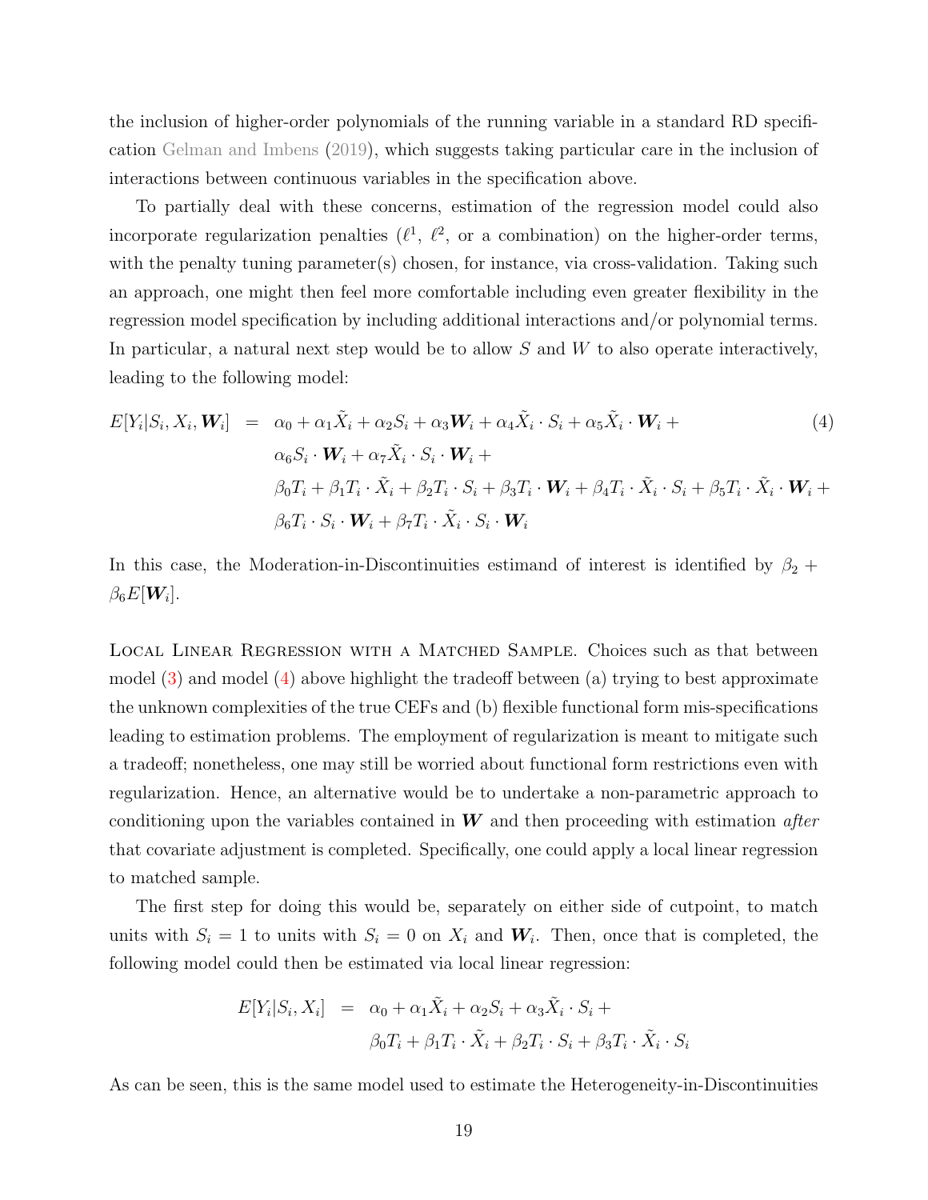the inclusion of higher-order polynomials of the running variable in a standard RD specification Gelman and Imbens (2019), which suggests taking particular care in the inclusion of interactions between continuous variables in the specification above.

To partially deal with these concerns, estimation of the regression model could also incorporate regularization penalties ($\ell^1$, $\ell^2$, or a combination) on the higher-order terms, with the penalty tuning parameter(s) chosen, for instance, via cross-validation. Taking such an approach, one might then feel more comfortable including even greater flexibility in the regression model specification by including additional interactions and/or polynomial terms. In particular, a natural next step would be to allow $S$ and $W$ to also operate interactively, leading to the following model:

$$
\begin{aligned}
E[Y_i|S_i, X_i, \boldsymbol{W}_i] \;=\;& \alpha_0 + \alpha_1 \tilde{X}_i + \alpha_2 S_i + \alpha_3 \boldsymbol{W}_i + \alpha_4 \tilde{X}_i \cdot S_i + \alpha_5 \tilde{X}_i \cdot \boldsymbol{W}_i + \\
& \alpha_6 S_i \cdot \boldsymbol{W}_i + \alpha_7 \tilde{X}_i \cdot S_i \cdot \boldsymbol{W}_i + \\
& \beta_0 T_i + \beta_1 T_i \cdot \tilde{X}_i + \beta_2 T_i \cdot S_i + \beta_3 T_i \cdot \boldsymbol{W}_i + \beta_4 T_i \cdot \tilde{X}_i \cdot S_i + \beta_5 T_i \cdot \tilde{X}_i \cdot \boldsymbol{W}_i + \\
& \beta_6 T_i \cdot S_i \cdot \boldsymbol{W}_i + \beta_7 T_i \cdot \tilde{X}_i \cdot S_i \cdot \boldsymbol{W}_i
\end{aligned} \tag{4}
$$

In this case, the Moderation-in-Discontinuities estimand of interest is identified by $\beta_2 + \beta_6 E[\boldsymbol{W}_i]$.

Local Linear Regression with a Matched Sample. Choices such as that between model (3) and model (4) above highlight the tradeoff between (a) trying to best approximate the unknown complexities of the true CEFs and (b) flexible functional form mis-specifications leading to estimation problems. The employment of regularization is meant to mitigate such a tradeoff; nonetheless, one may still be worried about functional form restrictions even with regularization. Hence, an alternative would be to undertake a non-parametric approach to conditioning upon the variables contained in $\boldsymbol{W}$ and then proceeding with estimation *after* that covariate adjustment is completed. Specifically, one could apply a local linear regression to matched sample.

The first step for doing this would be, separately on either side of cutpoint, to match units with $S_i = 1$ to units with $S_i = 0$ on $X_i$ and $\boldsymbol{W}_i$. Then, once that is completed, the following model could then be estimated via local linear regression:

$$
\begin{aligned}
E[Y_i|S_i, X_i] \;=\;& \alpha_0 + \alpha_1 \tilde{X}_i + \alpha_2 S_i + \alpha_3 \tilde{X}_i \cdot S_i + \\
& \beta_0 T_i + \beta_1 T_i \cdot \tilde{X}_i + \beta_2 T_i \cdot S_i + \beta_3 T_i \cdot \tilde{X}_i \cdot S_i
\end{aligned}
$$

As can be seen, this is the same model used to estimate the Heterogeneity-in-Discontinuities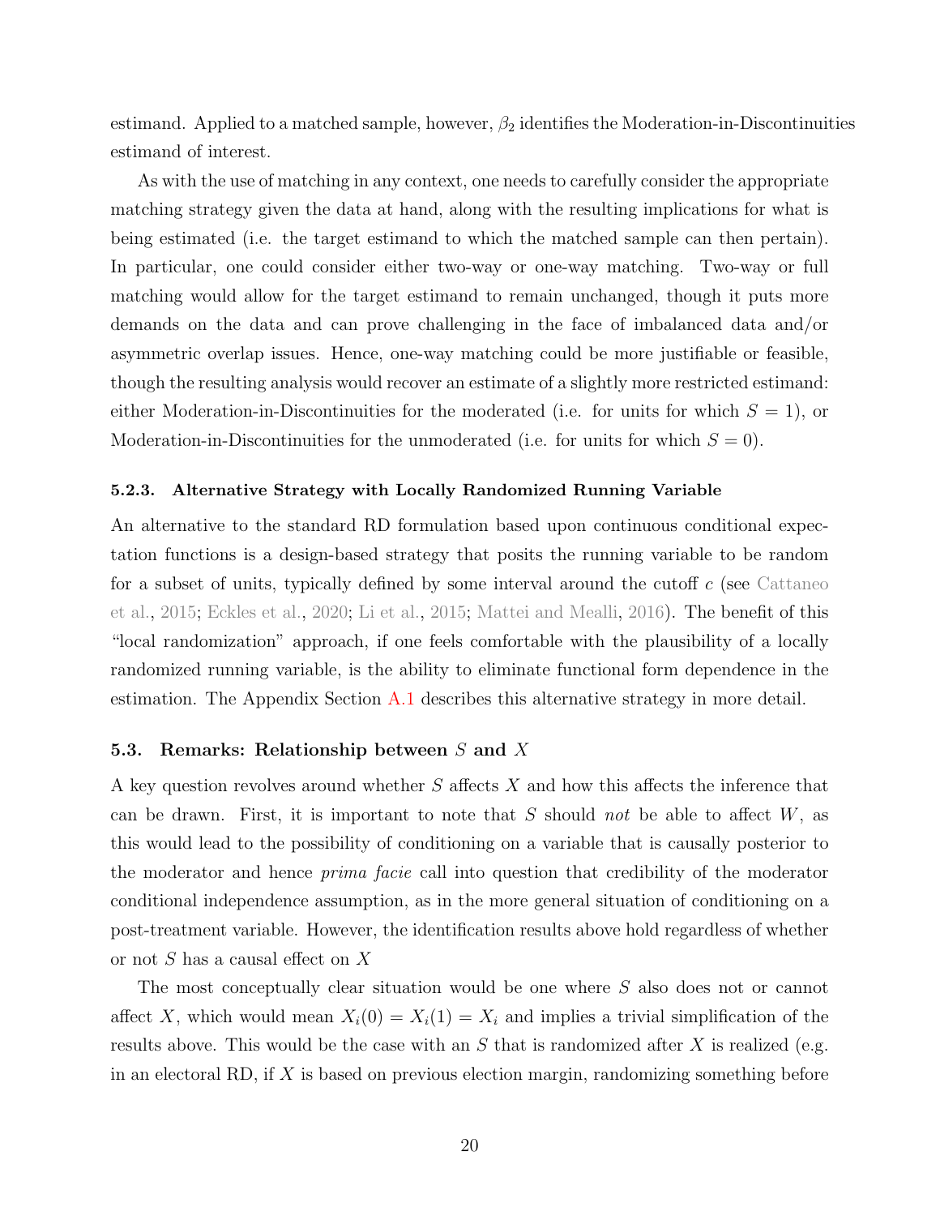estimand. Applied to a matched sample, however, $\beta_2$ identifies the Moderation-in-Discontinuities estimand of interest.

As with the use of matching in any context, one needs to carefully consider the appropriate matching strategy given the data at hand, along with the resulting implications for what is being estimated (i.e. the target estimand to which the matched sample can then pertain). In particular, one could consider either two-way or one-way matching. Two-way or full matching would allow for the target estimand to remain unchanged, though it puts more demands on the data and can prove challenging in the face of imbalanced data and/or asymmetric overlap issues. Hence, one-way matching could be more justifiable or feasible, though the resulting analysis would recover an estimate of a slightly more restricted estimand: either Moderation-in-Discontinuities for the moderated (i.e. for units for which $S = 1$), or Moderation-in-Discontinuities for the unmoderated (i.e. for units for which $S = 0$).

#### 5.2.3. Alternative Strategy with Locally Randomized Running Variable

An alternative to the standard RD formulation based upon continuous conditional expectation functions is a design-based strategy that posits the running variable to be random for a subset of units, typically defined by some interval around the cutoff $c$ (see Cattaneo et al., 2015; Eckles et al., 2020; Li et al., 2015; Mattei and Mealli, 2016). The benefit of this "local randomization" approach, if one feels comfortable with the plausibility of a locally randomized running variable, is the ability to eliminate functional form dependence in the estimation. The Appendix Section A.1 describes this alternative strategy in more detail.

### 5.3. Remarks: Relationship between $S$ and $X$

A key question revolves around whether $S$ affects $X$ and how this affects the inference that can be drawn. First, it is important to note that $S$ should *not* be able to affect $W$, as this would lead to the possibility of conditioning on a variable that is causally posterior to the moderator and hence *prima facie* call into question that credibility of the moderator conditional independence assumption, as in the more general situation of conditioning on a post-treatment variable. However, the identification results above hold regardless of whether or not $S$ has a causal effect on $X$

The most conceptually clear situation would be one where $S$ also does not or cannot affect $X$, which would mean $X_i(0) = X_i(1) = X_i$ and implies a trivial simplification of the results above. This would be the case with an $S$ that is randomized after $X$ is realized (e.g. in an electoral RD, if $X$ is based on previous election margin, randomizing something before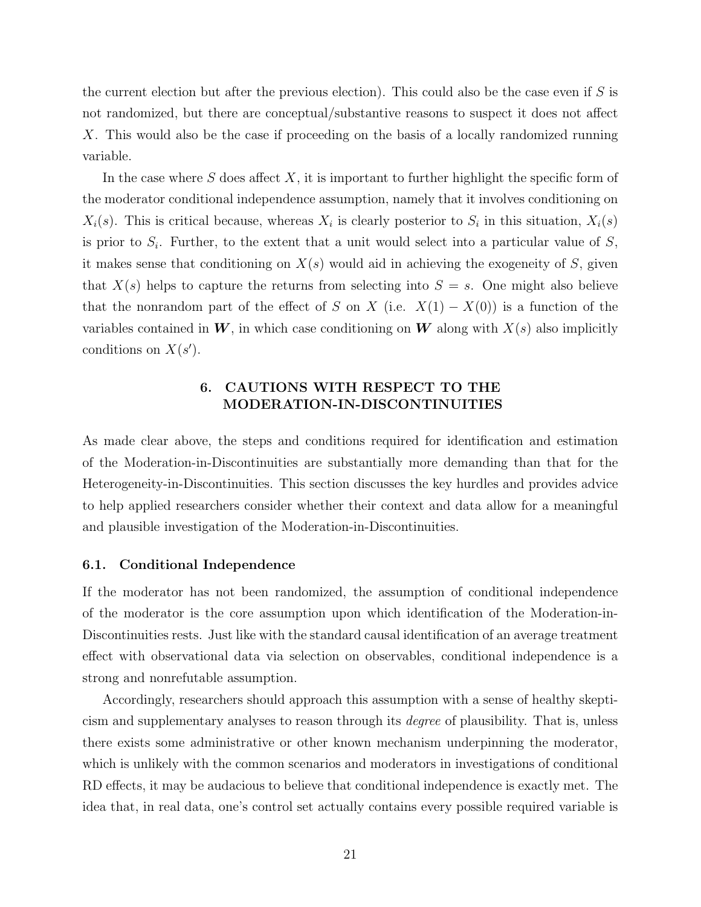the current election but after the previous election). This could also be the case even if $S$ is not randomized, but there are conceptual/substantive reasons to suspect it does not affect $X$. This would also be the case if proceeding on the basis of a locally randomized running variable.

In the case where $S$ does affect $X$, it is important to further highlight the specific form of the moderator conditional independence assumption, namely that it involves conditioning on $X_i(s)$. This is critical because, whereas $X_i$ is clearly posterior to $S_i$ in this situation, $X_i(s)$ is prior to $S_i$. Further, to the extent that a unit would select into a particular value of $S$, it makes sense that conditioning on $X(s)$ would aid in achieving the exogeneity of $S$, given that $X(s)$ helps to capture the returns from selecting into $S = s$. One might also believe that the nonrandom part of the effect of $S$ on $X$ (i.e. $X(1) - X(0)$) is a function of the variables contained in $\boldsymbol{W}$, in which case conditioning on $\boldsymbol{W}$ along with $X(s)$ also implicitly conditions on $X(s')$.

## 6. CAUTIONS WITH RESPECT TO THE MODERATION-IN-DISCONTINUITIES

As made clear above, the steps and conditions required for identification and estimation of the Moderation-in-Discontinuities are substantially more demanding than that for the Heterogeneity-in-Discontinuities. This section discusses the key hurdles and provides advice to help applied researchers consider whether their context and data allow for a meaningful and plausible investigation of the Moderation-in-Discontinuities.

### 6.1. Conditional Independence

If the moderator has not been randomized, the assumption of conditional independence of the moderator is the core assumption upon which identification of the Moderation-in-Discontinuities rests. Just like with the standard causal identification of an average treatment effect with observational data via selection on observables, conditional independence is a strong and nonrefutable assumption.

Accordingly, researchers should approach this assumption with a sense of healthy skepticism and supplementary analyses to reason through its *degree* of plausibility. That is, unless there exists some administrative or other known mechanism underpinning the moderator, which is unlikely with the common scenarios and moderators in investigations of conditional RD effects, it may be audacious to believe that conditional independence is exactly met. The idea that, in real data, one's control set actually contains every possible required variable is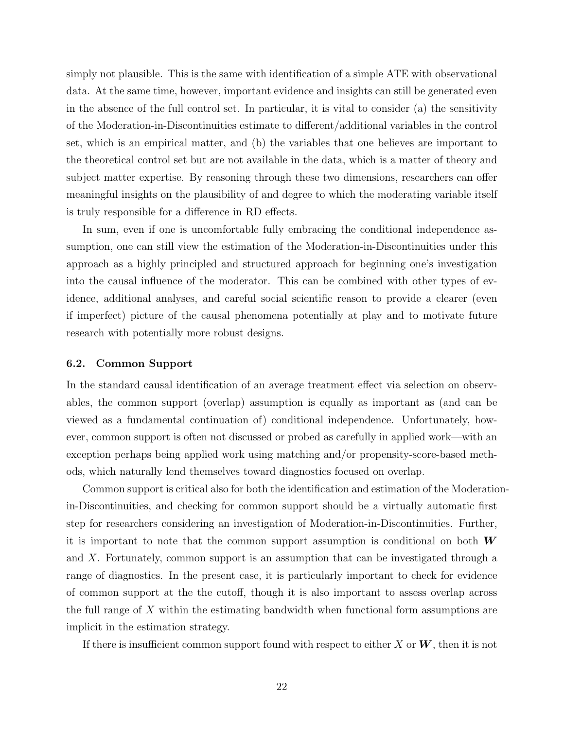simply not plausible. This is the same with identification of a simple ATE with observational data. At the same time, however, important evidence and insights can still be generated even in the absence of the full control set. In particular, it is vital to consider (a) the sensitivity of the Moderation-in-Discontinuities estimate to different/additional variables in the control set, which is an empirical matter, and (b) the variables that one believes are important to the theoretical control set but are not available in the data, which is a matter of theory and subject matter expertise. By reasoning through these two dimensions, researchers can offer meaningful insights on the plausibility of and degree to which the moderating variable itself is truly responsible for a difference in RD effects.

In sum, even if one is uncomfortable fully embracing the conditional independence assumption, one can still view the estimation of the Moderation-in-Discontinuities under this approach as a highly principled and structured approach for beginning one's investigation into the causal influence of the moderator. This can be combined with other types of evidence, additional analyses, and careful social scientific reason to provide a clearer (even if imperfect) picture of the causal phenomena potentially at play and to motivate future research with potentially more robust designs.

### 6.2. Common Support

In the standard causal identification of an average treatment effect via selection on observables, the common support (overlap) assumption is equally as important as (and can be viewed as a fundamental continuation of) conditional independence. Unfortunately, however, common support is often not discussed or probed as carefully in applied work—with an exception perhaps being applied work using matching and/or propensity-score-based methods, which naturally lend themselves toward diagnostics focused on overlap.

Common support is critical also for both the identification and estimation of the Moderation-in-Discontinuities, and checking for common support should be a virtually automatic first step for researchers considering an investigation of Moderation-in-Discontinuities. Further, it is important to note that the common support assumption is conditional on both $\boldsymbol{W}$ and $X$. Fortunately, common support is an assumption that can be investigated through a range of diagnostics. In the present case, it is particularly important to check for evidence of common support at the the cutoff, though it is also important to assess overlap across the full range of $X$ within the estimating bandwidth when functional form assumptions are implicit in the estimation strategy.

If there is insufficient common support found with respect to either $X$ or $\boldsymbol{W}$, then it is not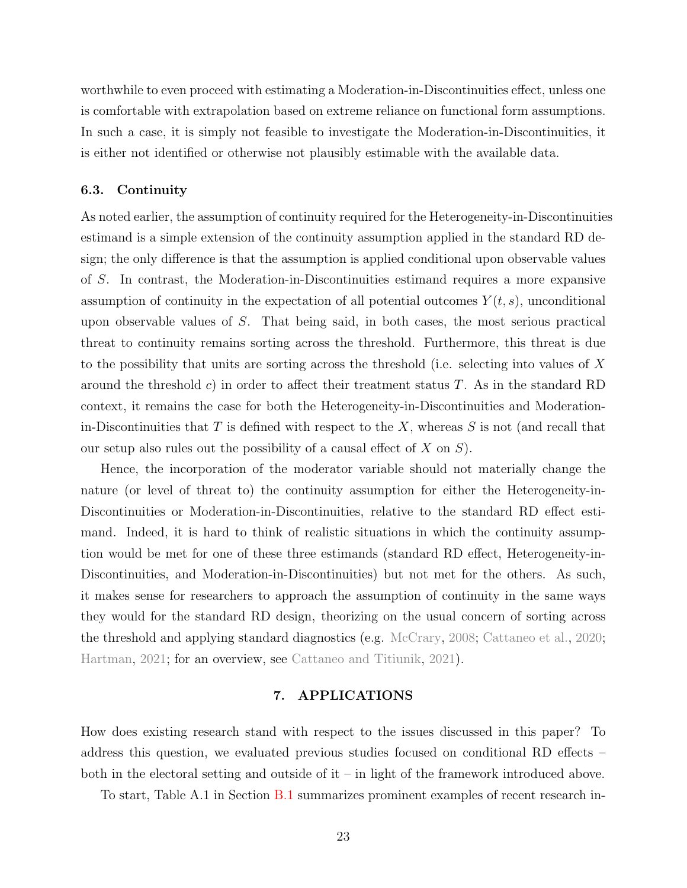worthwhile to even proceed with estimating a Moderation-in-Discontinuities effect, unless one is comfortable with extrapolation based on extreme reliance on functional form assumptions. In such a case, it is simply not feasible to investigate the Moderation-in-Discontinuities, it is either not identified or otherwise not plausibly estimable with the available data.

### 6.3. Continuity

As noted earlier, the assumption of continuity required for the Heterogeneity-in-Discontinuities estimand is a simple extension of the continuity assumption applied in the standard RD design; the only difference is that the assumption is applied conditional upon observable values of $S$. In contrast, the Moderation-in-Discontinuities estimand requires a more expansive assumption of continuity in the expectation of all potential outcomes $Y(t, s)$, unconditional upon observable values of $S$. That being said, in both cases, the most serious practical threat to continuity remains sorting across the threshold. Furthermore, this threat is due to the possibility that units are sorting across the threshold (i.e. selecting into values of $X$ around the threshold $c$) in order to affect their treatment status $T$. As in the standard RD context, it remains the case for both the Heterogeneity-in-Discontinuities and Moderation-in-Discontinuities that $T$ is defined with respect to the $X$, whereas $S$ is not (and recall that our setup also rules out the possibility of a causal effect of $X$ on $S$).

Hence, the incorporation of the moderator variable should not materially change the nature (or level of threat to) the continuity assumption for either the Heterogeneity-in-Discontinuities or Moderation-in-Discontinuities, relative to the standard RD effect estimand. Indeed, it is hard to think of realistic situations in which the continuity assumption would be met for one of these three estimands (standard RD effect, Heterogeneity-in-Discontinuities, and Moderation-in-Discontinuities) but not met for the others. As such, it makes sense for researchers to approach the assumption of continuity in the same ways they would for the standard RD design, theorizing on the usual concern of sorting across the threshold and applying standard diagnostics (e.g. McCrary, 2008; Cattaneo et al., 2020; Hartman, 2021; for an overview, see Cattaneo and Titiunik, 2021).

## 7. APPLICATIONS

How does existing research stand with respect to the issues discussed in this paper? To address this question, we evaluated previous studies focused on conditional RD effects – both in the electoral setting and outside of it – in light of the framework introduced above.

To start, Table A.1 in Section B.1 summarizes prominent examples of recent research in-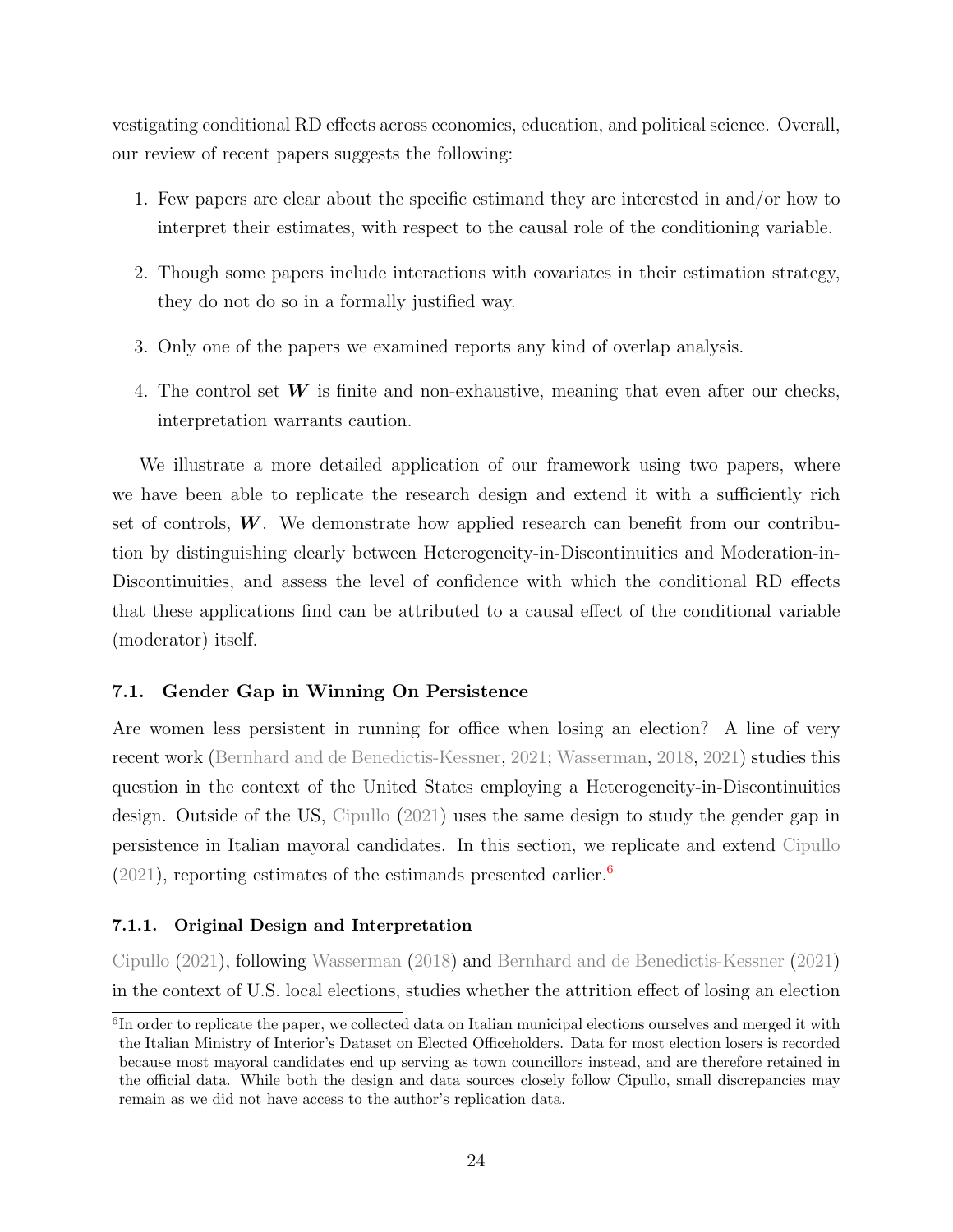vestigating conditional RD effects across economics, education, and political science. Overall, our review of recent papers suggests the following:

1. Few papers are clear about the specific estimand they are interested in and/or how to interpret their estimates, with respect to the causal role of the conditioning variable.
2. Though some papers include interactions with covariates in their estimation strategy, they do not do so in a formally justified way.
3. Only one of the papers we examined reports any kind of overlap analysis.
4. The control set $\boldsymbol{W}$ is finite and non-exhaustive, meaning that even after our checks, interpretation warrants caution.

We illustrate a more detailed application of our framework using two papers, where we have been able to replicate the research design and extend it with a sufficiently rich set of controls, $\boldsymbol{W}$. We demonstrate how applied research can benefit from our contribution by distinguishing clearly between Heterogeneity-in-Discontinuities and Moderation-in-Discontinuities, and assess the level of confidence with which the conditional RD effects that these applications find can be attributed to a causal effect of the conditional variable (moderator) itself.

### 7.1. Gender Gap in Winning On Persistence

Are women less persistent in running for office when losing an election? A line of very recent work (Bernhard and de Benedictis-Kessner, 2021; Wasserman, 2018, 2021) studies this question in the context of the United States employing a Heterogeneity-in-Discontinuities design. Outside of the US, Cipullo (2021) uses the same design to study the gender gap in persistence in Italian mayoral candidates. In this section, we replicate and extend Cipullo (2021), reporting estimates of the estimands presented earlier.[6]

#### 7.1.1. Original Design and Interpretation

Cipullo (2021), following Wasserman (2018) and Bernhard and de Benedictis-Kessner (2021) in the context of U.S. local elections, studies whether the attrition effect of losing an election

[6] In order to replicate the paper, we collected data on Italian municipal elections ourselves and merged it with the Italian Ministry of Interior's Dataset on Elected Officeholders. Data for most election losers is recorded because most mayoral candidates end up serving as town councillors instead, and are therefore retained in the official data. While both the design and data sources closely follow Cipullo, small discrepancies may remain as we did not have access to the author's replication data.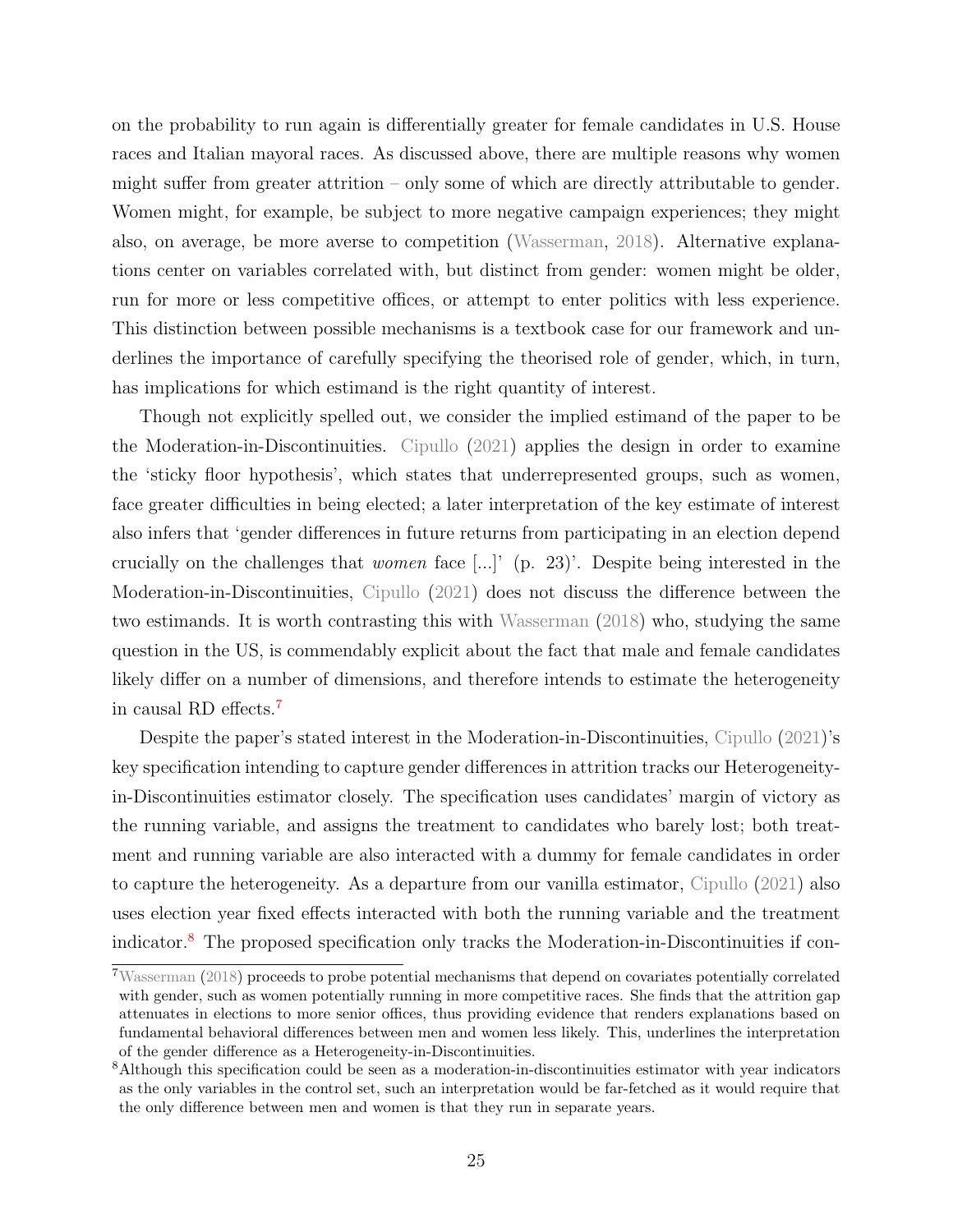on the probability to run again is differentially greater for female candidates in U.S. House races and Italian mayoral races. As discussed above, there are multiple reasons why women might suffer from greater attrition – only some of which are directly attributable to gender. Women might, for example, be subject to more negative campaign experiences; they might also, on average, be more averse to competition (Wasserman, 2018). Alternative explanations center on variables correlated with, but distinct from gender: women might be older, run for more or less competitive offices, or attempt to enter politics with less experience. This distinction between possible mechanisms is a textbook case for our framework and underlines the importance of carefully specifying the theorised role of gender, which, in turn, has implications for which estimand is the right quantity of interest.

Though not explicitly spelled out, we consider the implied estimand of the paper to be the Moderation-in-Discontinuities. Cipullo (2021) applies the design in order to examine the 'sticky floor hypothesis', which states that underrepresented groups, such as women, face greater difficulties in being elected; a later interpretation of the key estimate of interest also infers that 'gender differences in future returns from participating in an election depend crucially on the challenges that *women* face [...]' (p. 23)'. Despite being interested in the Moderation-in-Discontinuities, Cipullo (2021) does not discuss the difference between the two estimands. It is worth contrasting this with Wasserman (2018) who, studying the same question in the US, is commendably explicit about the fact that male and female candidates likely differ on a number of dimensions, and therefore intends to estimate the heterogeneity in causal RD effects.[7]

Despite the paper's stated interest in the Moderation-in-Discontinuities, Cipullo (2021)'s key specification intending to capture gender differences in attrition tracks our Heterogeneity-in-Discontinuities estimator closely. The specification uses candidates' margin of victory as the running variable, and assigns the treatment to candidates who barely lost; both treatment and running variable are also interacted with a dummy for female candidates in order to capture the heterogeneity. As a departure from our vanilla estimator, Cipullo (2021) also uses election year fixed effects interacted with both the running variable and the treatment indicator.[8] The proposed specification only tracks the Moderation-in-Discontinuities if con-

[7] Wasserman (2018) proceeds to probe potential mechanisms that depend on covariates potentially correlated with gender, such as women potentially running in more competitive races. She finds that the attrition gap attenuates in elections to more senior offices, thus providing evidence that renders explanations based on fundamental behavioral differences between men and women less likely. This, underlines the interpretation of the gender difference as a Heterogeneity-in-Discontinuities.

[8] Although this specification could be seen as a moderation-in-discontinuities estimator with year indicators as the only variables in the control set, such an interpretation would be far-fetched as it would require that the only difference between men and women is that they run in separate years.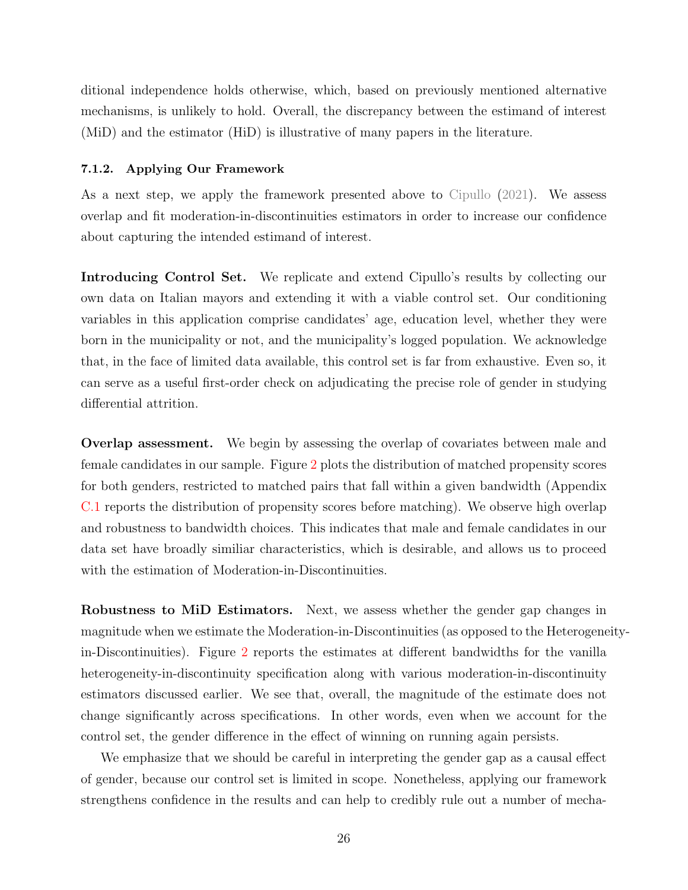ditional independence holds otherwise, which, based on previously mentioned alternative mechanisms, is unlikely to hold. Overall, the discrepancy between the estimand of interest (MiD) and the estimator (HiD) is illustrative of many papers in the literature.

#### 7.1.2. Applying Our Framework

As a next step, we apply the framework presented above to Cipullo (2021). We assess overlap and fit moderation-in-discontinuities estimators in order to increase our confidence about capturing the intended estimand of interest.

**Introducing Control Set.** We replicate and extend Cipullo's results by collecting our own data on Italian mayors and extending it with a viable control set. Our conditioning variables in this application comprise candidates' age, education level, whether they were born in the municipality or not, and the municipality's logged population. We acknowledge that, in the face of limited data available, this control set is far from exhaustive. Even so, it can serve as a useful first-order check on adjudicating the precise role of gender in studying differential attrition.

**Overlap assessment.** We begin by assessing the overlap of covariates between male and female candidates in our sample. Figure 2 plots the distribution of matched propensity scores for both genders, restricted to matched pairs that fall within a given bandwidth (Appendix C.1 reports the distribution of propensity scores before matching). We observe high overlap and robustness to bandwidth choices. This indicates that male and female candidates in our data set have broadly similiar characteristics, which is desirable, and allows us to proceed with the estimation of Moderation-in-Discontinuities.

**Robustness to MiD Estimators.** Next, we assess whether the gender gap changes in magnitude when we estimate the Moderation-in-Discontinuities (as opposed to the Heterogeneity-in-Discontinuities). Figure 2 reports the estimates at different bandwidths for the vanilla heterogeneity-in-discontinuity specification along with various moderation-in-discontinuity estimators discussed earlier. We see that, overall, the magnitude of the estimate does not change significantly across specifications. In other words, even when we account for the control set, the gender difference in the effect of winning on running again persists.

We emphasize that we should be careful in interpreting the gender gap as a causal effect of gender, because our control set is limited in scope. Nonetheless, applying our framework strengthens confidence in the results and can help to credibly rule out a number of mecha-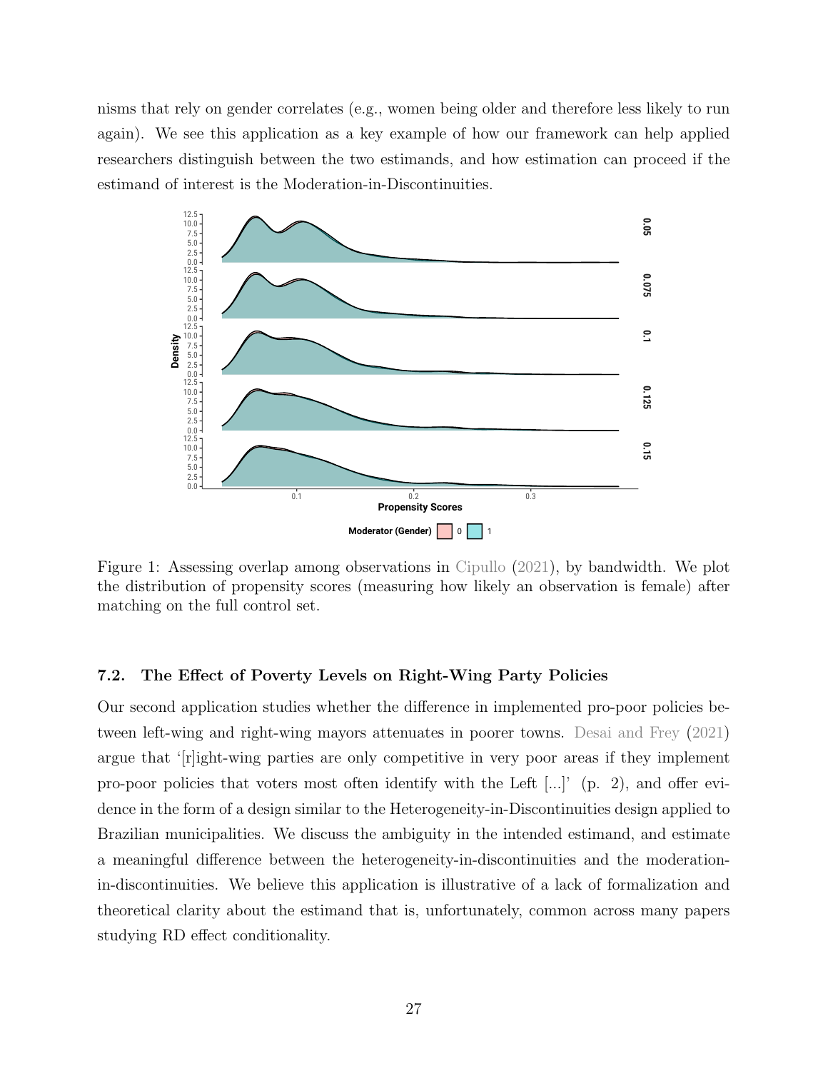nisms that rely on gender correlates (e.g., women being older and therefore less likely to run again). We see this application as a key example of how our framework can help applied researchers distinguish between the two estimands, and how estimation can proceed if the estimand of interest is the Moderation-in-Discontinuities.

Figure 1: Assessing overlap among observations in Cipullo (2021), by bandwidth. We plot the distribution of propensity scores (measuring how likely an observation is female) after matching on the full control set.

### 7.2. The Effect of Poverty Levels on Right-Wing Party Policies

Our second application studies whether the difference in implemented pro-poor policies between left-wing and right-wing mayors attenuates in poorer towns. Desai and Frey (2021) argue that '[r]ight-wing parties are only competitive in very poor areas if they implement pro-poor policies that voters most often identify with the Left [...]' (p. 2), and offer evidence in the form of a design similar to the Heterogeneity-in-Discontinuities design applied to Brazilian municipalities. We discuss the ambiguity in the intended estimand, and estimate a meaningful difference between the heterogeneity-in-discontinuities and the moderation-in-discontinuities. We believe this application is illustrative of a lack of formalization and theoretical clarity about the estimand that is, unfortunately, common across many papers studying RD effect conditionality.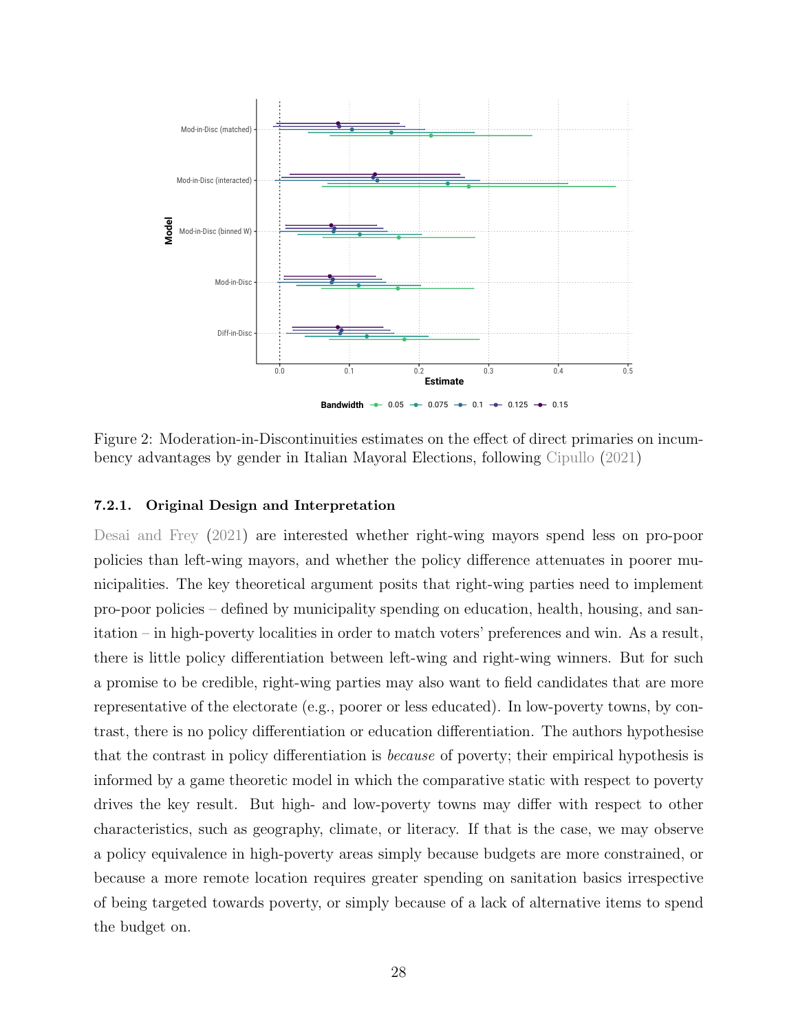Figure 2: Moderation-in-Discontinuities estimates on the effect of direct primaries on incumbency advantages by gender in Italian Mayoral Elections, following Cipullo (2021)

#### 7.2.1. Original Design and Interpretation

Desai and Frey (2021) are interested whether right-wing mayors spend less on pro-poor policies than left-wing mayors, and whether the policy difference attenuates in poorer municipalities. The key theoretical argument posits that right-wing parties need to implement pro-poor policies – defined by municipality spending on education, health, housing, and sanitation – in high-poverty localities in order to match voters' preferences and win. As a result, there is little policy differentiation between left-wing and right-wing winners. But for such a promise to be credible, right-wing parties may also want to field candidates that are more representative of the electorate (e.g., poorer or less educated). In low-poverty towns, by contrast, there is no policy differentiation or education differentiation. The authors hypothesise that the contrast in policy differentiation is *because* of poverty; their empirical hypothesis is informed by a game theoretic model in which the comparative static with respect to poverty drives the key result. But high- and low-poverty towns may differ with respect to other characteristics, such as geography, climate, or literacy. If that is the case, we may observe a policy equivalence in high-poverty areas simply because budgets are more constrained, or because a more remote location requires greater spending on sanitation basics irrespective of being targeted towards poverty, or simply because of a lack of alternative items to spend the budget on.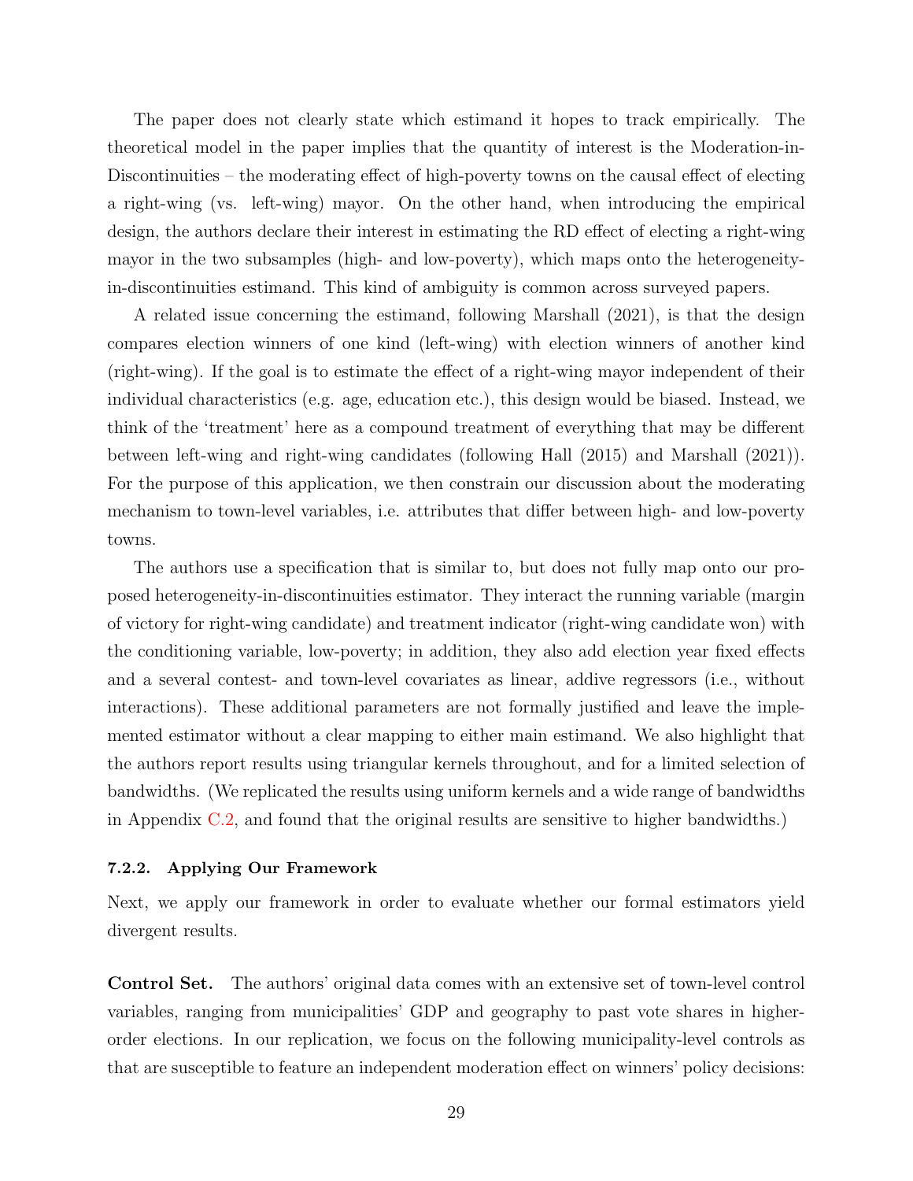The paper does not clearly state which estimand it hopes to track empirically. The theoretical model in the paper implies that the quantity of interest is the Moderation-in-Discontinuities – the moderating effect of high-poverty towns on the causal effect of electing a right-wing (vs. left-wing) mayor. On the other hand, when introducing the empirical design, the authors declare their interest in estimating the RD effect of electing a right-wing mayor in the two subsamples (high- and low-poverty), which maps onto the heterogeneity-in-discontinuities estimand. This kind of ambiguity is common across surveyed papers.

A related issue concerning the estimand, following Marshall (2021), is that the design compares election winners of one kind (left-wing) with election winners of another kind (right-wing). If the goal is to estimate the effect of a right-wing mayor independent of their individual characteristics (e.g. age, education etc.), this design would be biased. Instead, we think of the 'treatment' here as a compound treatment of everything that may be different between left-wing and right-wing candidates (following Hall (2015) and Marshall (2021)). For the purpose of this application, we then constrain our discussion about the moderating mechanism to town-level variables, i.e. attributes that differ between high- and low-poverty towns.

The authors use a specification that is similar to, but does not fully map onto our proposed heterogeneity-in-discontinuities estimator. They interact the running variable (margin of victory for right-wing candidate) and treatment indicator (right-wing candidate won) with the conditioning variable, low-poverty; in addition, they also add election year fixed effects and a several contest- and town-level covariates as linear, addive regressors (i.e., without interactions). These additional parameters are not formally justified and leave the implemented estimator without a clear mapping to either main estimand. We also highlight that the authors report results using triangular kernels throughout, and for a limited selection of bandwidths. (We replicated the results using uniform kernels and a wide range of bandwidths in Appendix C.2, and found that the original results are sensitive to higher bandwidths.)

#### 7.2.2. Applying Our Framework

Next, we apply our framework in order to evaluate whether our formal estimators yield divergent results.

**Control Set.** The authors' original data comes with an extensive set of town-level control variables, ranging from municipalities' GDP and geography to past vote shares in higher-order elections. In our replication, we focus on the following municipality-level controls as that are susceptible to feature an independent moderation effect on winners' policy decisions: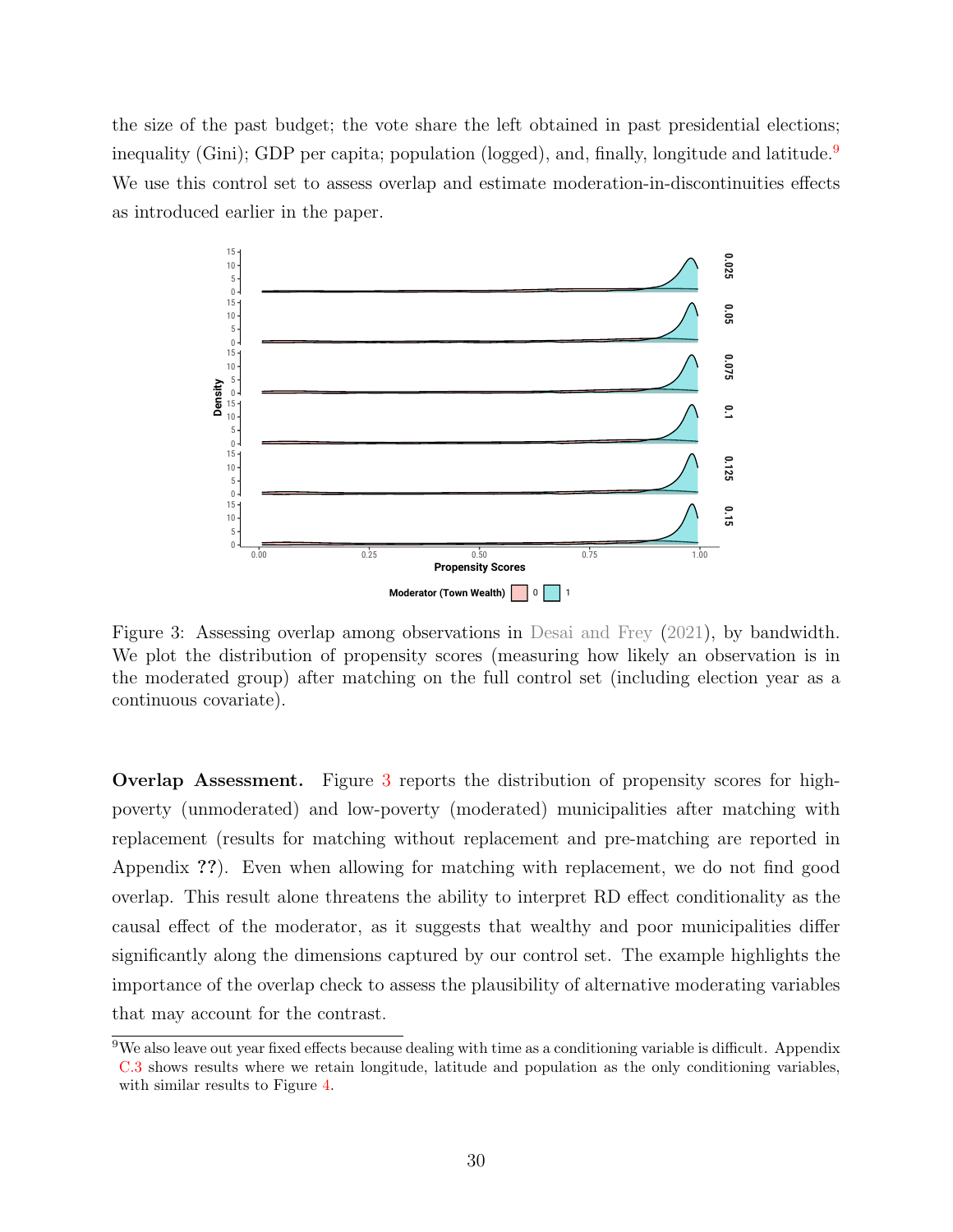the size of the past budget; the vote share the left obtained in past presidential elections; inequality (Gini); GDP per capita; population (logged), and, finally, longitude and latitude.[9] We use this control set to assess overlap and estimate moderation-in-discontinuities effects as introduced earlier in the paper.

Figure 3: Assessing overlap among observations in Desai and Frey (2021), by bandwidth. We plot the distribution of propensity scores (measuring how likely an observation is in the moderated group) after matching on the full control set (including election year as a continuous covariate).

**Overlap Assessment.** Figure 3 reports the distribution of propensity scores for high-poverty (unmoderated) and low-poverty (moderated) municipalities after matching with replacement (results for matching without replacement and pre-matching are reported in Appendix ??). Even when allowing for matching with replacement, we do not find good overlap. This result alone threatens the ability to interpret RD effect conditionality as the causal effect of the moderator, as it suggests that wealthy and poor municipalities differ significantly along the dimensions captured by our control set. The example highlights the importance of the overlap check to assess the plausibility of alternative moderating variables that may account for the contrast.

[9] We also leave out year fixed effects because dealing with time as a conditioning variable is difficult. Appendix C.3 shows results where we retain longitude, latitude and population as the only conditioning variables, with similar results to Figure 4.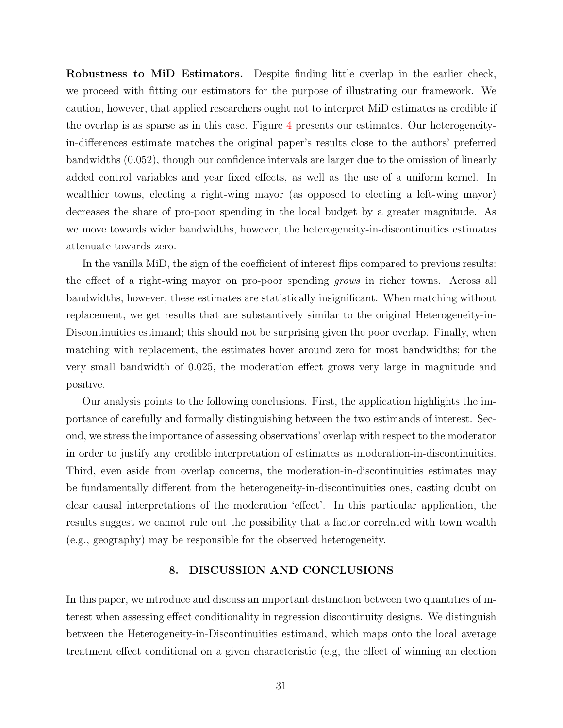**Robustness to MiD Estimators.** Despite finding little overlap in the earlier check, we proceed with fitting our estimators for the purpose of illustrating our framework. We caution, however, that applied researchers ought not to interpret MiD estimates as credible if the overlap is as sparse as in this case. Figure 4 presents our estimates. Our heterogeneity-in-differences estimate matches the original paper's results close to the authors' preferred bandwidths (0.052), though our confidence intervals are larger due to the omission of linearly added control variables and year fixed effects, as well as the use of a uniform kernel. In wealthier towns, electing a right-wing mayor (as opposed to electing a left-wing mayor) decreases the share of pro-poor spending in the local budget by a greater magnitude. As we move towards wider bandwidths, however, the heterogeneity-in-discontinuities estimates attenuate towards zero.

In the vanilla MiD, the sign of the coefficient of interest flips compared to previous results: the effect of a right-wing mayor on pro-poor spending *grows* in richer towns. Across all bandwidths, however, these estimates are statistically insignificant. When matching without replacement, we get results that are substantively similar to the original Heterogeneity-in-Discontinuities estimand; this should not be surprising given the poor overlap. Finally, when matching with replacement, the estimates hover around zero for most bandwidths; for the very small bandwidth of 0.025, the moderation effect grows very large in magnitude and positive.

Our analysis points to the following conclusions. First, the application highlights the importance of carefully and formally distinguishing between the two estimands of interest. Second, we stress the importance of assessing observations' overlap with respect to the moderator in order to justify any credible interpretation of estimates as moderation-in-discontinuities. Third, even aside from overlap concerns, the moderation-in-discontinuities estimates may be fundamentally different from the heterogeneity-in-discontinuities ones, casting doubt on clear causal interpretations of the moderation 'effect'. In this particular application, the results suggest we cannot rule out the possibility that a factor correlated with town wealth (e.g., geography) may be responsible for the observed heterogeneity.

## 8. DISCUSSION AND CONCLUSIONS

In this paper, we introduce and discuss an important distinction between two quantities of interest when assessing effect conditionality in regression discontinuity designs. We distinguish between the Heterogeneity-in-Discontinuities estimand, which maps onto the local average treatment effect conditional on a given characteristic (e.g, the effect of winning an election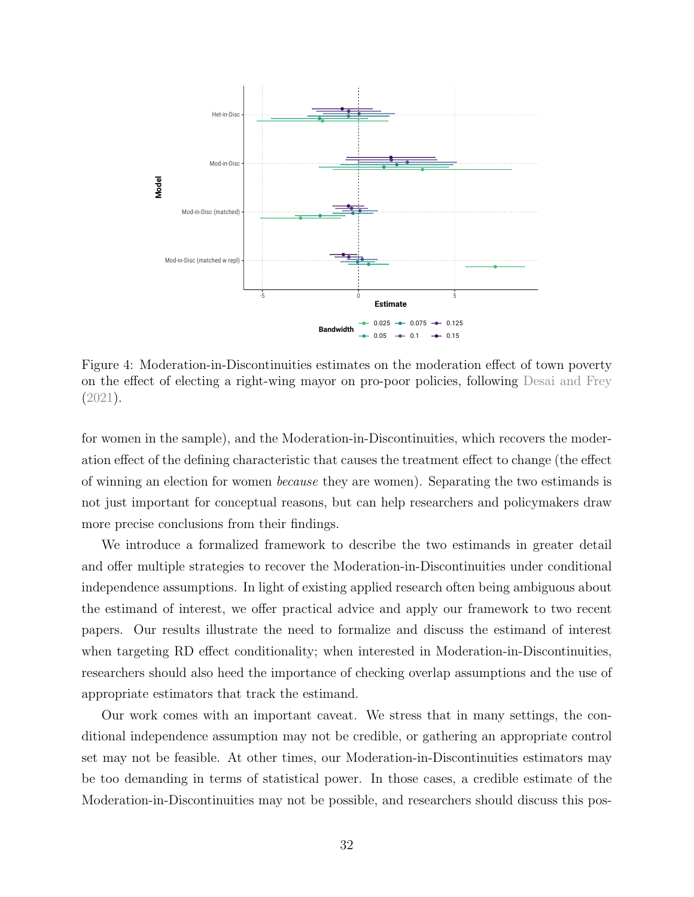Figure 4: Moderation-in-Discontinuities estimates on the moderation effect of town poverty on the effect of electing a right-wing mayor on pro-poor policies, following Desai and Frey (2021).

for women in the sample), and the Moderation-in-Discontinuities, which recovers the moderation effect of the defining characteristic that causes the treatment effect to change (the effect of winning an election for women *because* they are women). Separating the two estimands is not just important for conceptual reasons, but can help researchers and policymakers draw more precise conclusions from their findings.

We introduce a formalized framework to describe the two estimands in greater detail and offer multiple strategies to recover the Moderation-in-Discontinuities under conditional independence assumptions. In light of existing applied research often being ambiguous about the estimand of interest, we offer practical advice and apply our framework to two recent papers. Our results illustrate the need to formalize and discuss the estimand of interest when targeting RD effect conditionality; when interested in Moderation-in-Discontinuities, researchers should also heed the importance of checking overlap assumptions and the use of appropriate estimators that track the estimand.

Our work comes with an important caveat. We stress that in many settings, the conditional independence assumption may not be credible, or gathering an appropriate control set may not be feasible. At other times, our Moderation-in-Discontinuities estimators may be too demanding in terms of statistical power. In those cases, a credible estimate of the Moderation-in-Discontinuities may not be possible, and researchers should discuss this pos-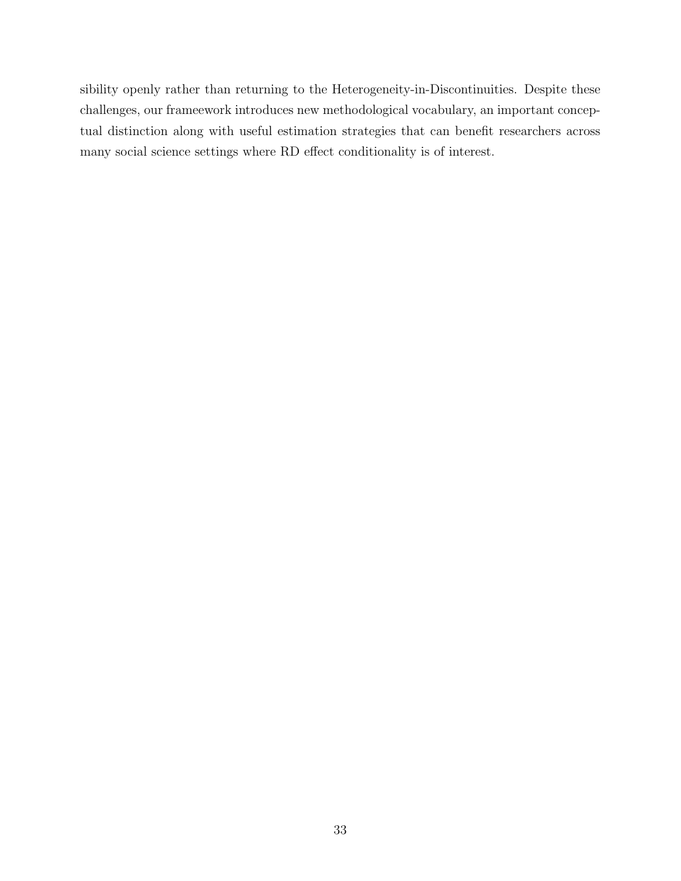sibility openly rather than returning to the Heterogeneity-in-Discontinuities. Despite these challenges, our frameework introduces new methodological vocabulary, an important conceptual distinction along with useful estimation strategies that can benefit researchers across many social science settings where RD effect conditionality is of interest.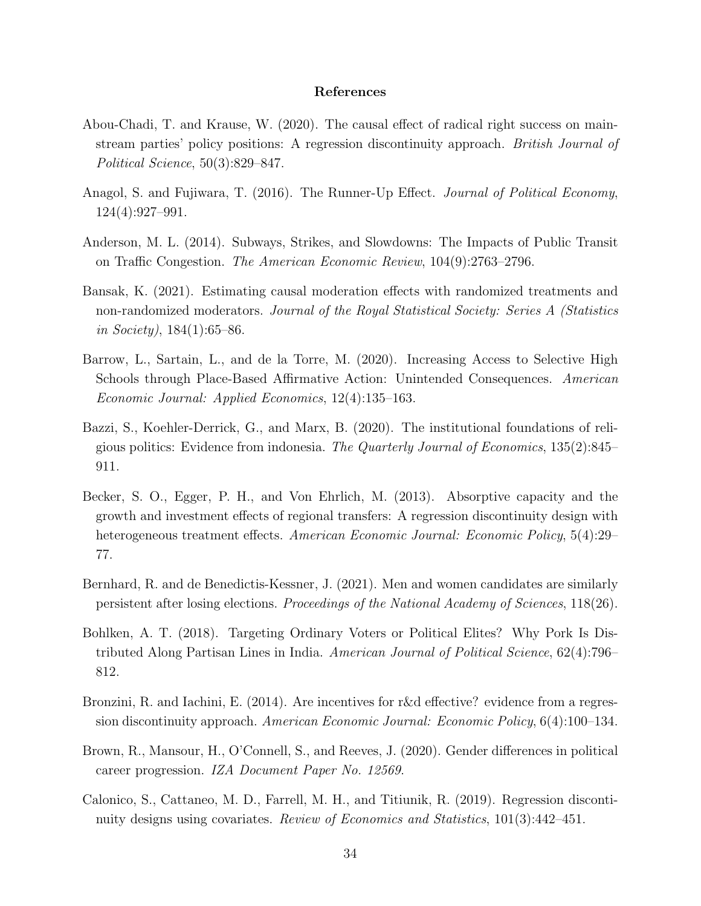## References

Abou-Chadi, T. and Krause, W. (2020). The causal effect of radical right success on mainstream parties' policy positions: A regression discontinuity approach. *British Journal of Political Science*, 50(3):829–847.

Anagol, S. and Fujiwara, T. (2016). The Runner-Up Effect. *Journal of Political Economy*, 124(4):927–991.

Anderson, M. L. (2014). Subways, Strikes, and Slowdowns: The Impacts of Public Transit on Traffic Congestion. *The American Economic Review*, 104(9):2763–2796.

Bansak, K. (2021). Estimating causal moderation effects with randomized treatments and non-randomized moderators. *Journal of the Royal Statistical Society: Series A (Statistics in Society)*, 184(1):65–86.

Barrow, L., Sartain, L., and de la Torre, M. (2020). Increasing Access to Selective High Schools through Place-Based Affirmative Action: Unintended Consequences. *American Economic Journal: Applied Economics*, 12(4):135–163.

Bazzi, S., Koehler-Derrick, G., and Marx, B. (2020). The institutional foundations of religious politics: Evidence from indonesia. *The Quarterly Journal of Economics*, 135(2):845–911.

Becker, S. O., Egger, P. H., and Von Ehrlich, M. (2013). Absorptive capacity and the growth and investment effects of regional transfers: A regression discontinuity design with heterogeneous treatment effects. *American Economic Journal: Economic Policy*, 5(4):29–77.

Bernhard, R. and de Benedictis-Kessner, J. (2021). Men and women candidates are similarly persistent after losing elections. *Proceedings of the National Academy of Sciences*, 118(26).

Bohlken, A. T. (2018). Targeting Ordinary Voters or Political Elites? Why Pork Is Distributed Along Partisan Lines in India. *American Journal of Political Science*, 62(4):796–812.

Bronzini, R. and Iachini, E. (2014). Are incentives for r&d effective? evidence from a regression discontinuity approach. *American Economic Journal: Economic Policy*, 6(4):100–134.

Brown, R., Mansour, H., O'Connell, S., and Reeves, J. (2020). Gender differences in political career progression. *IZA Document Paper No. 12569*.

Calonico, S., Cattaneo, M. D., Farrell, M. H., and Titiunik, R. (2019). Regression discontinuity designs using covariates. *Review of Economics and Statistics*, 101(3):442–451.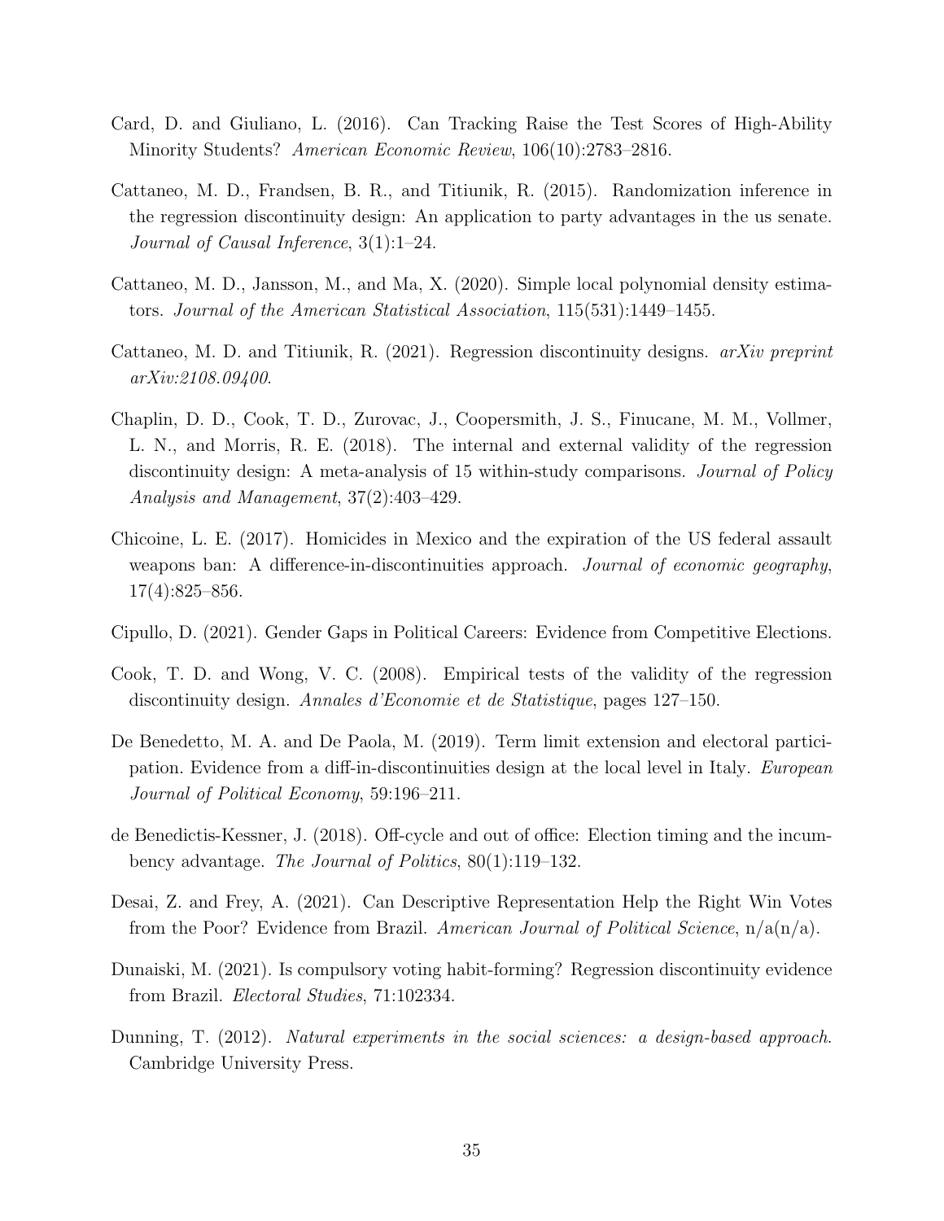Card, D. and Giuliano, L. (2016). Can Tracking Raise the Test Scores of High-Ability Minority Students? *American Economic Review*, 106(10):2783–2816.

Cattaneo, M. D., Frandsen, B. R., and Titiunik, R. (2015). Randomization inference in the regression discontinuity design: An application to party advantages in the us senate. *Journal of Causal Inference*, 3(1):1–24.

Cattaneo, M. D., Jansson, M., and Ma, X. (2020). Simple local polynomial density estimators. *Journal of the American Statistical Association*, 115(531):1449–1455.

Cattaneo, M. D. and Titiunik, R. (2021). Regression discontinuity designs. *arXiv preprint arXiv:2108.09400*.

Chaplin, D. D., Cook, T. D., Zurovac, J., Coopersmith, J. S., Finucane, M. M., Vollmer, L. N., and Morris, R. E. (2018). The internal and external validity of the regression discontinuity design: A meta-analysis of 15 within-study comparisons. *Journal of Policy Analysis and Management*, 37(2):403–429.

Chicoine, L. E. (2017). Homicides in Mexico and the expiration of the US federal assault weapons ban: A difference-in-discontinuities approach. *Journal of economic geography*, 17(4):825–856.

Cipullo, D. (2021). Gender Gaps in Political Careers: Evidence from Competitive Elections.

Cook, T. D. and Wong, V. C. (2008). Empirical tests of the validity of the regression discontinuity design. *Annales d'Economie et de Statistique*, pages 127–150.

De Benedetto, M. A. and De Paola, M. (2019). Term limit extension and electoral participation. Evidence from a diff-in-discontinuities design at the local level in Italy. *European Journal of Political Economy*, 59:196–211.

de Benedictis-Kessner, J. (2018). Off-cycle and out of office: Election timing and the incumbency advantage. *The Journal of Politics*, 80(1):119–132.

Desai, Z. and Frey, A. (2021). Can Descriptive Representation Help the Right Win Votes from the Poor? Evidence from Brazil. *American Journal of Political Science*, n/a(n/a).

Dunaiski, M. (2021). Is compulsory voting habit-forming? Regression discontinuity evidence from Brazil. *Electoral Studies*, 71:102334.

Dunning, T. (2012). *Natural experiments in the social sciences: a design-based approach*. Cambridge University Press.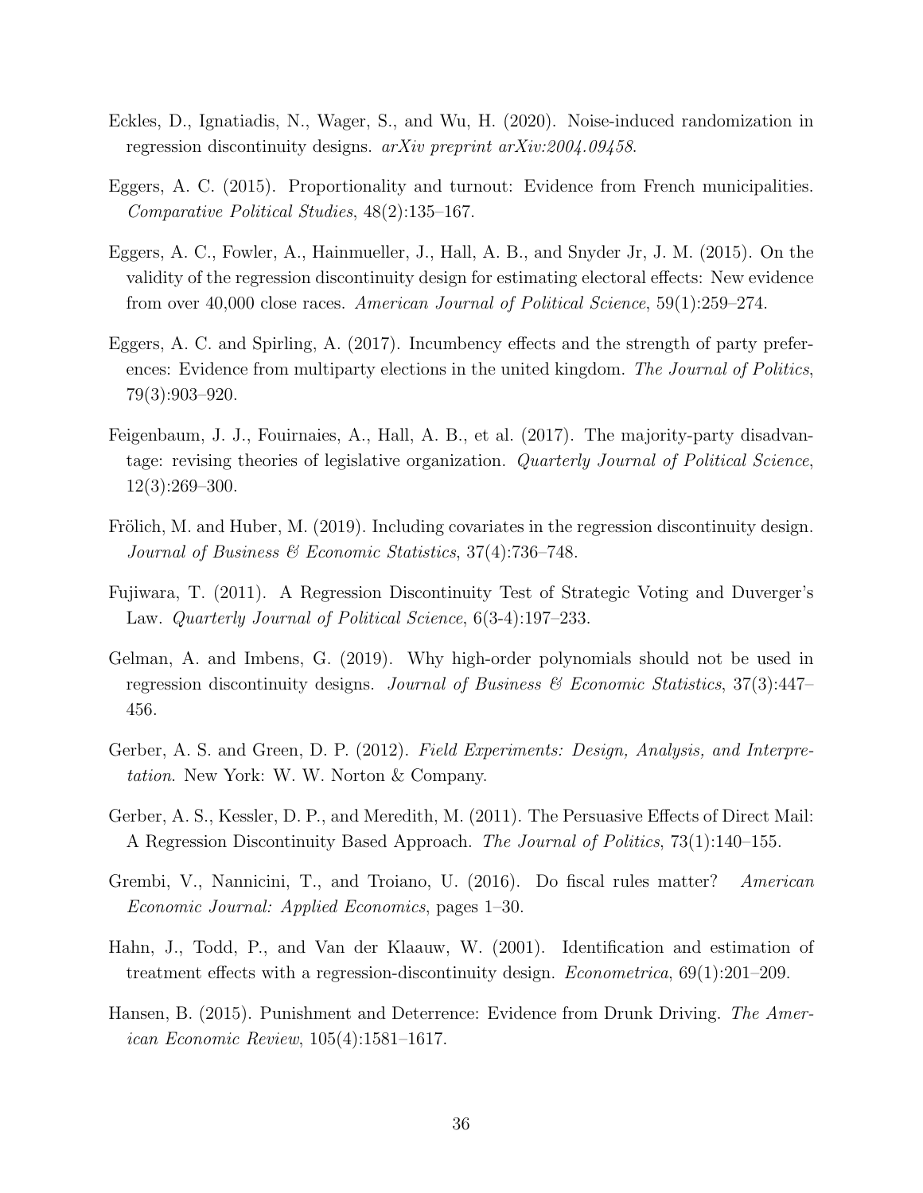Eckles, D., Ignatiadis, N., Wager, S., and Wu, H. (2020). Noise-induced randomization in regression discontinuity designs. *arXiv preprint arXiv:2004.09458*.

Eggers, A. C. (2015). Proportionality and turnout: Evidence from French municipalities. *Comparative Political Studies*, 48(2):135–167.

Eggers, A. C., Fowler, A., Hainmueller, J., Hall, A. B., and Snyder Jr, J. M. (2015). On the validity of the regression discontinuity design for estimating electoral effects: New evidence from over 40,000 close races. *American Journal of Political Science*, 59(1):259–274.

Eggers, A. C. and Spirling, A. (2017). Incumbency effects and the strength of party preferences: Evidence from multiparty elections in the united kingdom. *The Journal of Politics*, 79(3):903–920.

Feigenbaum, J. J., Fouirnaies, A., Hall, A. B., et al. (2017). The majority-party disadvantage: revising theories of legislative organization. *Quarterly Journal of Political Science*, 12(3):269–300.

Frölich, M. and Huber, M. (2019). Including covariates in the regression discontinuity design. *Journal of Business & Economic Statistics*, 37(4):736–748.

Fujiwara, T. (2011). A Regression Discontinuity Test of Strategic Voting and Duverger's Law. *Quarterly Journal of Political Science*, 6(3-4):197–233.

Gelman, A. and Imbens, G. (2019). Why high-order polynomials should not be used in regression discontinuity designs. *Journal of Business & Economic Statistics*, 37(3):447–456.

Gerber, A. S. and Green, D. P. (2012). *Field Experiments: Design, Analysis, and Interpretation*. New York: W. W. Norton & Company.

Gerber, A. S., Kessler, D. P., and Meredith, M. (2011). The Persuasive Effects of Direct Mail: A Regression Discontinuity Based Approach. *The Journal of Politics*, 73(1):140–155.

Grembi, V., Nannicini, T., and Troiano, U. (2016). Do fiscal rules matter? *American Economic Journal: Applied Economics*, pages 1–30.

Hahn, J., Todd, P., and Van der Klaauw, W. (2001). Identification and estimation of treatment effects with a regression-discontinuity design. *Econometrica*, 69(1):201–209.

Hansen, B. (2015). Punishment and Deterrence: Evidence from Drunk Driving. *The American Economic Review*, 105(4):1581–1617.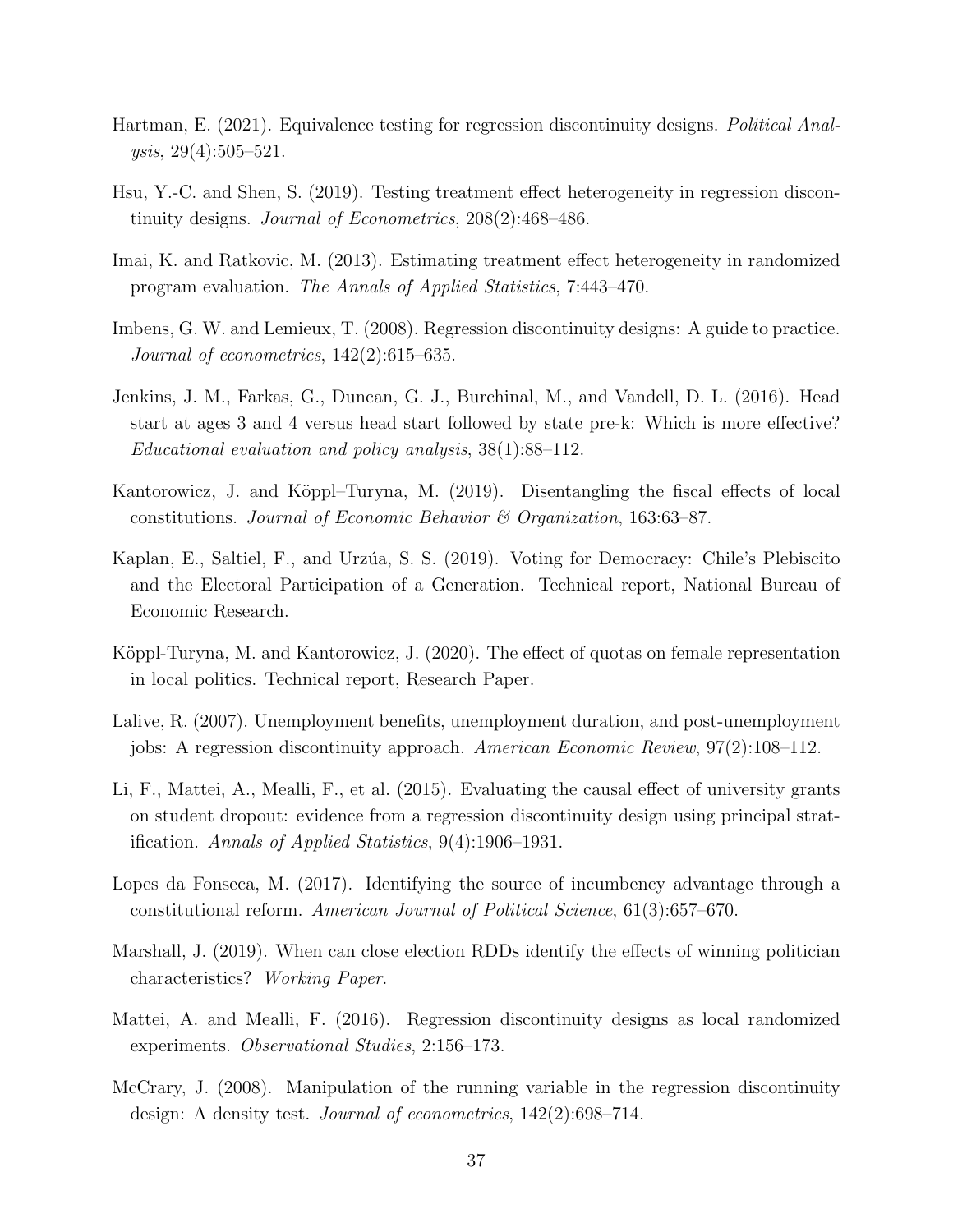Hartman, E. (2021). Equivalence testing for regression discontinuity designs. *Political Analysis*, 29(4):505–521.

Hsu, Y.-C. and Shen, S. (2019). Testing treatment effect heterogeneity in regression discontinuity designs. *Journal of Econometrics*, 208(2):468–486.

Imai, K. and Ratkovic, M. (2013). Estimating treatment effect heterogeneity in randomized program evaluation. *The Annals of Applied Statistics*, 7:443–470.

Imbens, G. W. and Lemieux, T. (2008). Regression discontinuity designs: A guide to practice. *Journal of econometrics*, 142(2):615–635.

Jenkins, J. M., Farkas, G., Duncan, G. J., Burchinal, M., and Vandell, D. L. (2016). Head start at ages 3 and 4 versus head start followed by state pre-k: Which is more effective? *Educational evaluation and policy analysis*, 38(1):88–112.

Kantorowicz, J. and Köppl–Turyna, M. (2019). Disentangling the fiscal effects of local constitutions. *Journal of Economic Behavior & Organization*, 163:63–87.

Kaplan, E., Saltiel, F., and Urzúa, S. S. (2019). Voting for Democracy: Chile's Plebiscito and the Electoral Participation of a Generation. Technical report, National Bureau of Economic Research.

Köppl-Turyna, M. and Kantorowicz, J. (2020). The effect of quotas on female representation in local politics. Technical report, Research Paper.

Lalive, R. (2007). Unemployment benefits, unemployment duration, and post-unemployment jobs: A regression discontinuity approach. *American Economic Review*, 97(2):108–112.

Li, F., Mattei, A., Mealli, F., et al. (2015). Evaluating the causal effect of university grants on student dropout: evidence from a regression discontinuity design using principal stratification. *Annals of Applied Statistics*, 9(4):1906–1931.

Lopes da Fonseca, M. (2017). Identifying the source of incumbency advantage through a constitutional reform. *American Journal of Political Science*, 61(3):657–670.

Marshall, J. (2019). When can close election RDDs identify the effects of winning politician characteristics? *Working Paper*.

Mattei, A. and Mealli, F. (2016). Regression discontinuity designs as local randomized experiments. *Observational Studies*, 2:156–173.

McCrary, J. (2008). Manipulation of the running variable in the regression discontinuity design: A density test. *Journal of econometrics*, 142(2):698–714.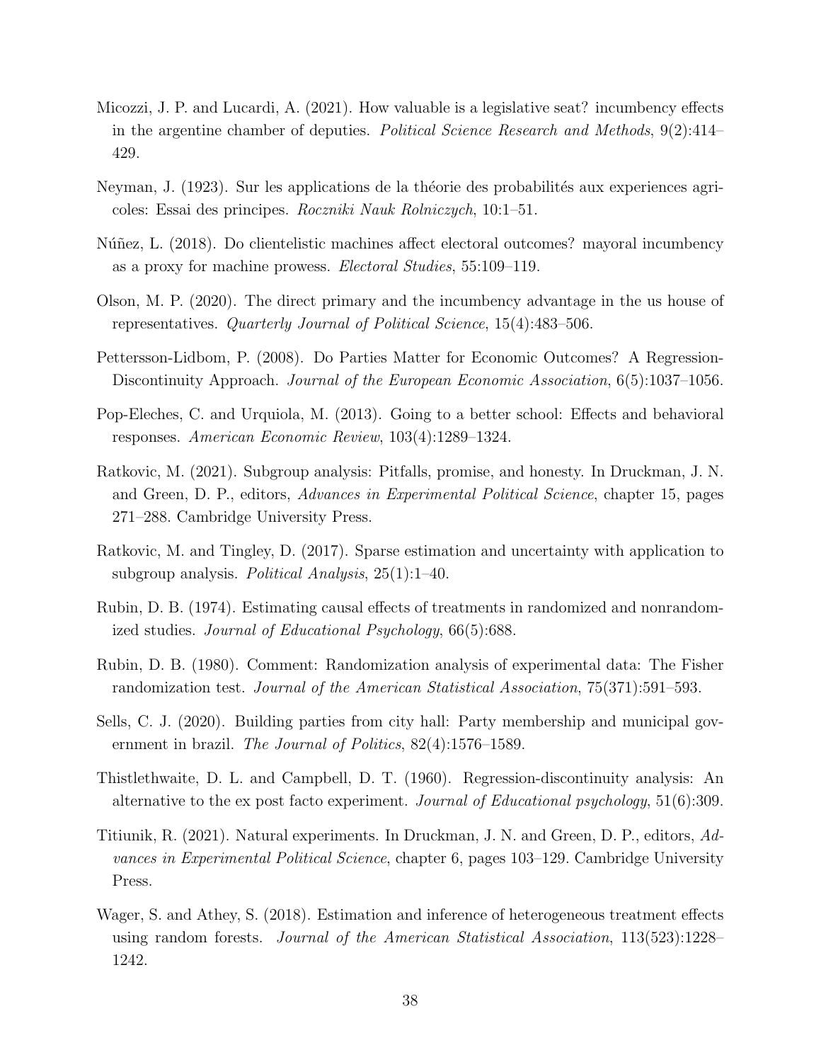Micozzi, J. P. and Lucardi, A. (2021). How valuable is a legislative seat? incumbency effects in the argentine chamber of deputies. *Political Science Research and Methods*, 9(2):414–429.

Neyman, J. (1923). Sur les applications de la théorie des probabilités aux experiences agricoles: Essai des principes. *Roczniki Nauk Rolniczych*, 10:1–51.

Núñez, L. (2018). Do clientelistic machines affect electoral outcomes? mayoral incumbency as a proxy for machine prowess. *Electoral Studies*, 55:109–119.

Olson, M. P. (2020). The direct primary and the incumbency advantage in the us house of representatives. *Quarterly Journal of Political Science*, 15(4):483–506.

Pettersson-Lidbom, P. (2008). Do Parties Matter for Economic Outcomes? A Regression-Discontinuity Approach. *Journal of the European Economic Association*, 6(5):1037–1056.

Pop-Eleches, C. and Urquiola, M. (2013). Going to a better school: Effects and behavioral responses. *American Economic Review*, 103(4):1289–1324.

Ratkovic, M. (2021). Subgroup analysis: Pitfalls, promise, and honesty. In Druckman, J. N. and Green, D. P., editors, *Advances in Experimental Political Science*, chapter 15, pages 271–288. Cambridge University Press.

Ratkovic, M. and Tingley, D. (2017). Sparse estimation and uncertainty with application to subgroup analysis. *Political Analysis*, 25(1):1–40.

Rubin, D. B. (1974). Estimating causal effects of treatments in randomized and nonrandomized studies. *Journal of Educational Psychology*, 66(5):688.

Rubin, D. B. (1980). Comment: Randomization analysis of experimental data: The Fisher randomization test. *Journal of the American Statistical Association*, 75(371):591–593.

Sells, C. J. (2020). Building parties from city hall: Party membership and municipal government in brazil. *The Journal of Politics*, 82(4):1576–1589.

Thistlethwaite, D. L. and Campbell, D. T. (1960). Regression-discontinuity analysis: An alternative to the ex post facto experiment. *Journal of Educational psychology*, 51(6):309.

Titiunik, R. (2021). Natural experiments. In Druckman, J. N. and Green, D. P., editors, *Advances in Experimental Political Science*, chapter 6, pages 103–129. Cambridge University Press.

Wager, S. and Athey, S. (2018). Estimation and inference of heterogeneous treatment effects using random forests. *Journal of the American Statistical Association*, 113(523):1228–1242.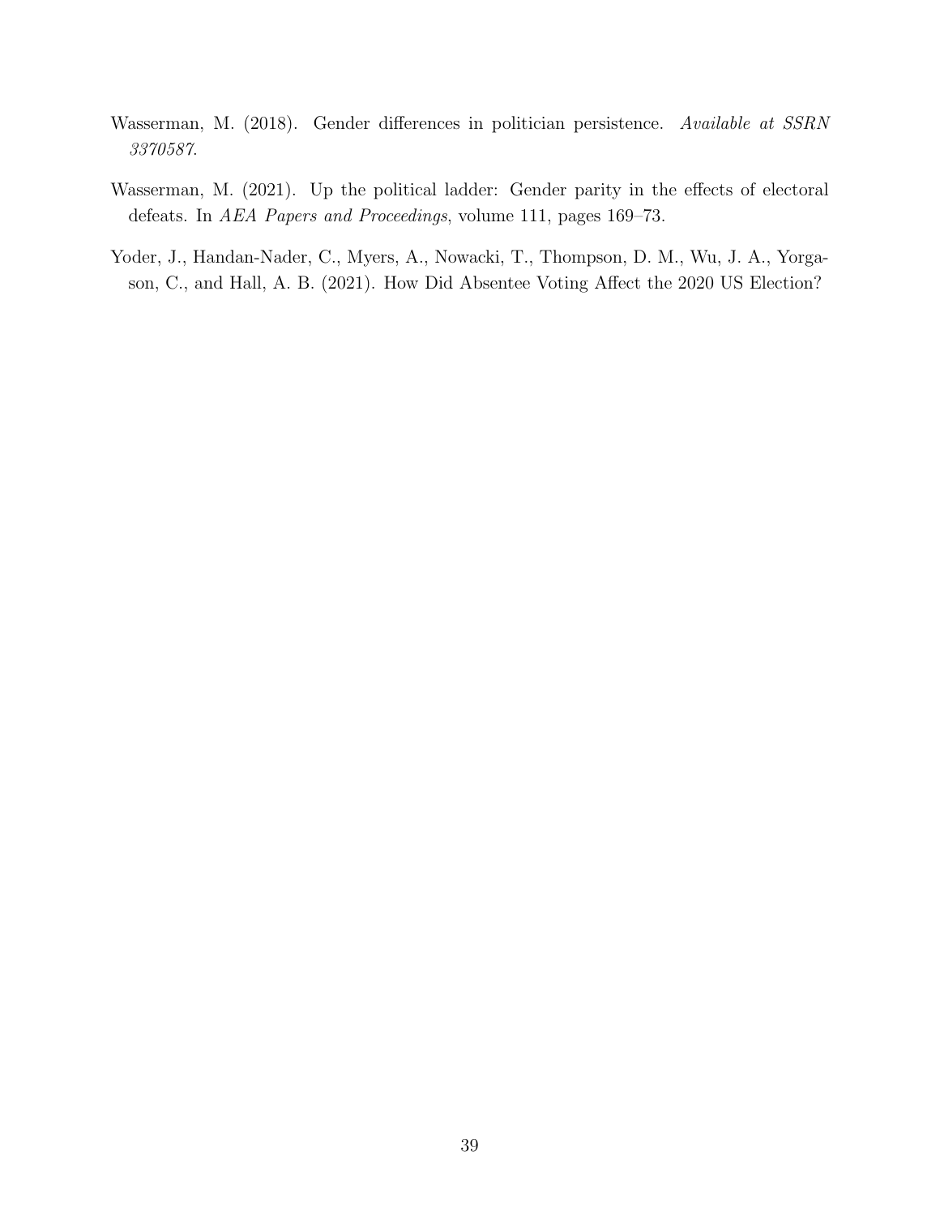Wasserman, M. (2018). Gender differences in politician persistence. *Available at SSRN 3370587*.

Wasserman, M. (2021). Up the political ladder: Gender parity in the effects of electoral defeats. In *AEA Papers and Proceedings*, volume 111, pages 169–73.

Yoder, J., Handan-Nader, C., Myers, A., Nowacki, T., Thompson, D. M., Wu, J. A., Yorgason, C., and Hall, A. B. (2021). How Did Absentee Voting Affect the 2020 US Election?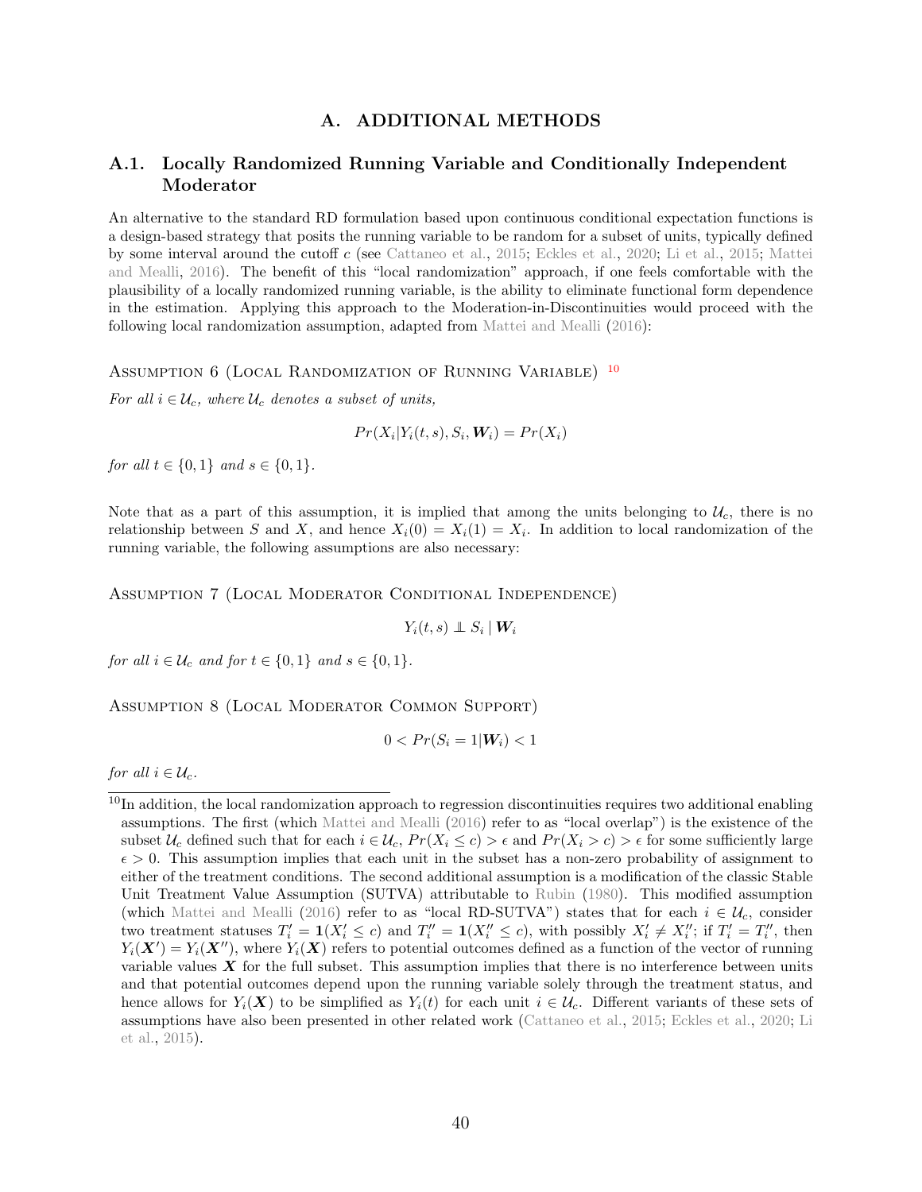# A. ADDITIONAL METHODS

## A.1. Locally Randomized Running Variable and Conditionally Independent Moderator

An alternative to the standard RD formulation based upon continuous conditional expectation functions is a design-based strategy that posits the running variable to be random for a subset of units, typically defined by some interval around the cutoff $c$ (see Cattaneo et al., 2015; Eckles et al., 2020; Li et al., 2015; Mattei and Mealli, 2016). The benefit of this "local randomization" approach, if one feels comfortable with the plausibility of a locally randomized running variable, is the ability to eliminate functional form dependence in the estimation. Applying this approach to the Moderation-in-Discontinuities would proceed with the following local randomization assumption, adapted from Mattei and Mealli (2016):

Assumption 6 (Local Randomization of Running Variable) [10]
*For all $i \in \mathcal{U}_c$, where $\mathcal{U}_c$ denotes a subset of units,*

$$Pr(X_i | Y_i(t, s), S_i, \boldsymbol{W}_i) = Pr(X_i)$$

*for all $t \in \{0, 1\}$ and $s \in \{0, 1\}$.*

Note that as a part of this assumption, it is implied that among the units belonging to $\mathcal{U}_c$, there is no relationship between $S$ and $X$, and hence $X_i(0) = X_i(1) = X_i$. In addition to local randomization of the running variable, the following assumptions are also necessary:

Assumption 7 (Local Moderator Conditional Independence)

$$Y_i(t, s) \perp\!\!\!\perp S_i \mid \boldsymbol{W}_i$$

*for all $i \in \mathcal{U}_c$ and for $t \in \{0, 1\}$ and $s \in \{0, 1\}$.*

Assumption 8 (Local Moderator Common Support)

$$0 < Pr(S_i = 1 | \boldsymbol{W}_i) < 1$$

*for all $i \in \mathcal{U}_c$.*

[10] In addition, the local randomization approach to regression discontinuities requires two additional enabling assumptions. The first (which Mattei and Mealli (2016) refer to as "local overlap") is the existence of the subset $\mathcal{U}_c$ defined such that for each $i \in \mathcal{U}_c$, $Pr(X_i \leq c) > \epsilon$ and $Pr(X_i > c) > \epsilon$ for some sufficiently large $\epsilon > 0$. This assumption implies that each unit in the subset has a non-zero probability of assignment to either of the treatment conditions. The second additional assumption is a modification of the classic Stable Unit Treatment Value Assumption (SUTVA) attributable to Rubin (1980). This modified assumption (which Mattei and Mealli (2016) refer to as "local RD-SUTVA") states that for each $i \in \mathcal{U}_c$, consider two treatment statuses $T_i' = \mathbf{1}(X_i' \leq c)$ and $T_i'' = \mathbf{1}(X_i'' \leq c)$, with possibly $X_i' \neq X_i''$; if $T_i' = T_i''$, then $Y_i(\boldsymbol{X}') = Y_i(\boldsymbol{X}'')$, where $Y_i(\boldsymbol{X})$ refers to potential outcomes defined as a function of the vector of running variable values $\boldsymbol{X}$ for the full subset. This assumption implies that there is no interference between units and that potential outcomes depend upon the running variable solely through the treatment status, and hence allows for $Y_i(\boldsymbol{X})$ to be simplified as $Y_i(t)$ for each unit $i \in \mathcal{U}_c$. Different variants of these sets of assumptions have also been presented in other related work (Cattaneo et al., 2015; Eckles et al., 2020; Li et al., 2015).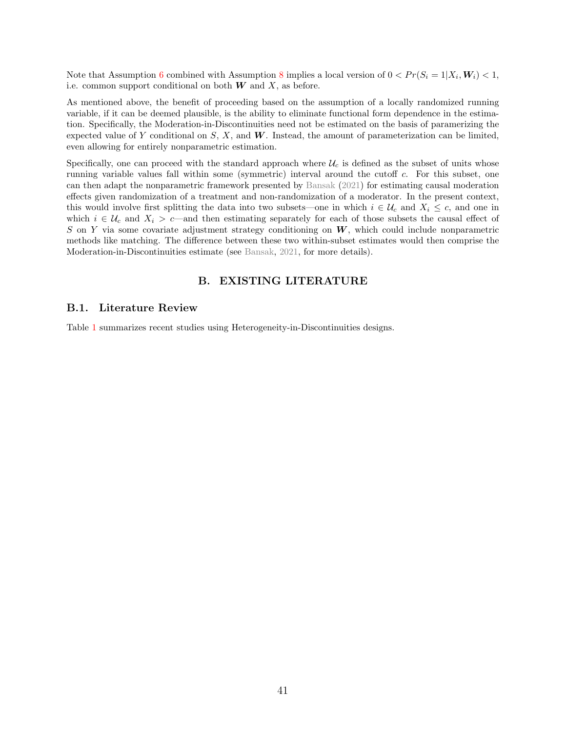Note that Assumption 6 combined with Assumption 8 implies a local version of $0 < Pr(S_i = 1|X_i, \boldsymbol{W}_i) < 1$, i.e. common support conditional on both $\boldsymbol{W}$ and $X$, as before.

As mentioned above, the benefit of proceeding based on the assumption of a locally randomized running variable, if it can be deemed plausible, is the ability to eliminate functional form dependence in the estimation. Specifically, the Moderation-in-Discontinuities need not be estimated on the basis of paramerizing the expected value of $Y$ conditional on $S$, $X$, and $\boldsymbol{W}$. Instead, the amount of parameterization can be limited, even allowing for entirely nonparametric estimation.

Specifically, one can proceed with the standard approach where $\mathcal{U}_c$ is defined as the subset of units whose running variable values fall within some (symmetric) interval around the cutoff $c$. For this subset, one can then adapt the nonparametric framework presented by Bansak (2021) for estimating causal moderation effects given randomization of a treatment and non-randomization of a moderator. In the present context, this would involve first splitting the data into two subsets—one in which $i \in \mathcal{U}_c$ and $X_i \leq c$, and one in which $i \in \mathcal{U}_c$ and $X_i > c$—and then estimating separately for each of those subsets the causal effect of $S$ on $Y$ via some covariate adjustment strategy conditioning on $\boldsymbol{W}$, which could include nonparametric methods like matching. The difference between these two within-subset estimates would then comprise the Moderation-in-Discontinuities estimate (see Bansak, 2021, for more details).

## B. EXISTING LITERATURE

### B.1. Literature Review

Table 1 summarizes recent studies using Heterogeneity-in-Discontinuities designs.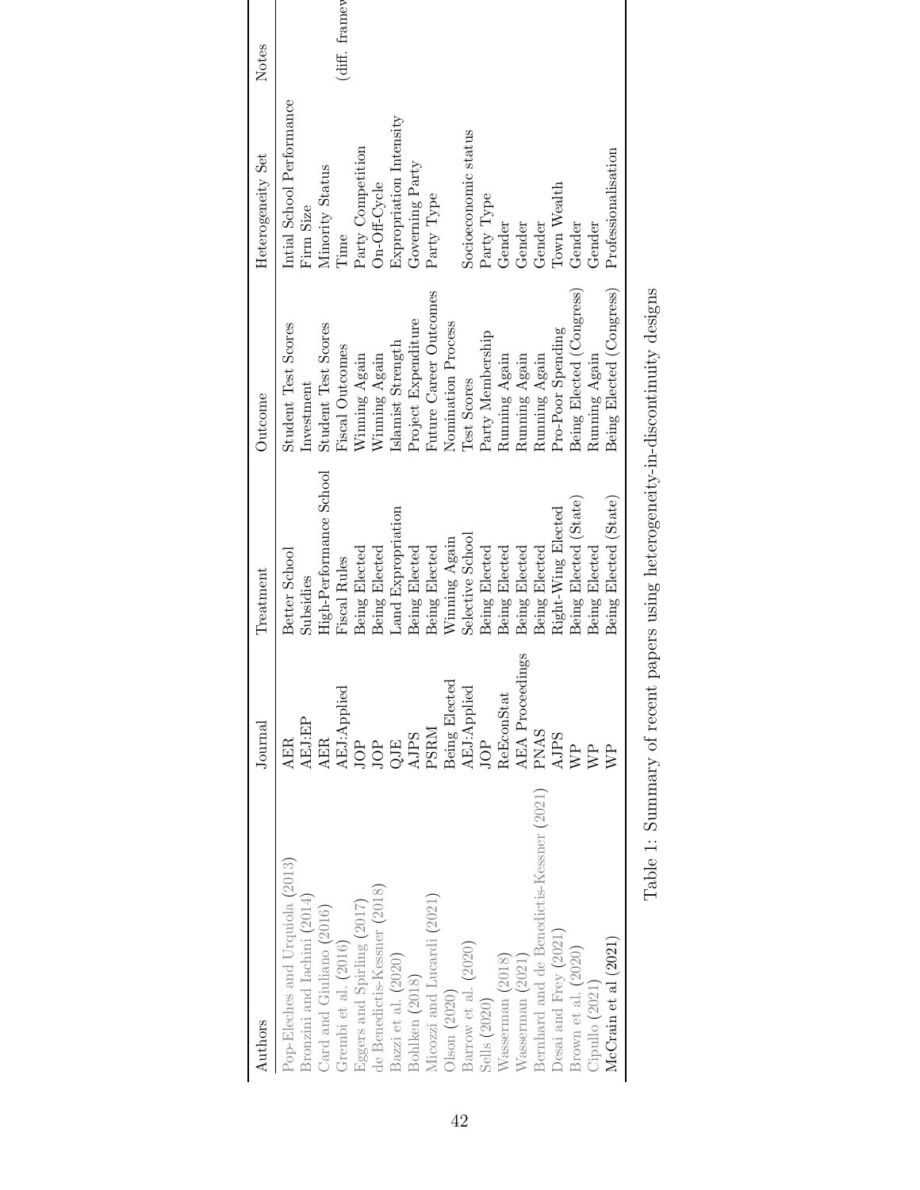| Authors | Journal | Treatment | Outcome | Heterogeneity Set | Notes |
|---|---|---|---|---|---|
| Pop-Eleches and Urquiola (2013) | AER | Better School | Student Test Scores | Intial School Performance | |
| Bronzini and Iachini (2014) | AEJ:EP | Subsidies | Investment | Firm Size | |
| Card and Giuliano (2016) | AER | High-Performance School | Student Test Scores | Minority Status | |
| Grembi et al. (2016) | AEJ:Applied | Fiscal Rules | Fiscal Outcomes | Time | (diff. framev |
| Eggers and Spirling (2017) | JOP | Being Elected | Winning Again | Party Competition | |
| de Benedictis-Kessner (2018) | JOP | Being Elected | Winning Again | On-Off-Cycle | |
| Bazzi et al. (2020) | QJE | Land Expropriation | Islamist Strength | Expropriation Intensity | |
| Bohlken (2018) | AJPS | Being Elected | Project Expenditure | Governing Party | |
| Micozzi and Lucardi (2021) | PSRM | Being Elected | Future Career Outcomes | Party Type | |
| Olson (2020) | Being Elected | Winning Again | Nomination Process | | |
| Barrow et al. (2020) | AEJ:Applied | Selective School | Test Scores | Socioeconomic status | |
| Sells (2020) | JOP | Being Elected | Party Membership | Party Type | |
| Wasserman (2018) | ReEconStat | Being Elected | Running Again | Gender | |
| Wasserman (2021) | AEA Proceedings | Being Elected | Running Again | Gender | |
| Bernhard and de Benedictis-Kessner (2021) | PNAS | Being Elected | Running Again | Gender | |
| Desai and Frey (2021) | AJPS | Right-Wing Elected | Pro-Poor Spending | Town Wealth | |
| Brown et al. (2020) | WP | Being Elected (State) | Being Elected (Congress) | Gender | |
| Cipullo (2021) | WP | Being Elected | Running Again | Gender | |
| McCrain et al (2021) | WP | Being Elected (State) | Being Elected (Congress) | Professionalisation | |

Table 1: Summary of recent papers using heterogeneity-in-discontinuity designs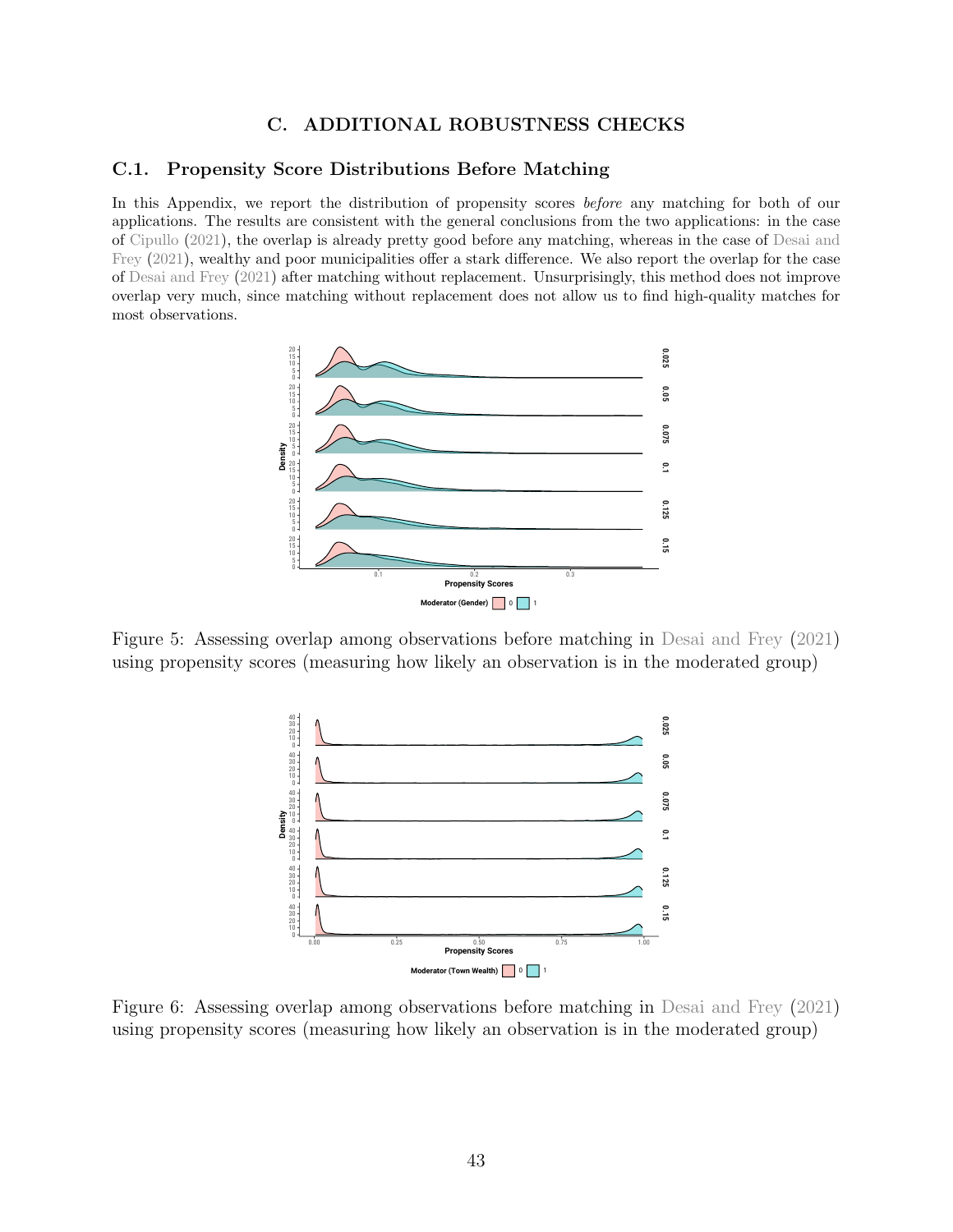# C. ADDITIONAL ROBUSTNESS CHECKS

## C.1. Propensity Score Distributions Before Matching

In this Appendix, we report the distribution of propensity scores *before* any matching for both of our applications. The results are consistent with the general conclusions from the two applications: in the case of Cipullo (2021), the overlap is already pretty good before any matching, whereas in the case of Desai and Frey (2021), wealthy and poor municipalities offer a stark difference. We also report the overlap for the case of Desai and Frey (2021) after matching without replacement. Unsurprisingly, this method does not improve overlap very much, since matching without replacement does not allow us to find high-quality matches for most observations.

Figure 5: Assessing overlap among observations before matching in Desai and Frey (2021) using propensity scores (measuring how likely an observation is in the moderated group)

Figure 6: Assessing overlap among observations before matching in Desai and Frey (2021) using propensity scores (measuring how likely an observation is in the moderated group)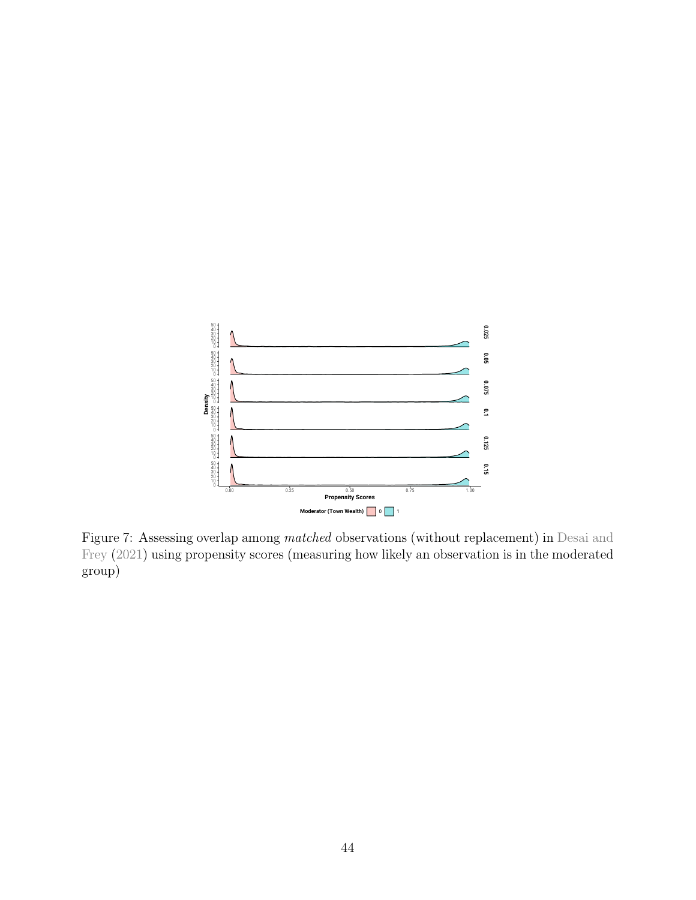Figure 7: Assessing overlap among *matched* observations (without replacement) in Desai and Frey (2021) using propensity scores (measuring how likely an observation is in the moderated group)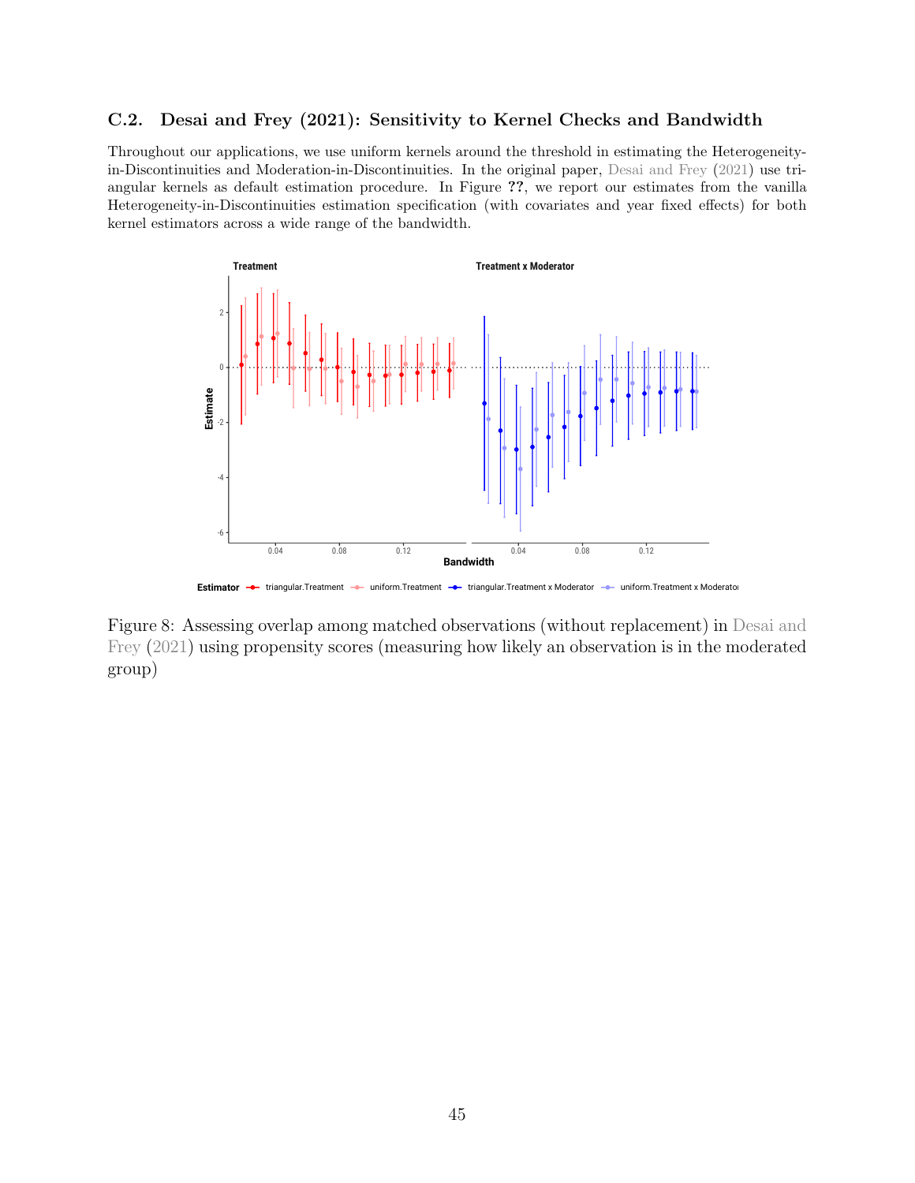## C.2. Desai and Frey (2021): Sensitivity to Kernel Checks and Bandwidth

Throughout our applications, we use uniform kernels around the threshold in estimating the Heterogeneity-in-Discontinuities and Moderation-in-Discontinuities. In the original paper, Desai and Frey (2021) use triangular kernels as default estimation procedure. In Figure **??**, we report our estimates from the vanilla Heterogeneity-in-Discontinuities estimation specification (with covariates and year fixed effects) for both kernel estimators across a wide range of the bandwidth.

Figure 8: Assessing overlap among matched observations (without replacement) in Desai and Frey (2021) using propensity scores (measuring how likely an observation is in the moderated group)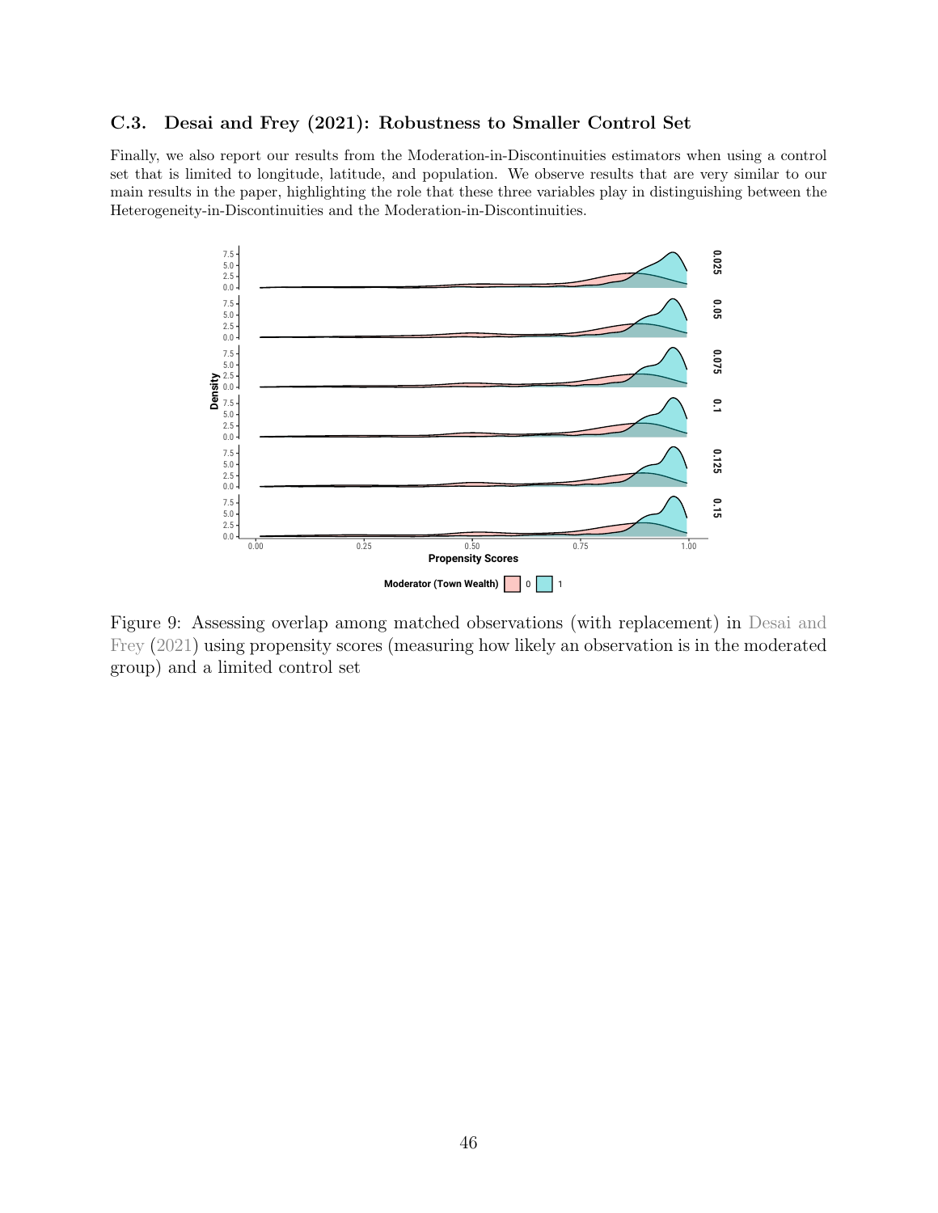## C.3. Desai and Frey (2021): Robustness to Smaller Control Set

Finally, we also report our results from the Moderation-in-Discontinuities estimators when using a control set that is limited to longitude, latitude, and population. We observe results that are very similar to our main results in the paper, highlighting the role that these three variables play in distinguishing between the Heterogeneity-in-Discontinuities and the Moderation-in-Discontinuities.

Figure 9: Assessing overlap among matched observations (with replacement) in Desai and Frey (2021) using propensity scores (measuring how likely an observation is in the moderated group) and a limited control set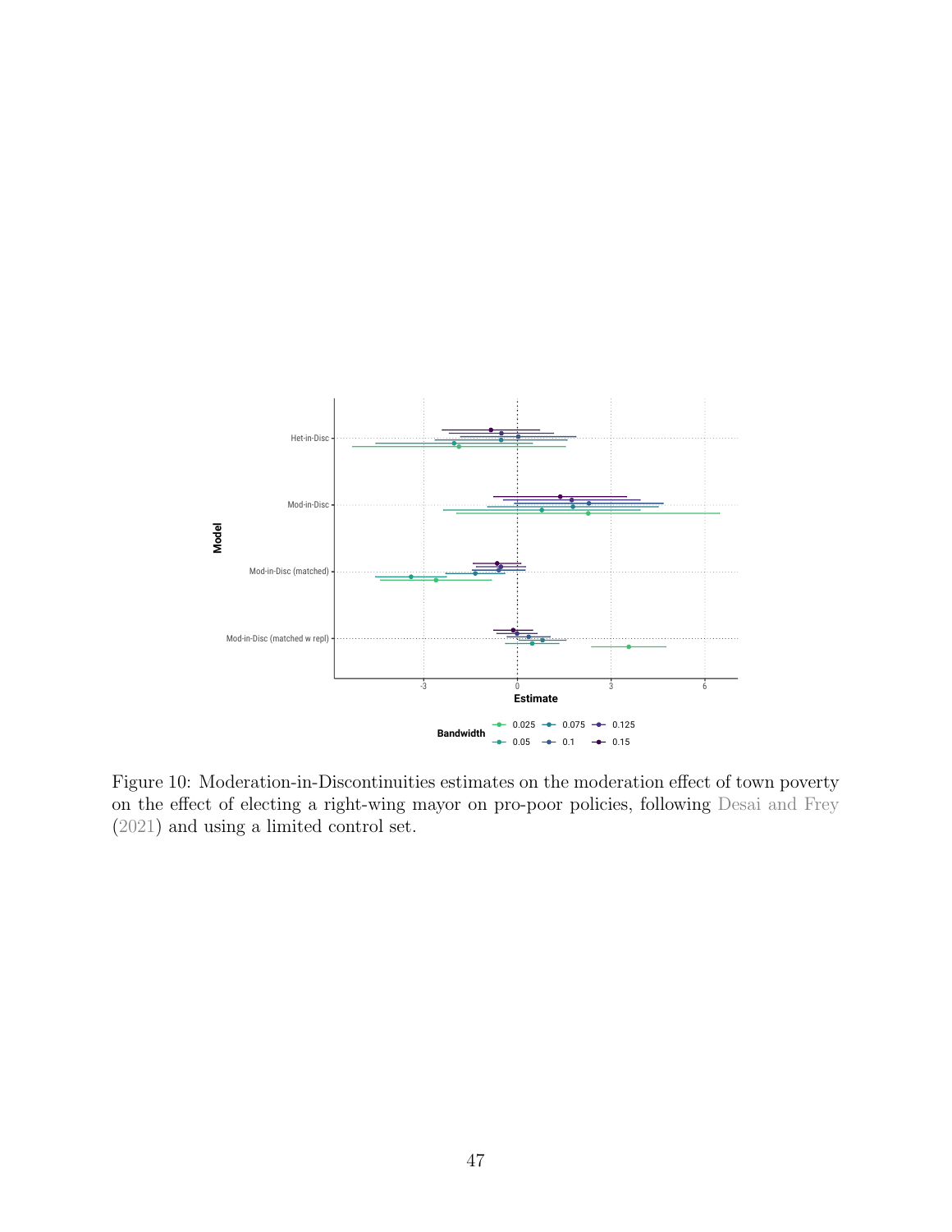Model

Het-in-Disc

Mod-in-Disc

Mod-in-Disc (matched)

Mod-in-Disc (matched w repl)

-3

0

3

6

Estimate

Bandwidth

0.025

0.05

0.075

0.1

0.125

0.15

Figure 10: Moderation-in-Discontinuities estimates on the moderation effect of town poverty on the effect of electing a right-wing mayor on pro-poor policies, following Desai and Frey (2021) and using a limited control set.